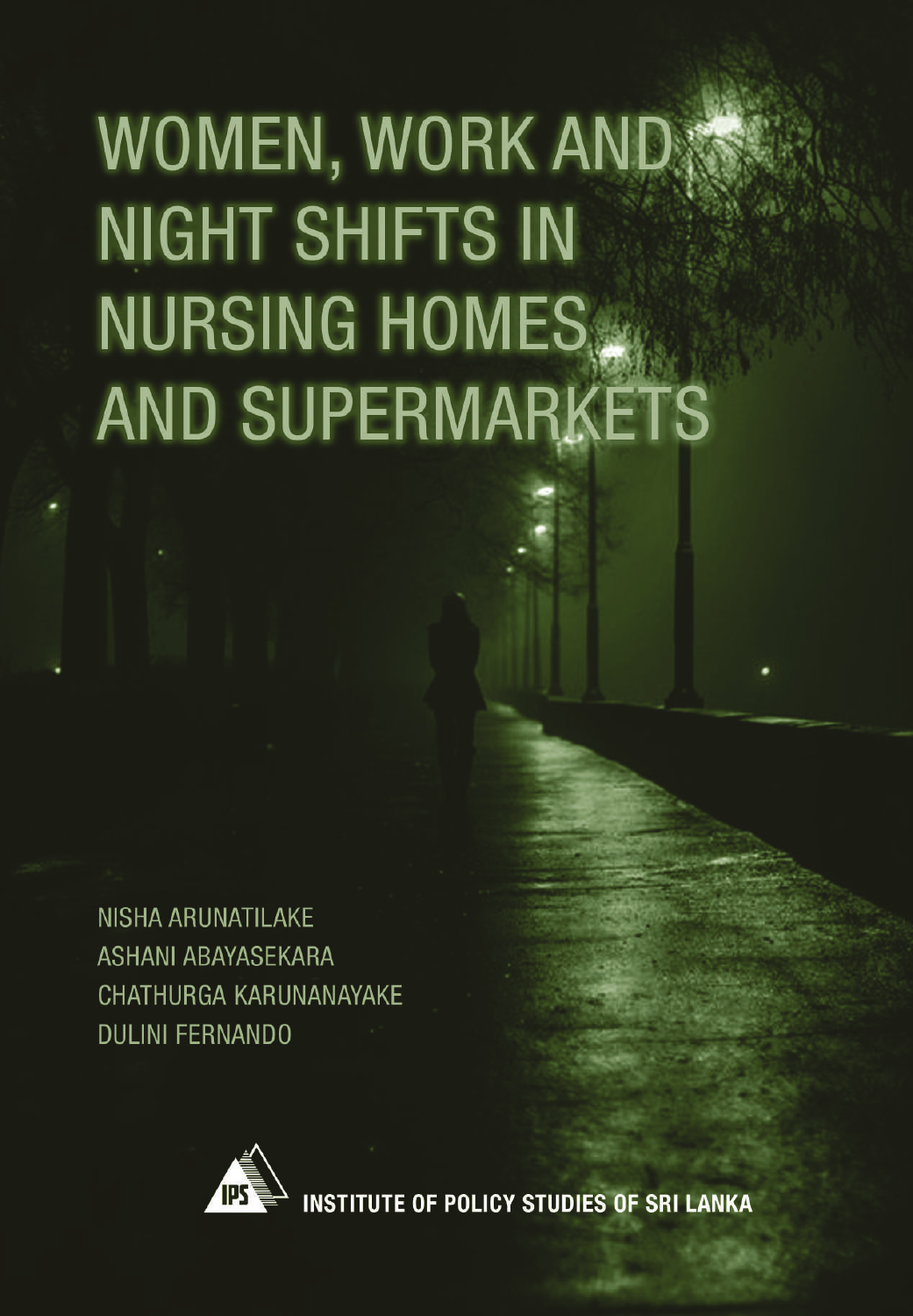# WOMEN, WORK AND NIGHT SHIFTS IN NURSING HOMES AND SUPERMARKETS

NISHA ARUNATILAKE
ASHANI ABAYASEKARA
CHATHURGA KARUNANAYAKE
DULINI FERNANDO

INSTITUTE OF POLICY STUDIES OF SRI LANKA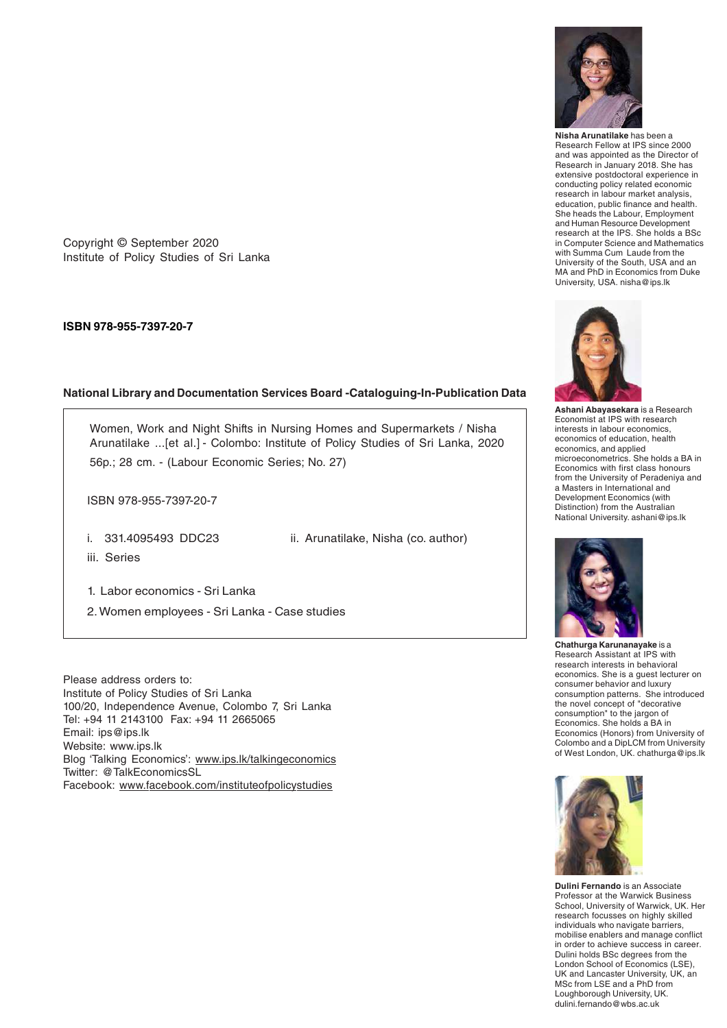Copyright © September 2020
Institute of Policy Studies of Sri Lanka

**ISBN 978-955-7397-20-7**

**National Library and Documentation Services Board -Cataloguing-In-Publication Data**

Women, Work and Night Shifts in Nursing Homes and Supermarkets / Nisha Arunatilake ...[et al.] - Colombo: Institute of Policy Studies of Sri Lanka, 2020

56p.; 28 cm. - (Labour Economic Series; No. 27)

ISBN 978-955-7397-20-7

i. 331.4095493 DDC23

ii. Arunatilake, Nisha (co. author)

iii. Series

1. Labor economics - Sri Lanka
2. Women employees - Sri Lanka - Case studies

Please address orders to:
Institute of Policy Studies of Sri Lanka
100/20, Independence Avenue, Colombo 7, Sri Lanka
Tel: +94 11 2143100 Fax: +94 11 2665065
Email: ips@ips.lk
Website: www.ips.lk
Blog 'Talking Economics': www.ips.lk/talkingeconomics
Twitter: @TalkEconomicsSL
Facebook: www.facebook.com/instituteofpolicystudies

**Nisha Arunatilake** has been a Research Fellow at IPS since 2000 and was appointed as the Director of Research in January 2018. She has extensive postdoctoral experience in conducting policy related economic research in labour market analysis, education, public finance and health. She heads the Labour, Employment and Human Resource Development research at the IPS. She holds a BSc in Computer Science and Mathematics with Summa Cum Laude from the University of the South, USA and an MA and PhD in Economics from Duke University, USA. nisha@ips.lk

**Ashani Abayasekara** is a Research Economist at IPS with research interests in labour economics, economics of education, health economics, and applied microeconometrics. She holds a BA in Economics with first class honours from the University of Peradeniya and a Masters in International and Development Economics (with Distinction) from the Australian National University. ashani@ips.lk

**Chathurga Karunanayake** is a Research Assistant at IPS with research interests in behavioral economics. She is a guest lecturer on consumer behavior and luxury consumption patterns. She introduced the novel concept of "decorative consumption" to the jargon of Economics. She holds a BA in Economics (Honors) from University of Colombo and a DipLCM from University of West London, UK. chathurga@ips.lk

**Dulini Fernando** is an Associate Professor at the Warwick Business School, University of Warwick, UK. Her research focusses on highly skilled individuals who navigate barriers, mobilise enablers and manage conflict in order to achieve success in career. Dulini holds BSc degrees from the London School of Economics (LSE), UK and Lancaster University, UK, an MSc from LSE and a PhD from Loughborough University, UK. dulini.fernando@wbs.ac.uk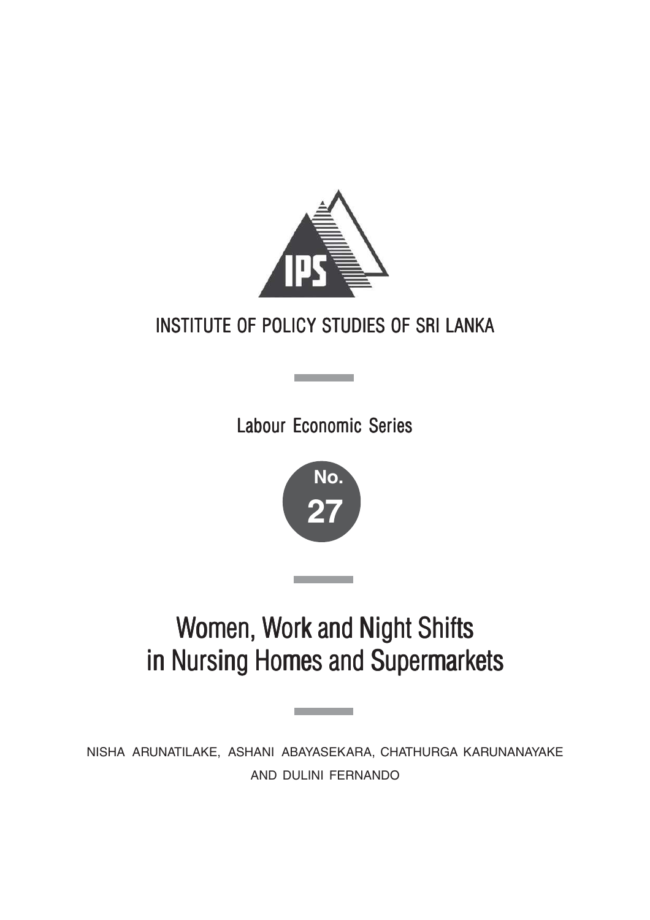# INSTITUTE OF POLICY STUDIES OF SRI LANKA

Labour Economic Series

No. 27

# Women, Work and Night Shifts in Nursing Homes and Supermarkets

NISHA ARUNATILAKE, ASHANI ABAYASEKARA, CHATHURGA KARUNANAYAKE AND DULINI FERNANDO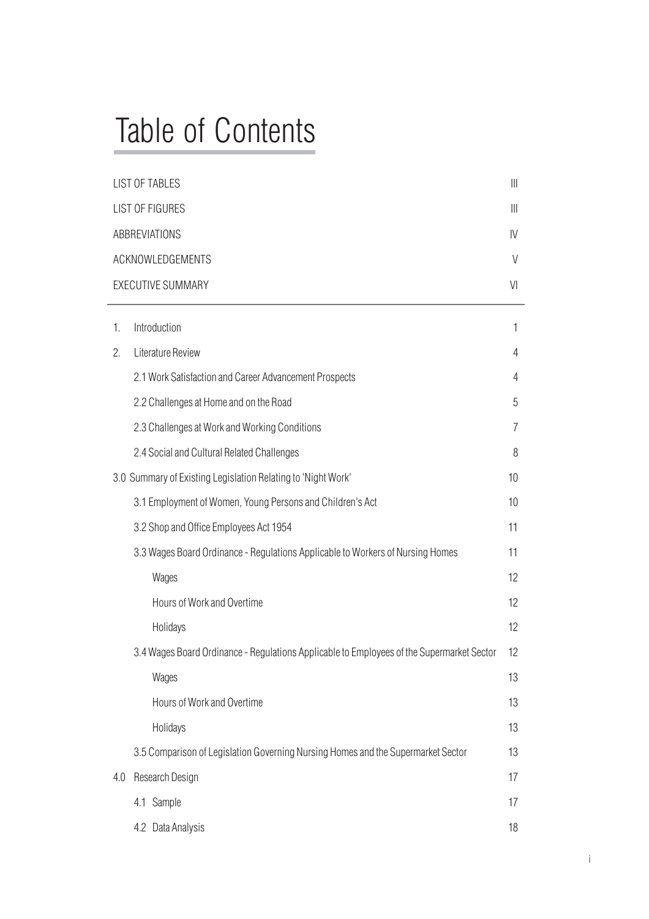# Table of Contents

| | |
|---|---|
| LIST OF TABLES | III |
| LIST OF FIGURES | III |
| ABBREVIATIONS | IV |
| ACKNOWLEDGEMENTS | V |
| EXECUTIVE SUMMARY | VI |

| | |
|---|---|
| 1. Introduction | 1 |
| 2. Literature Review | 4 |
| 2.1 Work Satisfaction and Career Advancement Prospects | 4 |
| 2.2 Challenges at Home and on the Road | 5 |
| 2.3 Challenges at Work and Working Conditions | 7 |
| 2.4 Social and Cultural Related Challenges | 8 |
| 3.0 Summary of Existing Legislation Relating to 'Night Work' | 10 |
| 3.1 Employment of Women, Young Persons and Children's Act | 10 |
| 3.2 Shop and Office Employees Act 1954 | 11 |
| 3.3 Wages Board Ordinance - Regulations Applicable to Workers of Nursing Homes | 11 |
| Wages | 12 |
| Hours of Work and Overtime | 12 |
| Holidays | 12 |
| 3.4 Wages Board Ordinance - Regulations Applicable to Employees of the Supermarket Sector | 12 |
| Wages | 13 |
| Hours of Work and Overtime | 13 |
| Holidays | 13 |
| 3.5 Comparison of Legislation Governing Nursing Homes and the Supermarket Sector | 13 |
| 4.0 Research Design | 17 |
| 4.1 Sample | 17 |
| 4.2 Data Analysis | 18 |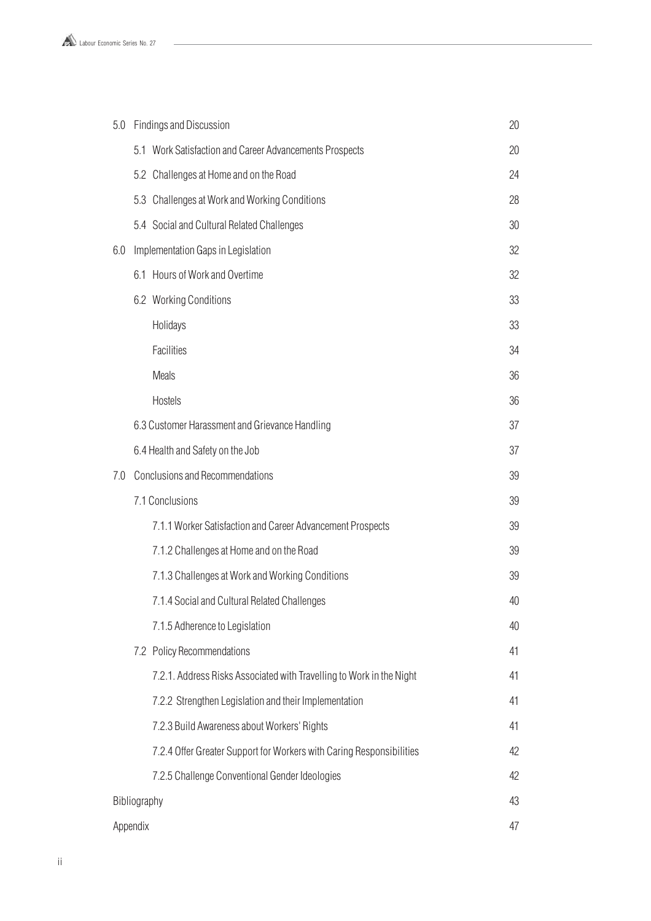| | | |
|---|---|---|
| 5.0 | Findings and Discussion | 20 |
| | 5.1 Work Satisfaction and Career Advancements Prospects | 20 |
| | 5.2 Challenges at Home and on the Road | 24 |
| | 5.3 Challenges at Work and Working Conditions | 28 |
| | 5.4 Social and Cultural Related Challenges | 30 |
| 6.0 | Implementation Gaps in Legislation | 32 |
| | 6.1 Hours of Work and Overtime | 32 |
| | 6.2 Working Conditions | 33 |
| | Holidays | 33 |
| | Facilities | 34 |
| | Meals | 36 |
| | Hostels | 36 |
| | 6.3 Customer Harassment and Grievance Handling | 37 |
| | 6.4 Health and Safety on the Job | 37 |
| 7.0 | Conclusions and Recommendations | 39 |
| | 7.1 Conclusions | 39 |
| | 7.1.1 Worker Satisfaction and Career Advancement Prospects | 39 |
| | 7.1.2 Challenges at Home and on the Road | 39 |
| | 7.1.3 Challenges at Work and Working Conditions | 39 |
| | 7.1.4 Social and Cultural Related Challenges | 40 |
| | 7.1.5 Adherence to Legislation | 40 |
| | 7.2 Policy Recommendations | 41 |
| | 7.2.1. Address Risks Associated with Travelling to Work in the Night | 41 |
| | 7.2.2 Strengthen Legislation and their Implementation | 41 |
| | 7.2.3 Build Awareness about Workers' Rights | 41 |
| | 7.2.4 Offer Greater Support for Workers with Caring Responsibilities | 42 |
| | 7.2.5 Challenge Conventional Gender Ideologies | 42 |
| | Bibliography | 43 |
| | Appendix | 47 |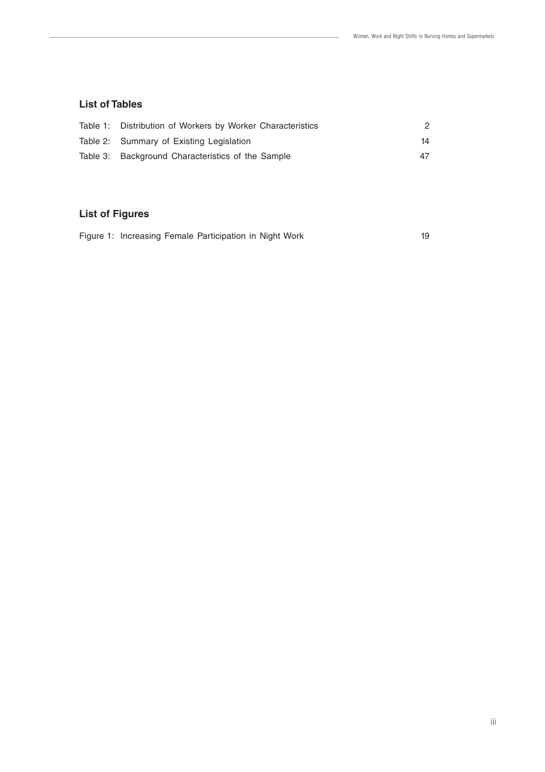## List of Tables

| | | |
|---|---|---|
| Table 1: | Distribution of Workers by Worker Characteristics | 2 |
| Table 2: | Summary of Existing Legislation | 14 |
| Table 3: | Background Characteristics of the Sample | 47 |

## List of Figures

| | | |
|---|---|---|
| Figure 1: | Increasing Female Participation in Night Work | 19 |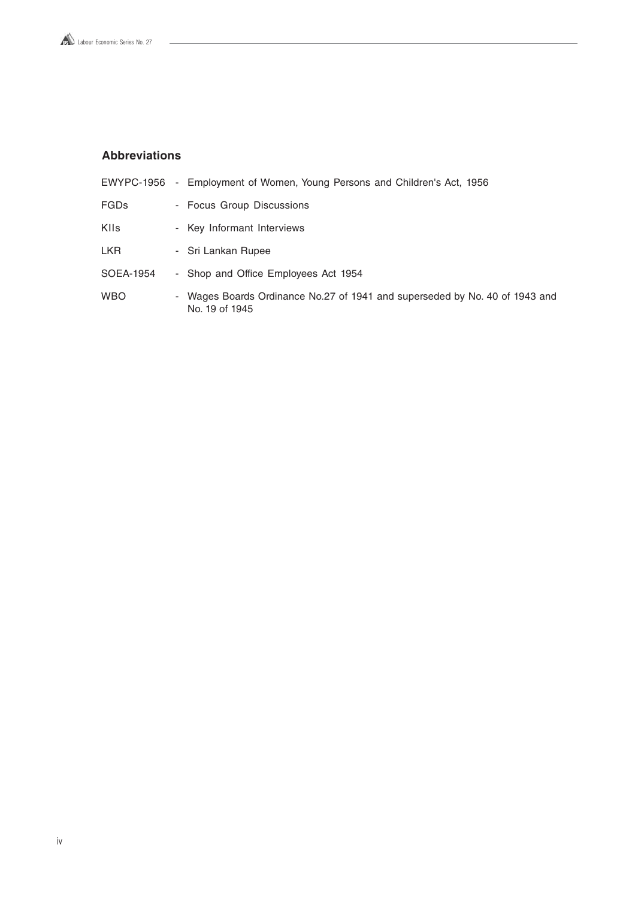## Abbreviations

| | | |
|---|---|---|
| EWYPC-1956 | - | Employment of Women, Young Persons and Children's Act, 1956 |
| FGDs | - | Focus Group Discussions |
| KIIs | - | Key Informant Interviews |
| LKR | - | Sri Lankan Rupee |
| SOEA-1954 | - | Shop and Office Employees Act 1954 |
| WBO | - | Wages Boards Ordinance No.27 of 1941 and superseded by No. 40 of 1943 and No. 19 of 1945 |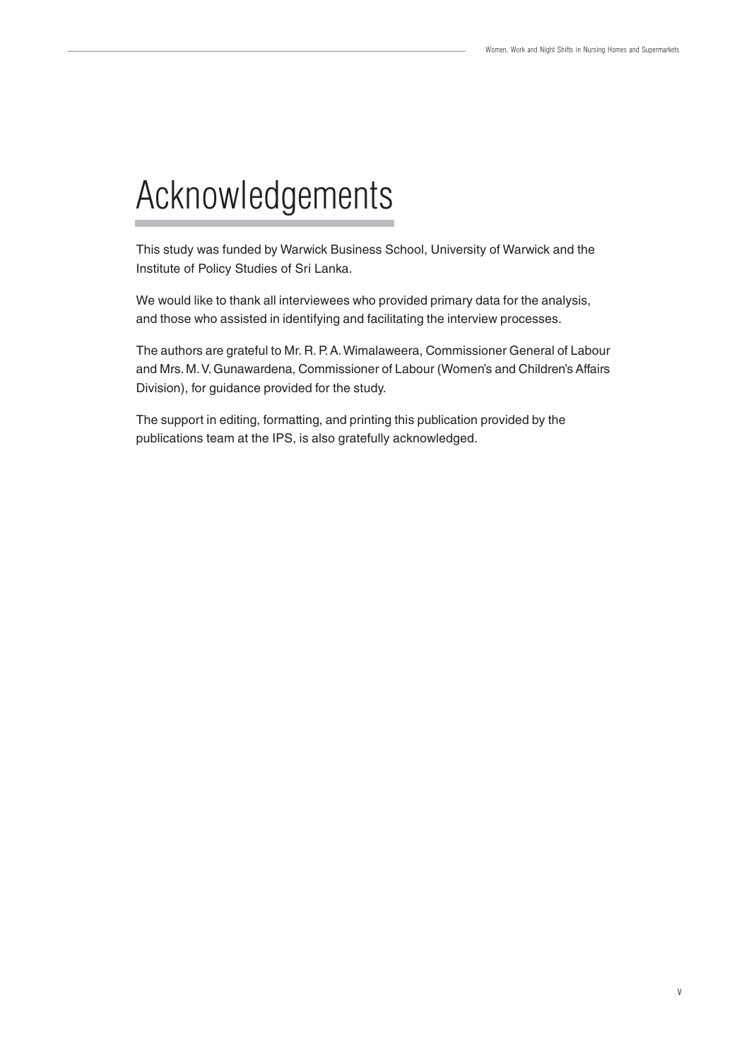# Acknowledgements

This study was funded by Warwick Business School, University of Warwick and the Institute of Policy Studies of Sri Lanka.

We would like to thank all interviewees who provided primary data for the analysis, and those who assisted in identifying and facilitating the interview processes.

The authors are grateful to Mr. R. P. A. Wimalaweera, Commissioner General of Labour and Mrs. M. V. Gunawardena, Commissioner of Labour (Women's and Children's Affairs Division), for guidance provided for the study.

The support in editing, formatting, and printing this publication provided by the publications team at the IPS, is also gratefully acknowledged.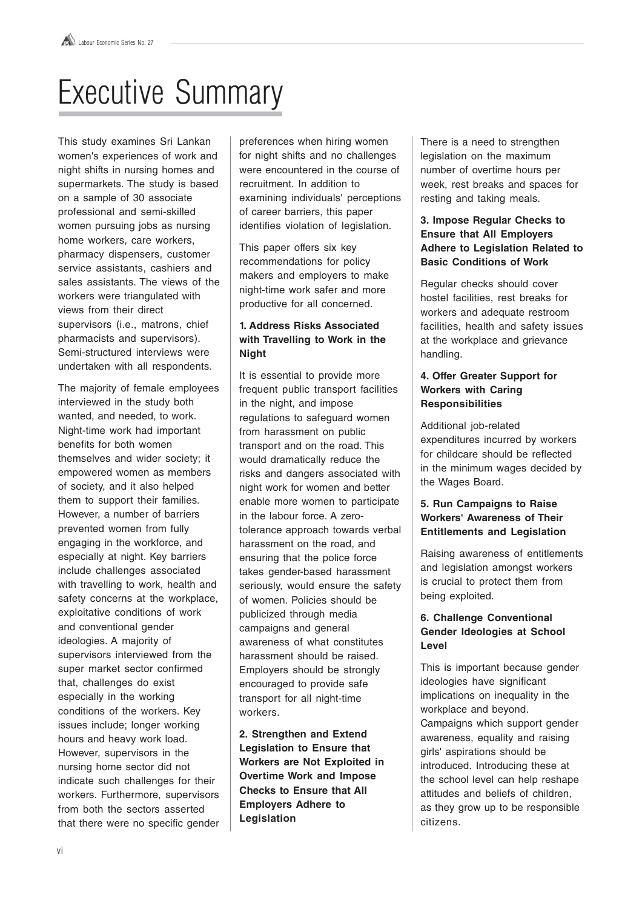# Executive Summary

This study examines Sri Lankan women's experiences of work and night shifts in nursing homes and supermarkets. The study is based on a sample of 30 associate professional and semi-skilled women pursuing jobs as nursing home workers, care workers, pharmacy dispensers, customer service assistants, cashiers and sales assistants. The views of the workers were triangulated with views from their direct supervisors (i.e., matrons, chief pharmacists and supervisors). Semi-structured interviews were undertaken with all respondents.

The majority of female employees interviewed in the study both wanted, and needed, to work. Night-time work had important benefits for both women themselves and wider society; it empowered women as members of society, and it also helped them to support their families. However, a number of barriers prevented women from fully engaging in the workforce, and especially at night. Key barriers include challenges associated with travelling to work, health and safety concerns at the workplace, exploitative conditions of work and conventional gender ideologies. A majority of supervisors interviewed from the super market sector confirmed that, challenges do exist especially in the working conditions of the workers. Key issues include; longer working hours and heavy work load. However, supervisors in the nursing home sector did not indicate such challenges for their workers. Furthermore, supervisors from both the sectors asserted that there were no specific gender preferences when hiring women for night shifts and no challenges were encountered in the course of recruitment. In addition to examining individuals' perceptions of career barriers, this paper identifies violation of legislation.

This paper offers six key recommendations for policy makers and employers to make night-time work safer and more productive for all concerned.

### 1. Address Risks Associated with Travelling to Work in the Night

It is essential to provide more frequent public transport facilities in the night, and impose regulations to safeguard women from harassment on public transport and on the road. This would dramatically reduce the risks and dangers associated with night work for women and better enable more women to participate in the labour force. A zero-tolerance approach towards verbal harassment on the road, and ensuring that the police force takes gender-based harassment seriously, would ensure the safety of women. Policies should be publicized through media campaigns and general awareness of what constitutes harassment should be raised. Employers should be strongly encouraged to provide safe transport for all night-time workers.

### 2. Strengthen and Extend Legislation to Ensure that Workers are Not Exploited in Overtime Work and Impose Checks to Ensure that All Employers Adhere to Legislation

There is a need to strengthen legislation on the maximum number of overtime hours per week, rest breaks and spaces for resting and taking meals.

### 3. Impose Regular Checks to Ensure that All Employers Adhere to Legislation Related to Basic Conditions of Work

Regular checks should cover hostel facilities, rest breaks for workers and adequate restroom facilities, health and safety issues at the workplace and grievance handling.

### 4. Offer Greater Support for Workers with Caring Responsibilities

Additional job-related expenditures incurred by workers for childcare should be reflected in the minimum wages decided by the Wages Board.

### 5. Run Campaigns to Raise Workers' Awareness of Their Entitlements and Legislation

Raising awareness of entitlements and legislation amongst workers is crucial to protect them from being exploited.

### 6. Challenge Conventional Gender Ideologies at School Level

This is important because gender ideologies have significant implications on inequality in the workplace and beyond. Campaigns which support gender awareness, equality and raising girls' aspirations should be introduced. Introducing these at the school level can help reshape attitudes and beliefs of children, as they grow up to be responsible citizens.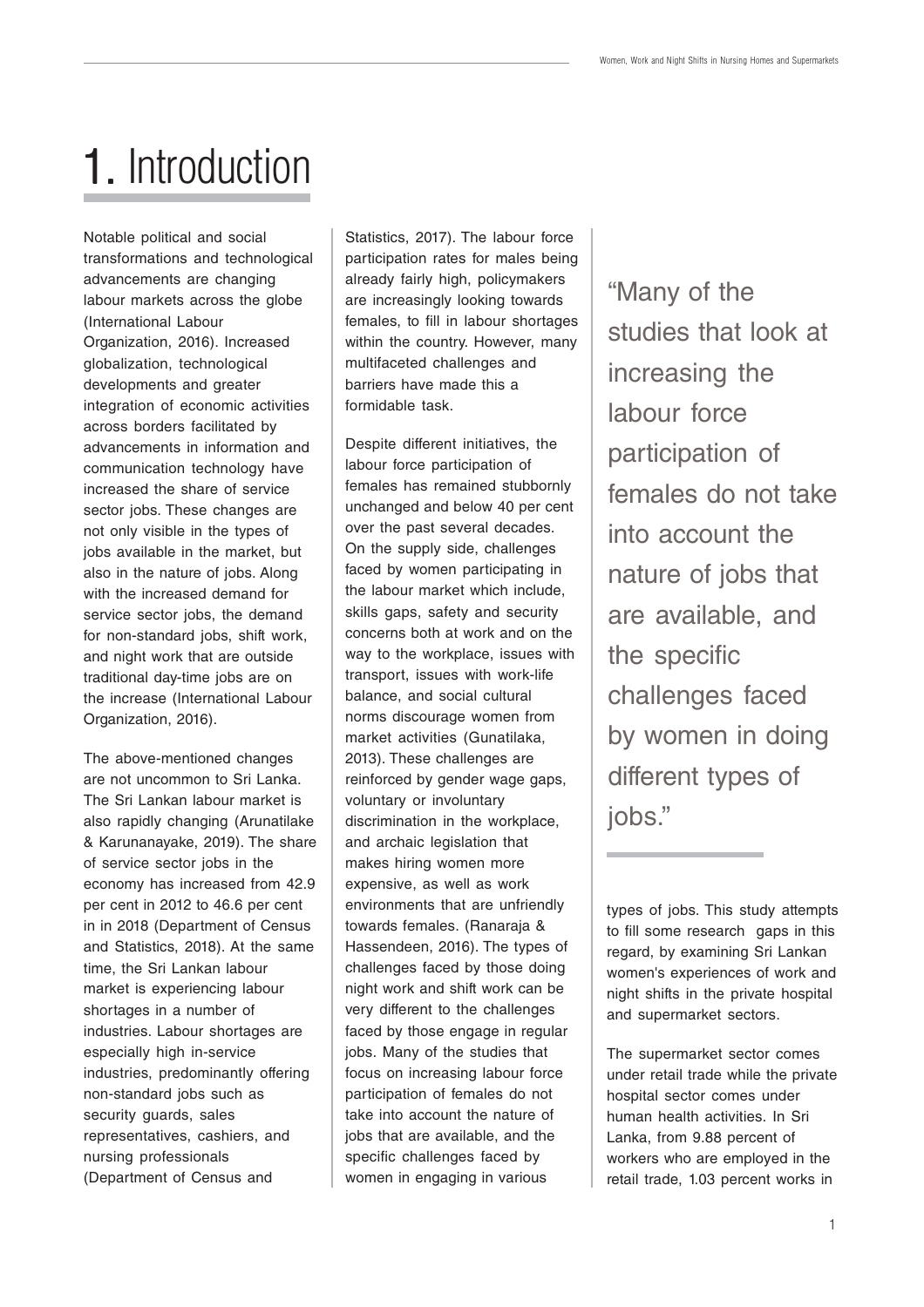# 1. Introduction

Notable political and social transformations and technological advancements are changing labour markets across the globe (International Labour Organization, 2016). Increased globalization, technological developments and greater integration of economic activities across borders facilitated by advancements in information and communication technology have increased the share of service sector jobs. These changes are not only visible in the types of jobs available in the market, but also in the nature of jobs. Along with the increased demand for service sector jobs, the demand for non-standard jobs, shift work, and night work that are outside traditional day-time jobs are on the increase (International Labour Organization, 2016).

The above-mentioned changes are not uncommon to Sri Lanka. The Sri Lankan labour market is also rapidly changing (Arunatilake & Karunanayake, 2019). The share of service sector jobs in the economy has increased from 42.9 per cent in 2012 to 46.6 per cent in in 2018 (Department of Census and Statistics, 2018). At the same time, the Sri Lankan labour market is experiencing labour shortages in a number of industries. Labour shortages are especially high in-service industries, predominantly offering non-standard jobs such as security guards, sales representatives, cashiers, and nursing professionals (Department of Census and Statistics, 2017). The labour force participation rates for males being already fairly high, policymakers are increasingly looking towards females, to fill in labour shortages within the country. However, many multifaceted challenges and barriers have made this a formidable task.

Despite different initiatives, the labour force participation of females has remained stubbornly unchanged and below 40 per cent over the past several decades. On the supply side, challenges faced by women participating in the labour market which include, skills gaps, safety and security concerns both at work and on the way to the workplace, issues with transport, issues with work-life balance, and social cultural norms discourage women from market activities (Gunatilaka, 2013). These challenges are reinforced by gender wage gaps, voluntary or involuntary discrimination in the workplace, and archaic legislation that makes hiring women more expensive, as well as work environments that are unfriendly towards females. (Ranaraja & Hassendeen, 2016). The types of challenges faced by those doing night work and shift work can be very different to the challenges faced by those engage in regular jobs. Many of the studies that focus on increasing labour force participation of females do not take into account the nature of jobs that are available, and the specific challenges faced by women in engaging in various types of jobs. This study attempts to fill some research gaps in this regard, by examining Sri Lankan women's experiences of work and night shifts in the private hospital and supermarket sectors.

> "Many of the studies that look at increasing the labour force participation of females do not take into account the nature of jobs that are available, and the specific challenges faced by women in doing different types of jobs."

The supermarket sector comes under retail trade while the private hospital sector comes under human health activities. In Sri Lanka, from 9.88 percent of workers who are employed in the retail trade, 1.03 percent works in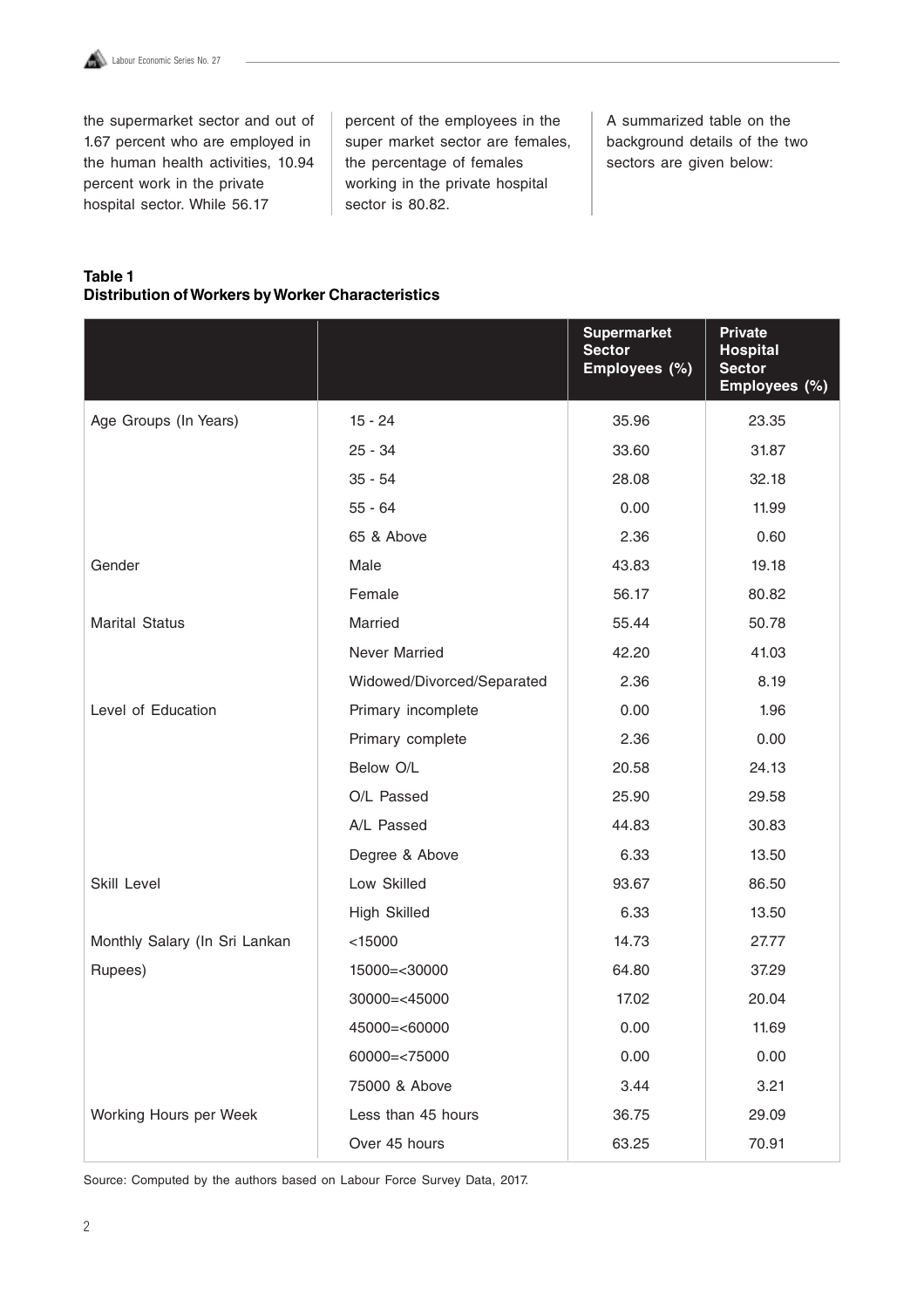the supermarket sector and out of 1.67 percent who are employed in the human health activities, 10.94 percent work in the private hospital sector. While 56.17 percent of the employees in the super market sector are females, the percentage of females working in the private hospital sector is 80.82.

A summarized table on the background details of the two sectors are given below:

**Table 1**
**Distribution of Workers by Worker Characteristics**

| | | Supermarket Sector Employees (%) | Private Hospital Sector Employees (%) |
|---|---|---|---|
| Age Groups (In Years) | 15 - 24 | 35.96 | 23.35 |
| | 25 - 34 | 33.60 | 31.87 |
| | 35 - 54 | 28.08 | 32.18 |
| | 55 - 64 | 0.00 | 11.99 |
| | 65 & Above | 2.36 | 0.60 |
| Gender | Male | 43.83 | 19.18 |
| | Female | 56.17 | 80.82 |
| Marital Status | Married | 55.44 | 50.78 |
| | Never Married | 42.20 | 41.03 |
| | Widowed/Divorced/Separated | 2.36 | 8.19 |
| Level of Education | Primary incomplete | 0.00 | 1.96 |
| | Primary complete | 2.36 | 0.00 |
| | Below O/L | 20.58 | 24.13 |
| | O/L Passed | 25.90 | 29.58 |
| | A/L Passed | 44.83 | 30.83 |
| | Degree & Above | 6.33 | 13.50 |
| Skill Level | Low Skilled | 93.67 | 86.50 |
| | High Skilled | 6.33 | 13.50 |
| Monthly Salary (In Sri Lankan Rupees) | <15000 | 14.73 | 27.77 |
| | 15000=<30000 | 64.80 | 37.29 |
| | 30000=<45000 | 17.02 | 20.04 |
| | 45000=<60000 | 0.00 | 11.69 |
| | 60000=<75000 | 0.00 | 0.00 |
| | 75000 & Above | 3.44 | 3.21 |
| Working Hours per Week | Less than 45 hours | 36.75 | 29.09 |
| | Over 45 hours | 63.25 | 70.91 |

Source: Computed by the authors based on Labour Force Survey Data, 2017.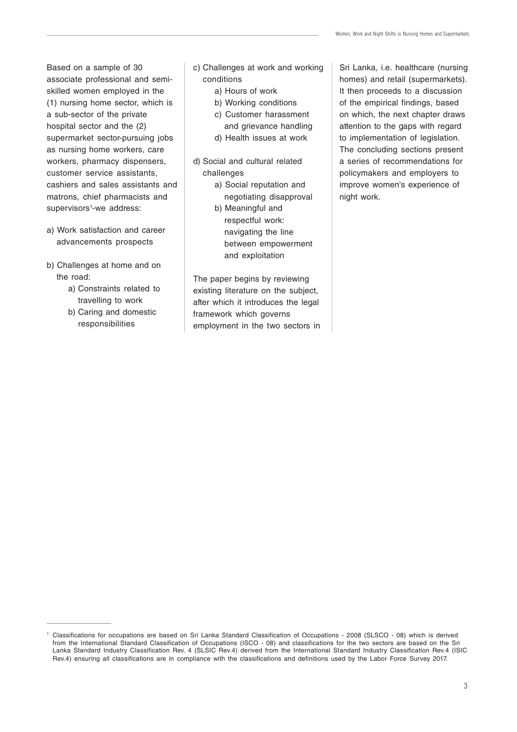Based on a sample of 30 associate professional and semi-skilled women employed in the (1) nursing home sector, which is a sub-sector of the private hospital sector and the (2) supermarket sector-pursuing jobs as nursing home workers, care workers, pharmacy dispensers, customer service assistants, cashiers and sales assistants and matrons, chief pharmacists and supervisors[1]-we address:

a) Work satisfaction and career advancements prospects

b) Challenges at home and on the road:
   a) Constraints related to travelling to work
   b) Caring and domestic responsibilities

c) Challenges at work and working conditions
   a) Hours of work
   b) Working conditions
   c) Customer harassment and grievance handling
   d) Health issues at work

d) Social and cultural related challenges
   a) Social reputation and negotiating disapproval
   b) Meaningful and respectful work: navigating the line between empowerment and exploitation

The paper begins by reviewing existing literature on the subject, after which it introduces the legal framework which governs employment in the two sectors in Sri Lanka, i.e. healthcare (nursing homes) and retail (supermarkets). It then proceeds to a discussion of the empirical findings, based on which, the next chapter draws attention to the gaps with regard to implementation of legislation. The concluding sections present a series of recommendations for policymakers and employers to improve women's experience of night work.

---

[1] Classifications for occupations are based on Sri Lanka Standard Classification of Occupations - 2008 (SLSCO - 08) which is derived from the International Standard Classification of Occupations (ISCO - 08) and classifications for the two sectors are based on the Sri Lanka Standard Industry Classification Rev. 4 (SLSIC Rev.4) derived from the International Standard Industry Classification Rev.4 (ISIC Rev.4) ensuring all classifications are in compliance with the classifications and definitions used by the Labor Force Survey 2017.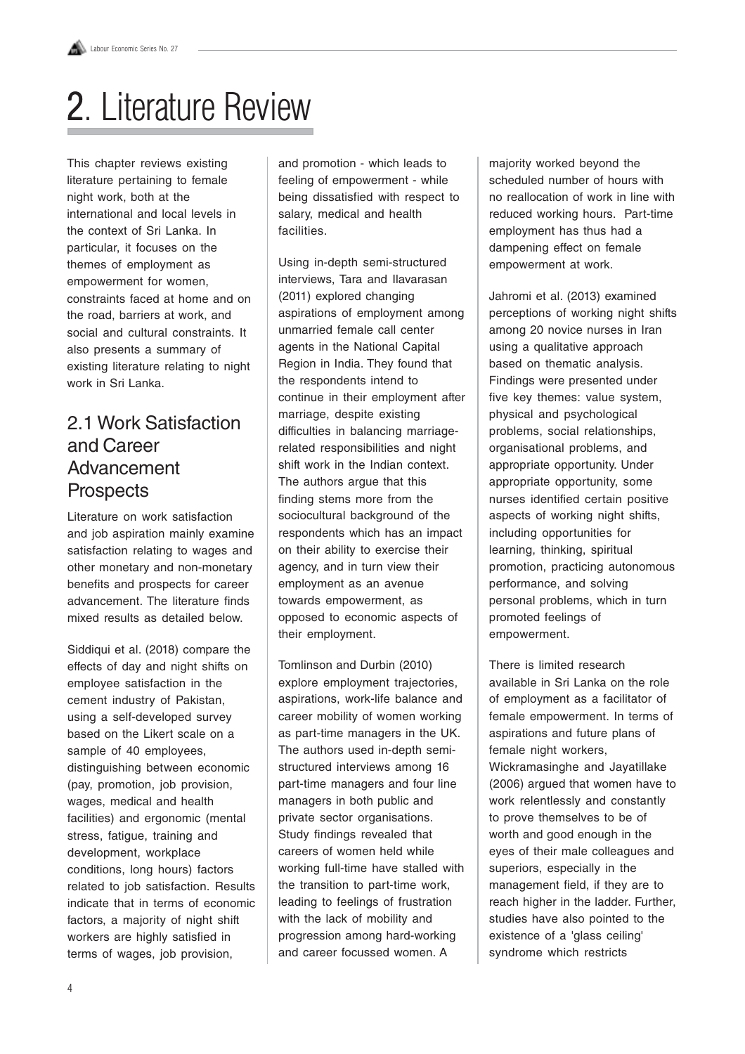# 2. Literature Review

This chapter reviews existing literature pertaining to female night work, both at the international and local levels in the context of Sri Lanka. In particular, it focuses on the themes of employment as empowerment for women, constraints faced at home and on the road, barriers at work, and social and cultural constraints. It also presents a summary of existing literature relating to night work in Sri Lanka.

## 2.1 Work Satisfaction and Career Advancement Prospects

Literature on work satisfaction and job aspiration mainly examine satisfaction relating to wages and other monetary and non-monetary benefits and prospects for career advancement. The literature finds mixed results as detailed below.

Siddiqui et al. (2018) compare the effects of day and night shifts on employee satisfaction in the cement industry of Pakistan, using a self-developed survey based on the Likert scale on a sample of 40 employees, distinguishing between economic (pay, promotion, job provision, wages, medical and health facilities) and ergonomic (mental stress, fatigue, training and development, workplace conditions, long hours) factors related to job satisfaction. Results indicate that in terms of economic factors, a majority of night shift workers are highly satisfied in terms of wages, job provision, and promotion - which leads to feeling of empowerment - while being dissatisfied with respect to salary, medical and health facilities.

Using in-depth semi-structured interviews, Tara and Ilavarasan (2011) explored changing aspirations of employment among unmarried female call center agents in the National Capital Region in India. They found that the respondents intend to continue in their employment after marriage, despite existing difficulties in balancing marriage-related responsibilities and night shift work in the Indian context. The authors argue that this finding stems more from the sociocultural background of the respondents which has an impact on their ability to exercise their agency, and in turn view their employment as an avenue towards empowerment, as opposed to economic aspects of their employment.

Tomlinson and Durbin (2010) explore employment trajectories, aspirations, work-life balance and career mobility of women working as part-time managers in the UK. The authors used in-depth semi-structured interviews among 16 part-time managers and four line managers in both public and private sector organisations. Study findings revealed that careers of women held while working full-time have stalled with the transition to part-time work, leading to feelings of frustration with the lack of mobility and progression among hard-working and career focussed women. A majority worked beyond the scheduled number of hours with no reallocation of work in line with reduced working hours. Part-time employment has thus had a dampening effect on female empowerment at work.

Jahromi et al. (2013) examined perceptions of working night shifts among 20 novice nurses in Iran using a qualitative approach based on thematic analysis. Findings were presented under five key themes: value system, physical and psychological problems, social relationships, organisational problems, and appropriate opportunity. Under appropriate opportunity, some nurses identified certain positive aspects of working night shifts, including opportunities for learning, thinking, spiritual promotion, practicing autonomous performance, and solving personal problems, which in turn promoted feelings of empowerment.

There is limited research available in Sri Lanka on the role of employment as a facilitator of female empowerment. In terms of aspirations and future plans of female night workers, Wickramasinghe and Jayatillake (2006) argued that women have to work relentlessly and constantly to prove themselves to be of worth and good enough in the eyes of their male colleagues and superiors, especially in the management field, if they are to reach higher in the ladder. Further, studies have also pointed to the existence of a 'glass ceiling' syndrome which restricts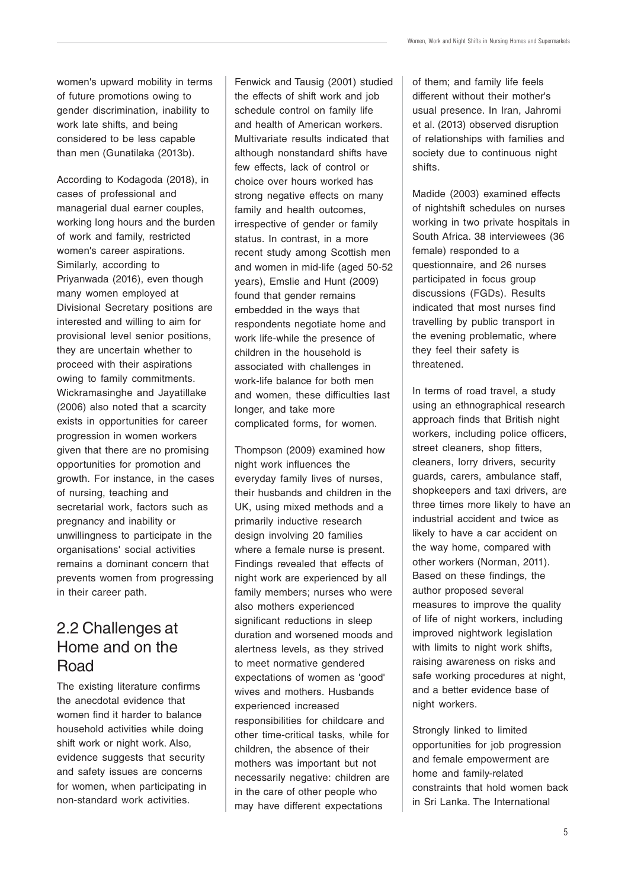women's upward mobility in terms of future promotions owing to gender discrimination, inability to work late shifts, and being considered to be less capable than men (Gunatilaka (2013b).

According to Kodagoda (2018), in cases of professional and managerial dual earner couples, working long hours and the burden of work and family, restricted women's career aspirations. Similarly, according to Priyanwada (2016), even though many women employed at Divisional Secretary positions are interested and willing to aim for provisional level senior positions, they are uncertain whether to proceed with their aspirations owing to family commitments. Wickramasinghe and Jayatillake (2006) also noted that a scarcity exists in opportunities for career progression in women workers given that there are no promising opportunities for promotion and growth. For instance, in the cases of nursing, teaching and secretarial work, factors such as pregnancy and inability or unwillingness to participate in the organisations' social activities remains a dominant concern that prevents women from progressing in their career path.

## 2.2 Challenges at Home and on the Road

The existing literature confirms the anecdotal evidence that women find it harder to balance household activities while doing shift work or night work. Also, evidence suggests that security and safety issues are concerns for women, when participating in non-standard work activities.

Fenwick and Tausig (2001) studied the effects of shift work and job schedule control on family life and health of American workers. Multivariate results indicated that although nonstandard shifts have few effects, lack of control or choice over hours worked has strong negative effects on many family and health outcomes, irrespective of gender or family status. In contrast, in a more recent study among Scottish men and women in mid-life (aged 50-52 years), Emslie and Hunt (2009) found that gender remains embedded in the ways that respondents negotiate home and work life-while the presence of children in the household is associated with challenges in work-life balance for both men and women, these difficulties last longer, and take more complicated forms, for women.

Thompson (2009) examined how night work influences the everyday family lives of nurses, their husbands and children in the UK, using mixed methods and a primarily inductive research design involving 20 families where a female nurse is present. Findings revealed that effects of night work are experienced by all family members; nurses who were also mothers experienced significant reductions in sleep duration and worsened moods and alertness levels, as they strived to meet normative gendered expectations of women as 'good' wives and mothers. Husbands experienced increased responsibilities for childcare and other time-critical tasks, while for children, the absence of their mothers was important but not necessarily negative: children are in the care of other people who may have different expectations of them; and family life feels different without their mother's usual presence. In Iran, Jahromi et al. (2013) observed disruption of relationships with families and society due to continuous night shifts.

Madide (2003) examined effects of nightshift schedules on nurses working in two private hospitals in South Africa. 38 interviewees (36 female) responded to a questionnaire, and 26 nurses participated in focus group discussions (FGDs). Results indicated that most nurses find travelling by public transport in the evening problematic, where they feel their safety is threatened.

In terms of road travel, a study using an ethnographical research approach finds that British night workers, including police officers, street cleaners, shop fitters, cleaners, lorry drivers, security guards, carers, ambulance staff, shopkeepers and taxi drivers, are three times more likely to have an industrial accident and twice as likely to have a car accident on the way home, compared with other workers (Norman, 2011). Based on these findings, the author proposed several measures to improve the quality of life of night workers, including improved nightwork legislation with limits to night work shifts, raising awareness on risks and safe working procedures at night, and a better evidence base of night workers.

Strongly linked to limited opportunities for job progression and female empowerment are home and family-related constraints that hold women back in Sri Lanka. The International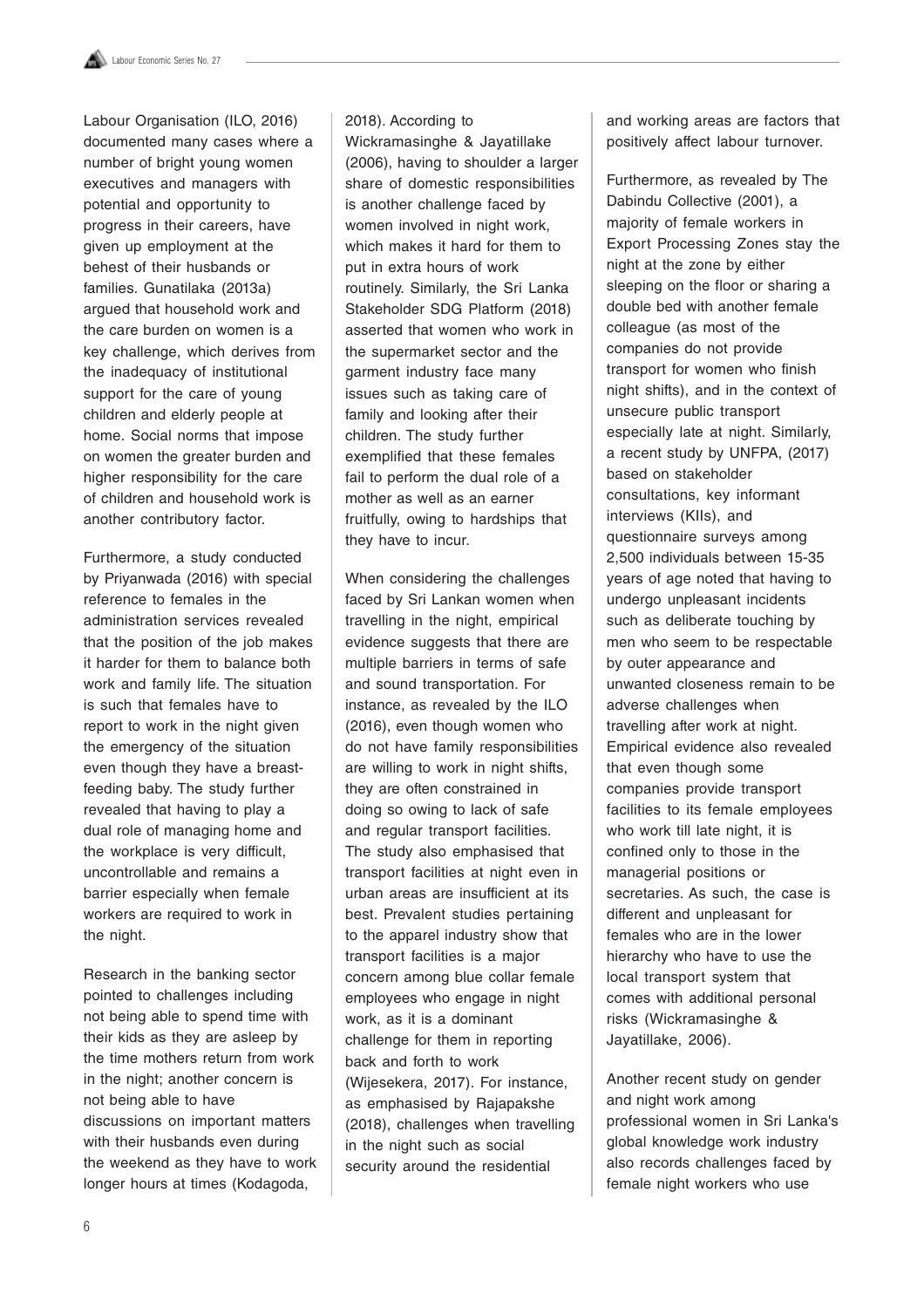Labour Organisation (ILO, 2016) documented many cases where a number of bright young women executives and managers with potential and opportunity to progress in their careers, have given up employment at the behest of their husbands or families. Gunatilaka (2013a) argued that household work and the care burden on women is a key challenge, which derives from the inadequacy of institutional support for the care of young children and elderly people at home. Social norms that impose on women the greater burden and higher responsibility for the care of children and household work is another contributory factor.

Furthermore, a study conducted by Priyanwada (2016) with special reference to females in the administration services revealed that the position of the job makes it harder for them to balance both work and family life. The situation is such that females have to report to work in the night given the emergency of the situation even though they have a breast-feeding baby. The study further revealed that having to play a dual role of managing home and the workplace is very difficult, uncontrollable and remains a barrier especially when female workers are required to work in the night.

Research in the banking sector pointed to challenges including not being able to spend time with their kids as they are asleep by the time mothers return from work in the night; another concern is not being able to have discussions on important matters with their husbands even during the weekend as they have to work longer hours at times (Kodagoda, 2018). According to Wickramasinghe & Jayatillake (2006), having to shoulder a larger share of domestic responsibilities is another challenge faced by women involved in night work, which makes it hard for them to put in extra hours of work routinely. Similarly, the Sri Lanka Stakeholder SDG Platform (2018) asserted that women who work in the supermarket sector and the garment industry face many issues such as taking care of family and looking after their children. The study further exemplified that these females fail to perform the dual role of a mother as well as an earner fruitfully, owing to hardships that they have to incur.

When considering the challenges faced by Sri Lankan women when travelling in the night, empirical evidence suggests that there are multiple barriers in terms of safe and sound transportation. For instance, as revealed by the ILO (2016), even though women who do not have family responsibilities are willing to work in night shifts, they are often constrained in doing so owing to lack of safe and regular transport facilities. The study also emphasised that transport facilities at night even in urban areas are insufficient at its best. Prevalent studies pertaining to the apparel industry show that transport facilities is a major concern among blue collar female employees who engage in night work, as it is a dominant challenge for them in reporting back and forth to work (Wijesekera, 2017). For instance, as emphasised by Rajapakshe (2018), challenges when travelling in the night such as social security around the residential and working areas are factors that positively affect labour turnover.

Furthermore, as revealed by The Dabindu Collective (2001), a majority of female workers in Export Processing Zones stay the night at the zone by either sleeping on the floor or sharing a double bed with another female colleague (as most of the companies do not provide transport for women who finish night shifts), and in the context of unsecure public transport especially late at night. Similarly, a recent study by UNFPA, (2017) based on stakeholder consultations, key informant interviews (KIIs), and questionnaire surveys among 2,500 individuals between 15-35 years of age noted that having to undergo unpleasant incidents such as deliberate touching by men who seem to be respectable by outer appearance and unwanted closeness remain to be adverse challenges when travelling after work at night. Empirical evidence also revealed that even though some companies provide transport facilities to its female employees who work till late night, it is confined only to those in the managerial positions or secretaries. As such, the case is different and unpleasant for females who are in the lower hierarchy who have to use the local transport system that comes with additional personal risks (Wickramasinghe & Jayatillake, 2006).

Another recent study on gender and night work among professional women in Sri Lanka's global knowledge work industry also records challenges faced by female night workers who use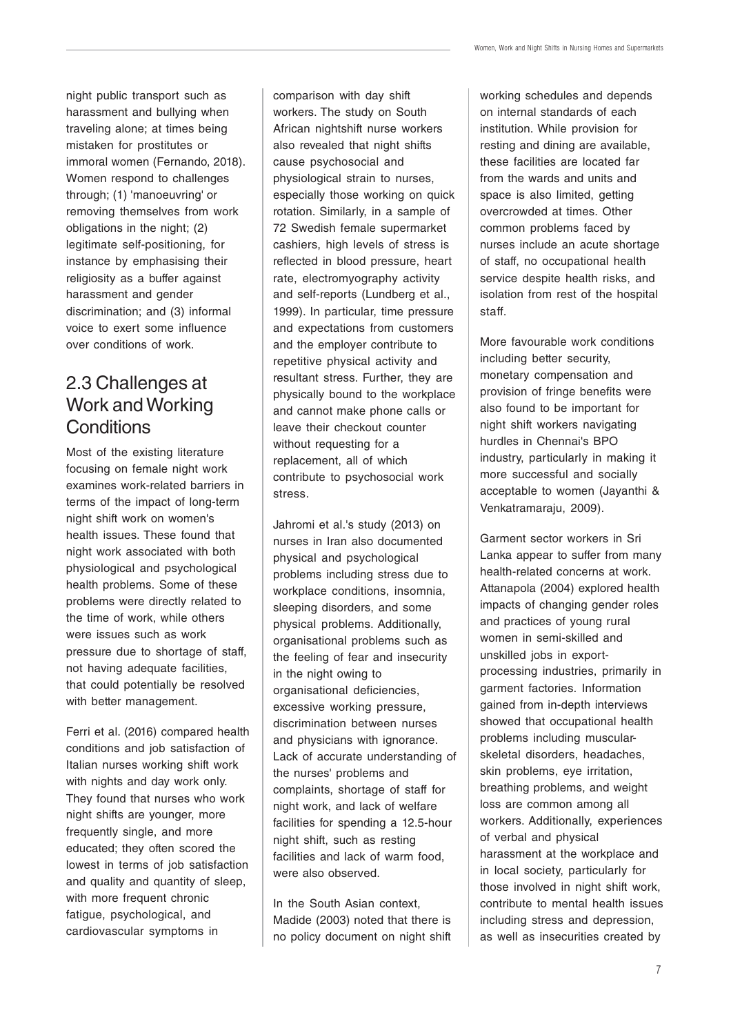night public transport such as harassment and bullying when traveling alone; at times being mistaken for prostitutes or immoral women (Fernando, 2018). Women respond to challenges through; (1) 'manoeuvring' or removing themselves from work obligations in the night; (2) legitimate self-positioning, for instance by emphasising their religiosity as a buffer against harassment and gender discrimination; and (3) informal voice to exert some influence over conditions of work.

## 2.3 Challenges at Work and Working Conditions

Most of the existing literature focusing on female night work examines work-related barriers in terms of the impact of long-term night shift work on women's health issues. These found that night work associated with both physiological and psychological health problems. Some of these problems were directly related to the time of work, while others were issues such as work pressure due to shortage of staff, not having adequate facilities, that could potentially be resolved with better management.

Ferri et al. (2016) compared health conditions and job satisfaction of Italian nurses working shift work with nights and day work only. They found that nurses who work night shifts are younger, more frequently single, and more educated; they often scored the lowest in terms of job satisfaction and quality and quantity of sleep, with more frequent chronic fatigue, psychological, and cardiovascular symptoms in comparison with day shift workers. The study on South African nightshift nurse workers also revealed that night shifts cause psychosocial and physiological strain to nurses, especially those working on quick rotation. Similarly, in a sample of 72 Swedish female supermarket cashiers, high levels of stress is reflected in blood pressure, heart rate, electromyography activity and self-reports (Lundberg et al., 1999). In particular, time pressure and expectations from customers and the employer contribute to repetitive physical activity and resultant stress. Further, they are physically bound to the workplace and cannot make phone calls or leave their checkout counter without requesting for a replacement, all of which contribute to psychosocial work stress.

Jahromi et al.'s study (2013) on nurses in Iran also documented physical and psychological problems including stress due to workplace conditions, insomnia, sleeping disorders, and some physical problems. Additionally, organisational problems such as the feeling of fear and insecurity in the night owing to organisational deficiencies, excessive working pressure, discrimination between nurses and physicians with ignorance. Lack of accurate understanding of the nurses' problems and complaints, shortage of staff for night work, and lack of welfare facilities for spending a 12.5-hour night shift, such as resting facilities and lack of warm food, were also observed.

In the South Asian context, Madide (2003) noted that there is no policy document on night shift working schedules and depends on internal standards of each institution. While provision for resting and dining are available, these facilities are located far from the wards and units and space is also limited, getting overcrowded at times. Other common problems faced by nurses include an acute shortage of staff, no occupational health service despite health risks, and isolation from rest of the hospital staff.

More favourable work conditions including better security, monetary compensation and provision of fringe benefits were also found to be important for night shift workers navigating hurdles in Chennai's BPO industry, particularly in making it more successful and socially acceptable to women (Jayanthi & Venkatramaraju, 2009).

Garment sector workers in Sri Lanka appear to suffer from many health-related concerns at work. Attanapola (2004) explored health impacts of changing gender roles and practices of young rural women in semi-skilled and unskilled jobs in export-processing industries, primarily in garment factories. Information gained from in-depth interviews showed that occupational health problems including muscular-skeletal disorders, headaches, skin problems, eye irritation, breathing problems, and weight loss are common among all workers. Additionally, experiences of verbal and physical harassment at the workplace and in local society, particularly for those involved in night shift work, contribute to mental health issues including stress and depression, as well as insecurities created by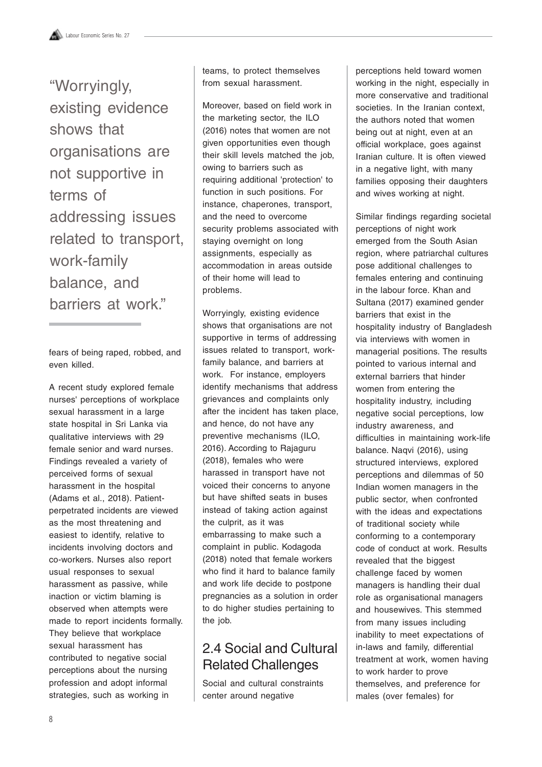> "Worryingly, existing evidence shows that organisations are not supportive in terms of addressing issues related to transport, work-family balance, and barriers at work."

fears of being raped, robbed, and even killed.

A recent study explored female nurses' perceptions of workplace sexual harassment in a large state hospital in Sri Lanka via qualitative interviews with 29 female senior and ward nurses. Findings revealed a variety of perceived forms of sexual harassment in the hospital (Adams et al., 2018). Patient-perpetrated incidents are viewed as the most threatening and easiest to identify, relative to incidents involving doctors and co-workers. Nurses also report usual responses to sexual harassment as passive, while inaction or victim blaming is observed when attempts were made to report incidents formally. They believe that workplace sexual harassment has contributed to negative social perceptions about the nursing profession and adopt informal strategies, such as working in teams, to protect themselves from sexual harassment.

Moreover, based on field work in the marketing sector, the ILO (2016) notes that women are not given opportunities even though their skill levels matched the job, owing to barriers such as requiring additional 'protection' to function in such positions. For instance, chaperones, transport, and the need to overcome security problems associated with staying overnight on long assignments, especially as accommodation in areas outside of their home will lead to problems.

Worryingly, existing evidence shows that organisations are not supportive in terms of addressing issues related to transport, work-family balance, and barriers at work. For instance, employers identify mechanisms that address grievances and complaints only after the incident has taken place, and hence, do not have any preventive mechanisms (ILO, 2016). According to Rajaguru (2018), females who were harassed in transport have not voiced their concerns to anyone but have shifted seats in buses instead of taking action against the culprit, as it was embarrassing to make such a complaint in public. Kodagoda (2018) noted that female workers who find it hard to balance family and work life decide to postpone pregnancies as a solution in order to do higher studies pertaining to the job.

## 2.4 Social and Cultural Related Challenges

Social and cultural constraints center around negative perceptions held toward women working in the night, especially in more conservative and traditional societies. In the Iranian context, the authors noted that women being out at night, even at an official workplace, goes against Iranian culture. It is often viewed in a negative light, with many families opposing their daughters and wives working at night.

Similar findings regarding societal perceptions of night work emerged from the South Asian region, where patriarchal cultures pose additional challenges to females entering and continuing in the labour force. Khan and Sultana (2017) examined gender barriers that exist in the hospitality industry of Bangladesh via interviews with women in managerial positions. The results pointed to various internal and external barriers that hinder women from entering the hospitality industry, including negative social perceptions, low industry awareness, and difficulties in maintaining work-life balance. Naqvi (2016), using structured interviews, explored perceptions and dilemmas of 50 Indian women managers in the public sector, when confronted with the ideas and expectations of traditional society while conforming to a contemporary code of conduct at work. Results revealed that the biggest challenge faced by women managers is handling their dual role as organisational managers and housewives. This stemmed from many issues including inability to meet expectations of in-laws and family, differential treatment at work, women having to work harder to prove themselves, and preference for males (over females) for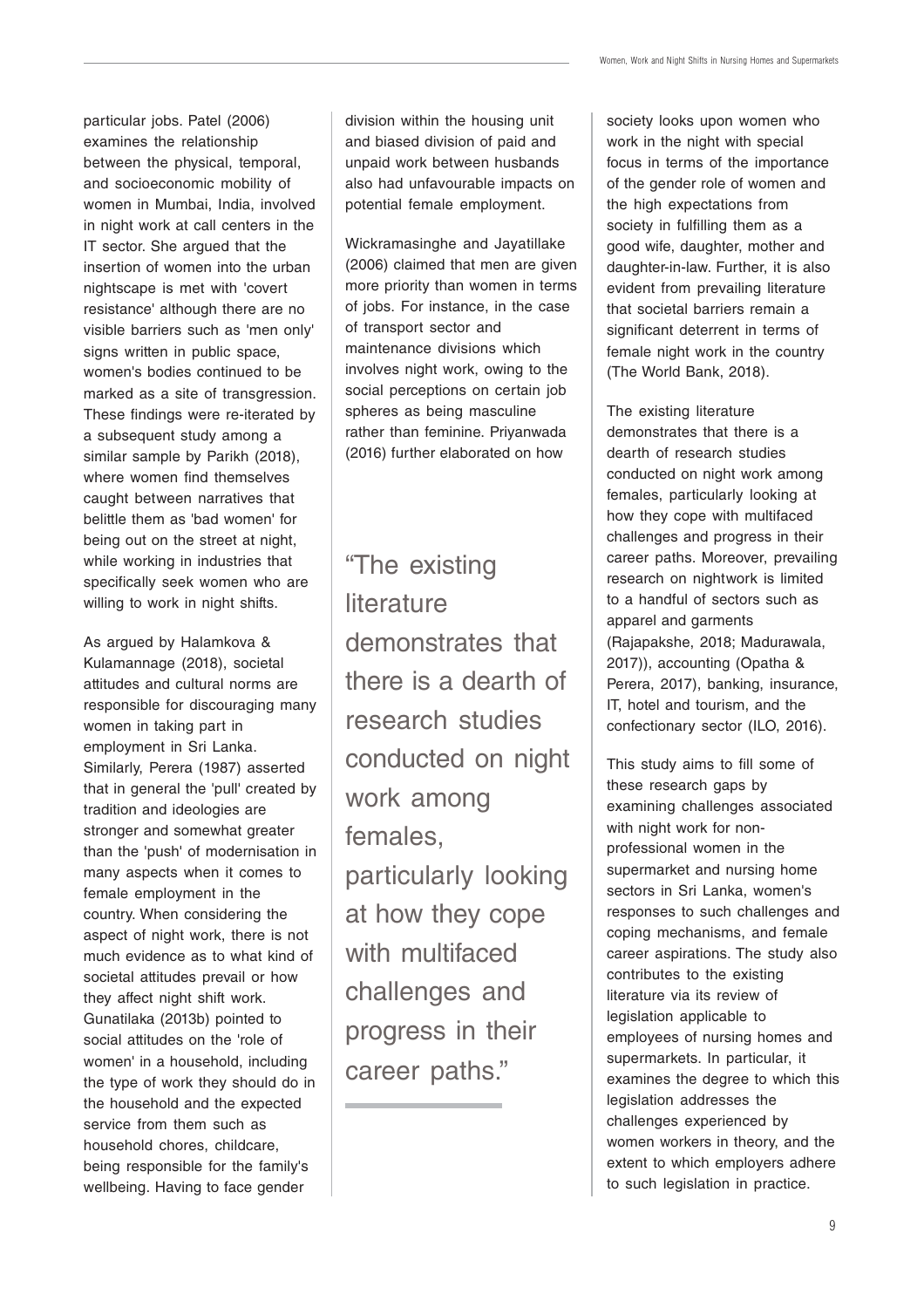particular jobs. Patel (2006) examines the relationship between the physical, temporal, and socioeconomic mobility of women in Mumbai, India, involved in night work at call centers in the IT sector. She argued that the insertion of women into the urban nightscape is met with 'covert resistance' although there are no visible barriers such as 'men only' signs written in public space, women's bodies continued to be marked as a site of transgression. These findings were re-iterated by a subsequent study among a similar sample by Parikh (2018), where women find themselves caught between narratives that belittle them as 'bad women' for being out on the street at night, while working in industries that specifically seek women who are willing to work in night shifts.

As argued by Halamkova & Kulamannage (2018), societal attitudes and cultural norms are responsible for discouraging many women in taking part in employment in Sri Lanka. Similarly, Perera (1987) asserted that in general the 'pull' created by tradition and ideologies are stronger and somewhat greater than the 'push' of modernisation in many aspects when it comes to female employment in the country. When considering the aspect of night work, there is not much evidence as to what kind of societal attitudes prevail or how they affect night shift work. Gunatilaka (2013b) pointed to social attitudes on the 'role of women' in a household, including the type of work they should do in the household and the expected service from them such as household chores, childcare, being responsible for the family's wellbeing. Having to face gender division within the housing unit and biased division of paid and unpaid work between husbands also had unfavourable impacts on potential female employment.

Wickramasinghe and Jayatillake (2006) claimed that men are given more priority than women in terms of jobs. For instance, in the case of transport sector and maintenance divisions which involves night work, owing to the social perceptions on certain job spheres as being masculine rather than feminine. Priyanwada (2016) further elaborated on how society looks upon women who work in the night with special focus in terms of the importance of the gender role of women and the high expectations from society in fulfilling them as a good wife, daughter, mother and daughter-in-law. Further, it is also evident from prevailing literature that societal barriers remain a significant deterrent in terms of female night work in the country (The World Bank, 2018).

> "The existing literature demonstrates that there is a dearth of research studies conducted on night work among females, particularly looking at how they cope with multifaced challenges and progress in their career paths."

The existing literature demonstrates that there is a dearth of research studies conducted on night work among females, particularly looking at how they cope with multifaced challenges and progress in their career paths. Moreover, prevailing research on nightwork is limited to a handful of sectors such as apparel and garments (Rajapakshe, 2018; Madurawala, 2017)), accounting (Opatha & Perera, 2017), banking, insurance, IT, hotel and tourism, and the confectionary sector (ILO, 2016).

This study aims to fill some of these research gaps by examining challenges associated with night work for non-professional women in the supermarket and nursing home sectors in Sri Lanka, women's responses to such challenges and coping mechanisms, and female career aspirations. The study also contributes to the existing literature via its review of legislation applicable to employees of nursing homes and supermarkets. In particular, it examines the degree to which this legislation addresses the challenges experienced by women workers in theory, and the extent to which employers adhere to such legislation in practice.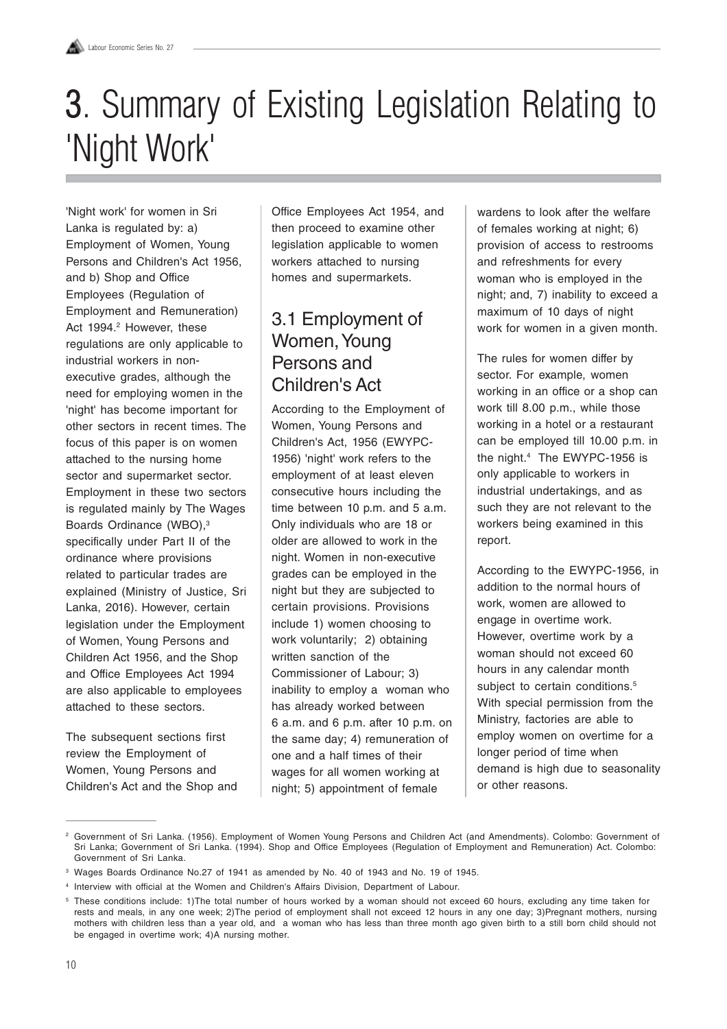# 3. Summary of Existing Legislation Relating to 'Night Work'

'Night work' for women in Sri Lanka is regulated by: a) Employment of Women, Young Persons and Children's Act 1956, and b) Shop and Office Employees (Regulation of Employment and Remuneration) Act 1994.[2] However, these regulations are only applicable to industrial workers in non-executive grades, although the need for employing women in the 'night' has become important for other sectors in recent times. The focus of this paper is on women attached to the nursing home sector and supermarket sector. Employment in these two sectors is regulated mainly by The Wages Boards Ordinance (WBO),[3] specifically under Part II of the ordinance where provisions related to particular trades are explained (Ministry of Justice, Sri Lanka, 2016). However, certain legislation under the Employment of Women, Young Persons and Children Act 1956, and the Shop and Office Employees Act 1994 are also applicable to employees attached to these sectors.

The subsequent sections first review the Employment of Women, Young Persons and Children's Act and the Shop and Office Employees Act 1954, and then proceed to examine other legislation applicable to women workers attached to nursing homes and supermarkets.

## 3.1 Employment of Women, Young Persons and Children's Act

According to the Employment of Women, Young Persons and Children's Act, 1956 (EWYPC-1956) 'night' work refers to the employment of at least eleven consecutive hours including the time between 10 p.m. and 5 a.m. Only individuals who are 18 or older are allowed to work in the night. Women in non-executive grades can be employed in the night but they are subjected to certain provisions. Provisions include 1) women choosing to work voluntarily; 2) obtaining written sanction of the Commissioner of Labour; 3) inability to employ a woman who has already worked between 6 a.m. and 6 p.m. after 10 p.m. on the same day; 4) remuneration of one and a half times of their wages for all women working at night; 5) appointment of female wardens to look after the welfare of females working at night; 6) provision of access to restrooms and refreshments for every woman who is employed in the night; and, 7) inability to exceed a maximum of 10 days of night work for women in a given month.

The rules for women differ by sector. For example, women working in an office or a shop can work till 8.00 p.m., while those working in a hotel or a restaurant can be employed till 10.00 p.m. in the night.[4] The EWYPC-1956 is only applicable to workers in industrial undertakings, and as such they are not relevant to the workers being examined in this report.

According to the EWYPC-1956, in addition to the normal hours of work, women are allowed to engage in overtime work. However, overtime work by a woman should not exceed 60 hours in any calendar month subject to certain conditions.[5] With special permission from the Ministry, factories are able to employ women on overtime for a longer period of time when demand is high due to seasonality or other reasons.

---

[2] Government of Sri Lanka. (1956). Employment of Women Young Persons and Children Act (and Amendments). Colombo: Government of Sri Lanka; Government of Sri Lanka. (1994). Shop and Office Employees (Regulation of Employment and Remuneration) Act. Colombo: Government of Sri Lanka.

[3] Wages Boards Ordinance No.27 of 1941 as amended by No. 40 of 1943 and No. 19 of 1945.

[4] Interview with official at the Women and Children's Affairs Division, Department of Labour.

[5] These conditions include: 1)The total number of hours worked by a woman should not exceed 60 hours, excluding any time taken for rests and meals, in any one week; 2)The period of employment shall not exceed 12 hours in any one day; 3)Pregnant mothers, nursing mothers with children less than a year old, and a woman who has less than three month ago given birth to a still born child should not be engaged in overtime work; 4)A nursing mother.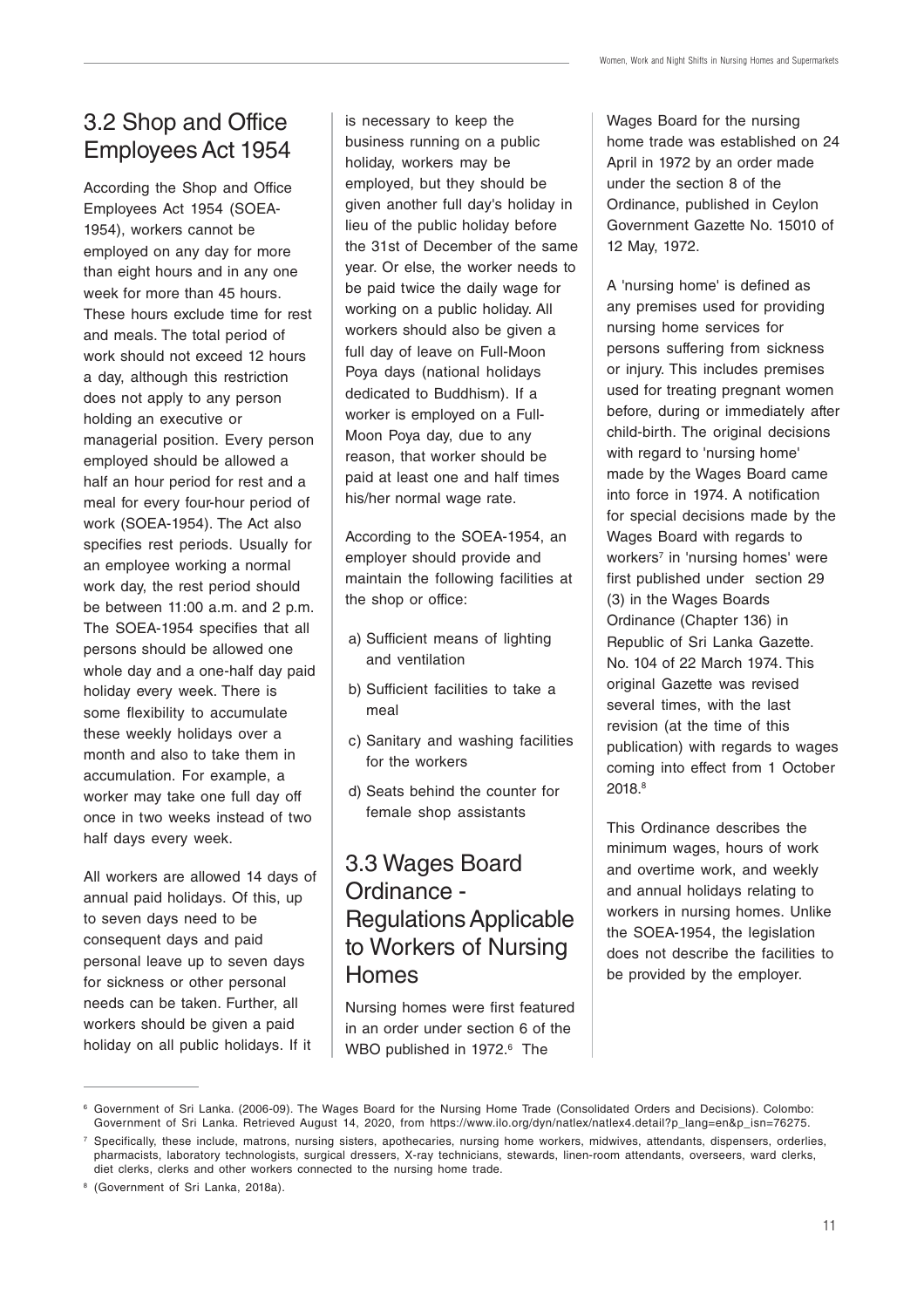## 3.2 Shop and Office Employees Act 1954

According the Shop and Office Employees Act 1954 (SOEA-1954), workers cannot be employed on any day for more than eight hours and in any one week for more than 45 hours. These hours exclude time for rest and meals. The total period of work should not exceed 12 hours a day, although this restriction does not apply to any person holding an executive or managerial position. Every person employed should be allowed a half an hour period for rest and a meal for every four-hour period of work (SOEA-1954). The Act also specifies rest periods. Usually for an employee working a normal work day, the rest period should be between 11:00 a.m. and 2 p.m. The SOEA-1954 specifies that all persons should be allowed one whole day and a one-half day paid holiday every week. There is some flexibility to accumulate these weekly holidays over a month and also to take them in accumulation. For example, a worker may take one full day off once in two weeks instead of two half days every week.

All workers are allowed 14 days of annual paid holidays. Of this, up to seven days need to be consequent days and paid personal leave up to seven days for sickness or other personal needs can be taken. Further, all workers should be given a paid holiday on all public holidays. If it is necessary to keep the business running on a public holiday, workers may be employed, but they should be given another full day's holiday in lieu of the public holiday before the 31st of December of the same year. Or else, the worker needs to be paid twice the daily wage for working on a public holiday. All workers should also be given a full day of leave on Full-Moon Poya days (national holidays dedicated to Buddhism). If a worker is employed on a Full-Moon Poya day, due to any reason, that worker should be paid at least one and half times his/her normal wage rate.

According to the SOEA-1954, an employer should provide and maintain the following facilities at the shop or office:

a) Sufficient means of lighting and ventilation
b) Sufficient facilities to take a meal
c) Sanitary and washing facilities for the workers
d) Seats behind the counter for female shop assistants

## 3.3 Wages Board Ordinance - Regulations Applicable to Workers of Nursing Homes

Nursing homes were first featured in an order under section 6 of the WBO published in 1972.[6] The Wages Board for the nursing home trade was established on 24 April in 1972 by an order made under the section 8 of the Ordinance, published in Ceylon Government Gazette No. 15010 of 12 May, 1972.

A 'nursing home' is defined as any premises used for providing nursing home services for persons suffering from sickness or injury. This includes premises used for treating pregnant women before, during or immediately after child-birth. The original decisions with regard to 'nursing home' made by the Wages Board came into force in 1974. A notification for special decisions made by the Wages Board with regards to workers[7] in 'nursing homes' were first published under section 29 (3) in the Wages Boards Ordinance (Chapter 136) in Republic of Sri Lanka Gazette. No. 104 of 22 March 1974. This original Gazette was revised several times, with the last revision (at the time of this publication) with regards to wages coming into effect from 1 October 2018.[8]

This Ordinance describes the minimum wages, hours of work and overtime work, and weekly and annual holidays relating to workers in nursing homes. Unlike the SOEA-1954, the legislation does not describe the facilities to be provided by the employer.

---

[6] Government of Sri Lanka. (2006-09). The Wages Board for the Nursing Home Trade (Consolidated Orders and Decisions). Colombo: Government of Sri Lanka. Retrieved August 14, 2020, from https://www.ilo.org/dyn/natlex/natlex4.detail?p_lang=en&p_isn=76275.

[7] Specifically, these include, matrons, nursing sisters, apothecaries, nursing home workers, midwives, attendants, dispensers, orderlies, pharmacists, laboratory technologists, surgical dressers, X-ray technicians, stewards, linen-room attendants, overseers, ward clerks, diet clerks, clerks and other workers connected to the nursing home trade.

[8] (Government of Sri Lanka, 2018a).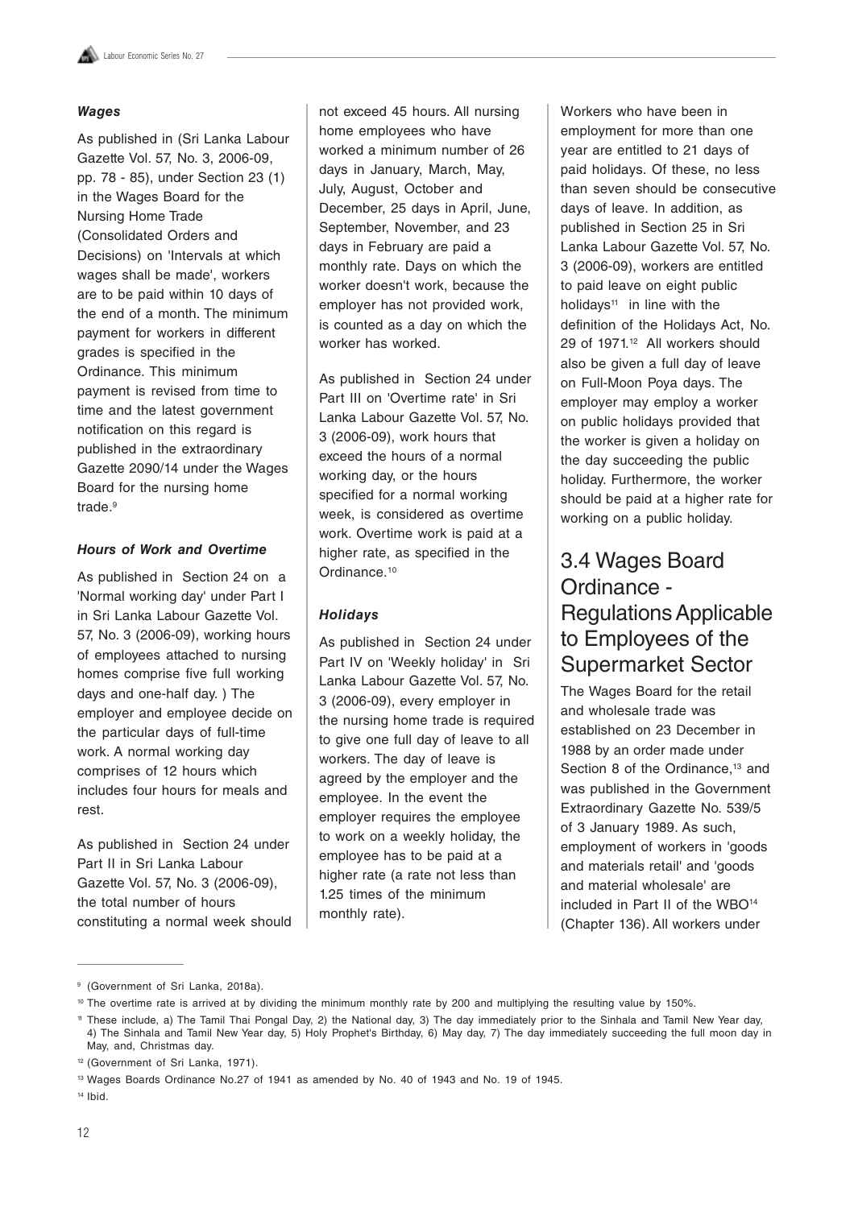#### *Wages*

As published in (Sri Lanka Labour Gazette Vol. 57, No. 3, 2006-09, pp. 78 - 85), under Section 23 (1) in the Wages Board for the Nursing Home Trade (Consolidated Orders and Decisions) on 'Intervals at which wages shall be made', workers are to be paid within 10 days of the end of a month. The minimum payment for workers in different grades is specified in the Ordinance. This minimum payment is revised from time to time and the latest government notification on this regard is published in the extraordinary Gazette 2090/14 under the Wages Board for the nursing home trade.[9]

#### *Hours of Work and Overtime*

As published in Section 24 on a 'Normal working day' under Part I in Sri Lanka Labour Gazette Vol. 57, No. 3 (2006-09), working hours of employees attached to nursing homes comprise five full working days and one-half day. ) The employer and employee decide on the particular days of full-time work. A normal working day comprises of 12 hours which includes four hours for meals and rest.

As published in Section 24 under Part II in Sri Lanka Labour Gazette Vol. 57, No. 3 (2006-09), the total number of hours constituting a normal week should not exceed 45 hours. All nursing home employees who have worked a minimum number of 26 days in January, March, May, July, August, October and December, 25 days in April, June, September, November, and 23 days in February are paid a monthly rate. Days on which the worker doesn't work, because the employer has not provided work, is counted as a day on which the worker has worked.

As published in Section 24 under Part III on 'Overtime rate' in Sri Lanka Labour Gazette Vol. 57, No. 3 (2006-09), work hours that exceed the hours of a normal working day, or the hours specified for a normal working week, is considered as overtime work. Overtime work is paid at a higher rate, as specified in the Ordinance.[10]

#### *Holidays*

As published in Section 24 under Part IV on 'Weekly holiday' in Sri Lanka Labour Gazette Vol. 57, No. 3 (2006-09), every employer in the nursing home trade is required to give one full day of leave to all workers. The day of leave is agreed by the employer and the employee. In the event the employer requires the employee to work on a weekly holiday, the employee has to be paid at a higher rate (a rate not less than 1.25 times of the minimum monthly rate).

Workers who have been in employment for more than one year are entitled to 21 days of paid holidays. Of these, no less than seven should be consecutive days of leave. In addition, as published in Section 25 in Sri Lanka Labour Gazette Vol. 57, No. 3 (2006-09), workers are entitled to paid leave on eight public holidays[11] in line with the definition of the Holidays Act, No. 29 of 1971.[12] All workers should also be given a full day of leave on Full-Moon Poya days. The employer may employ a worker on public holidays provided that the worker is given a holiday on the day succeeding the public holiday. Furthermore, the worker should be paid at a higher rate for working on a public holiday.

## 3.4 Wages Board Ordinance - Regulations Applicable to Employees of the Supermarket Sector

The Wages Board for the retail and wholesale trade was established on 23 December in 1988 by an order made under Section 8 of the Ordinance,[13] and was published in the Government Extraordinary Gazette No. 539/5 of 3 January 1989. As such, employment of workers in 'goods and materials retail' and 'goods and material wholesale' are included in Part II of the WBO[14] (Chapter 136). All workers under

---

[9] (Government of Sri Lanka, 2018a).

[10] The overtime rate is arrived at by dividing the minimum monthly rate by 200 and multiplying the resulting value by 150%.

[11] These include, a) The Tamil Thai Pongal Day, 2) the National day, 3) The day immediately prior to the Sinhala and Tamil New Year day, 4) The Sinhala and Tamil New Year day, 5) Holy Prophet's Birthday, 6) May day, 7) The day immediately succeeding the full moon day in May, and, Christmas day.

[12] (Government of Sri Lanka, 1971).

[13] Wages Boards Ordinance No.27 of 1941 as amended by No. 40 of 1943 and No. 19 of 1945.

[14] Ibid.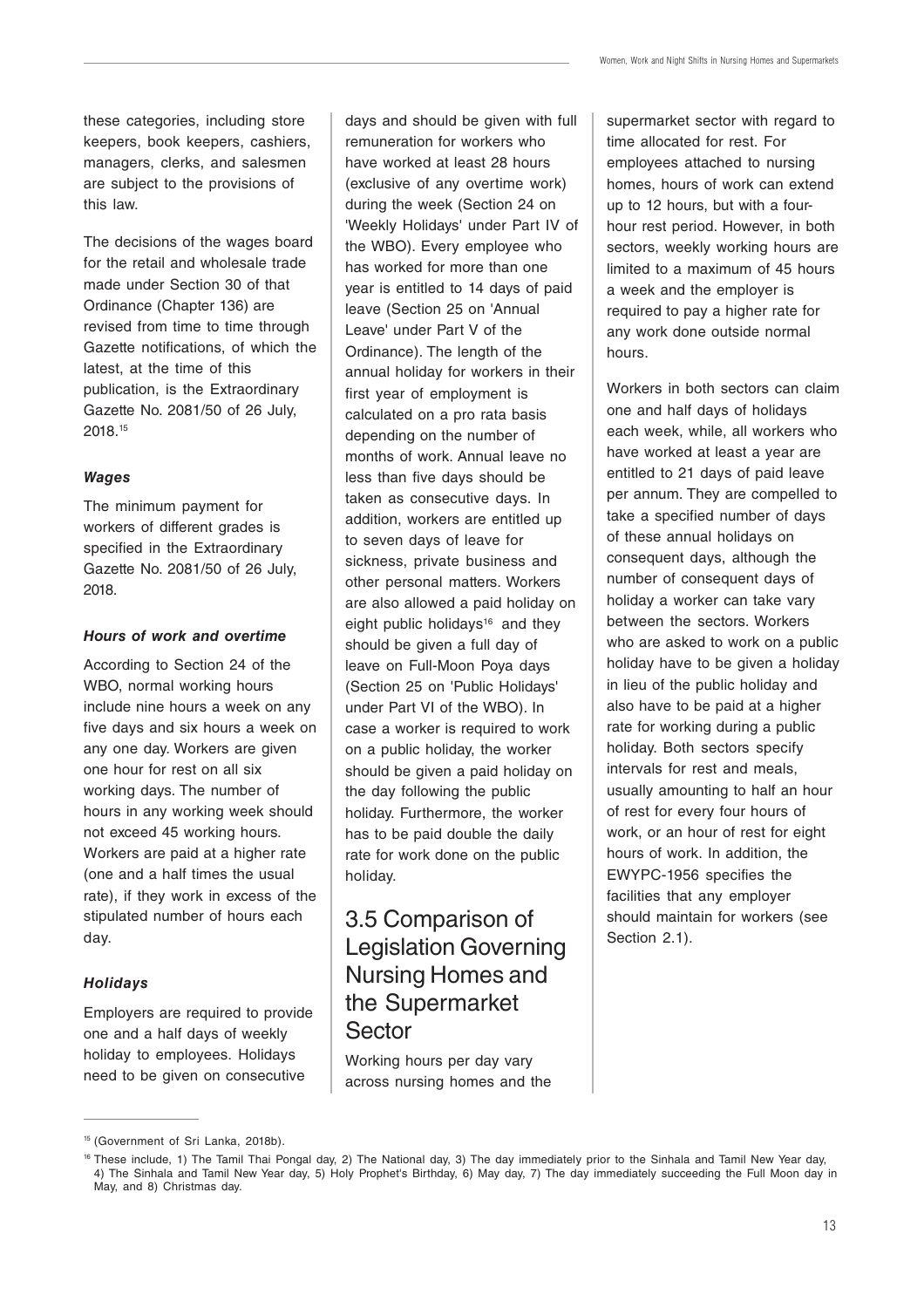these categories, including store keepers, book keepers, cashiers, managers, clerks, and salesmen are subject to the provisions of this law.

The decisions of the wages board for the retail and wholesale trade made under Section 30 of that Ordinance (Chapter 136) are revised from time to time through Gazette notifications, of which the latest, at the time of this publication, is the Extraordinary Gazette No. 2081/50 of 26 July, 2018.[15]

***Wages***

The minimum payment for workers of different grades is specified in the Extraordinary Gazette No. 2081/50 of 26 July, 2018.

***Hours of work and overtime***

According to Section 24 of the WBO, normal working hours include nine hours a week on any five days and six hours a week on any one day. Workers are given one hour for rest on all six working days. The number of hours in any working week should not exceed 45 working hours. Workers are paid at a higher rate (one and a half times the usual rate), if they work in excess of the stipulated number of hours each day.

***Holidays***

Employers are required to provide one and a half days of weekly holiday to employees. Holidays need to be given on consecutive days and should be given with full remuneration for workers who have worked at least 28 hours (exclusive of any overtime work) during the week (Section 24 on 'Weekly Holidays' under Part IV of the WBO). Every employee who has worked for more than one year is entitled to 14 days of paid leave (Section 25 on 'Annual Leave' under Part V of the Ordinance). The length of the annual holiday for workers in their first year of employment is calculated on a pro rata basis depending on the number of months of work. Annual leave no less than five days should be taken as consecutive days. In addition, workers are entitled up to seven days of leave for sickness, private business and other personal matters. Workers are also allowed a paid holiday on eight public holidays[16] and they should be given a full day of leave on Full-Moon Poya days (Section 25 on 'Public Holidays' under Part VI of the WBO). In case a worker is required to work on a public holiday, the worker should be given a paid holiday on the day following the public holiday. Furthermore, the worker has to be paid double the daily rate for work done on the public holiday.

## 3.5 Comparison of Legislation Governing Nursing Homes and the Supermarket Sector

Working hours per day vary across nursing homes and the supermarket sector with regard to time allocated for rest. For employees attached to nursing homes, hours of work can extend up to 12 hours, but with a four-hour rest period. However, in both sectors, weekly working hours are limited to a maximum of 45 hours a week and the employer is required to pay a higher rate for any work done outside normal hours.

Workers in both sectors can claim one and half days of holidays each week, while, all workers who have worked at least a year are entitled to 21 days of paid leave per annum. They are compelled to take a specified number of days of these annual holidays on consequent days, although the number of consequent days of holiday a worker can take vary between the sectors. Workers who are asked to work on a public holiday have to be given a holiday in lieu of the public holiday and also have to be paid at a higher rate for working during a public holiday. Both sectors specify intervals for rest and meals, usually amounting to half an hour of rest for every four hours of work, or an hour of rest for eight hours of work. In addition, the EWYPC-1956 specifies the facilities that any employer should maintain for workers (see Section 2.1).

---

[15] (Government of Sri Lanka, 2018b).

[16] These include, 1) The Tamil Thai Pongal day, 2) The National day, 3) The day immediately prior to the Sinhala and Tamil New Year day, 4) The Sinhala and Tamil New Year day, 5) Holy Prophet's Birthday, 6) May day, 7) The day immediately succeeding the Full Moon day in May, and 8) Christmas day.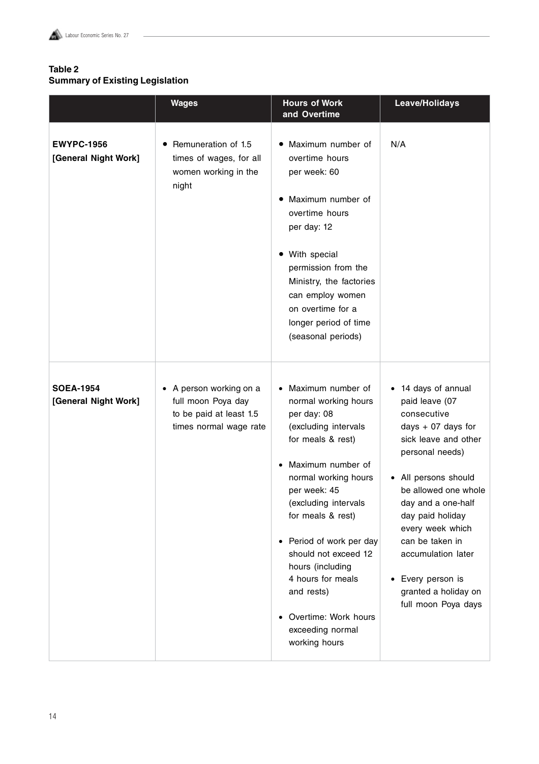**Table 2**
**Summary of Existing Legislation**

| | Wages | Hours of Work and Overtime | Leave/Holidays |
|---|---|---|---|
| **EWYPC-1956 [General Night Work]** | • Remuneration of 1.5 times of wages, for all women working in the night | • Maximum number of overtime hours per week: 60<br>• Maximum number of overtime hours per day: 12<br>• With special permission from the Ministry, the factories can employ women on overtime for a longer period of time (seasonal periods) | N/A |
| **SOEA-1954 [General Night Work]** | • A person working on a full moon Poya day to be paid at least 1.5 times normal wage rate | • Maximum number of normal working hours per day: 08 (excluding intervals for meals & rest)<br>• Maximum number of normal working hours per week: 45 (excluding intervals for meals & rest)<br>• Period of work per day should not exceed 12 hours (including 4 hours for meals and rests)<br>• Overtime: Work hours exceeding normal working hours | • 14 days of annual paid leave (07 consecutive days + 07 days for sick leave and other personal needs)<br>• All persons should be allowed one whole day and a one-half day paid holiday every week which can be taken in accumulation later<br>• Every person is granted a holiday on full moon Poya days |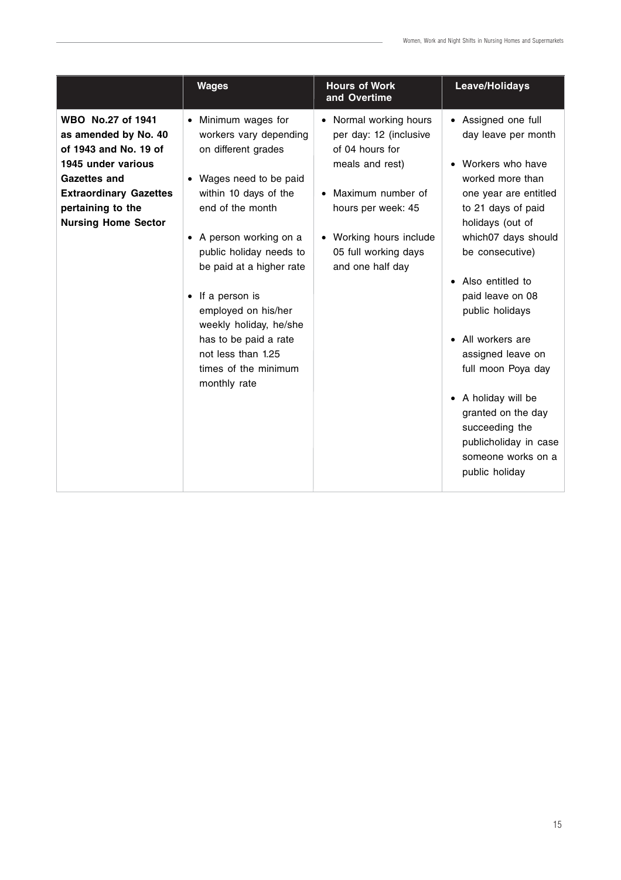| | Wages | Hours of Work and Overtime | Leave/Holidays |
|---|---|---|---|
| **WBO No.27 of 1941 as amended by No. 40 of 1943 and No. 19 of 1945 under various Gazettes and Extraordinary Gazettes pertaining to the Nursing Home Sector** | • Minimum wages for workers vary depending on different grades<br><br>• Wages need to be paid within 10 days of the end of the month<br><br>• A person working on a public holiday needs to be paid at a higher rate<br><br>• If a person is employed on his/her weekly holiday, he/she has to be paid a rate not less than 1.25 times of the minimum monthly rate | • Normal working hours per day: 12 (inclusive of 04 hours for meals and rest)<br><br>• Maximum number of hours per week: 45<br><br>• Working hours include 05 full working days and one half day | • Assigned one full day leave per month<br><br>• Workers who have worked more than one year are entitled to 21 days of paid holidays (out of which07 days should be consecutive)<br><br>• Also entitled to paid leave on 08 public holidays<br><br>• All workers are assigned leave on full moon Poya day<br><br>• A holiday will be granted on the day succeeding the publicholiday in case someone works on a public holiday |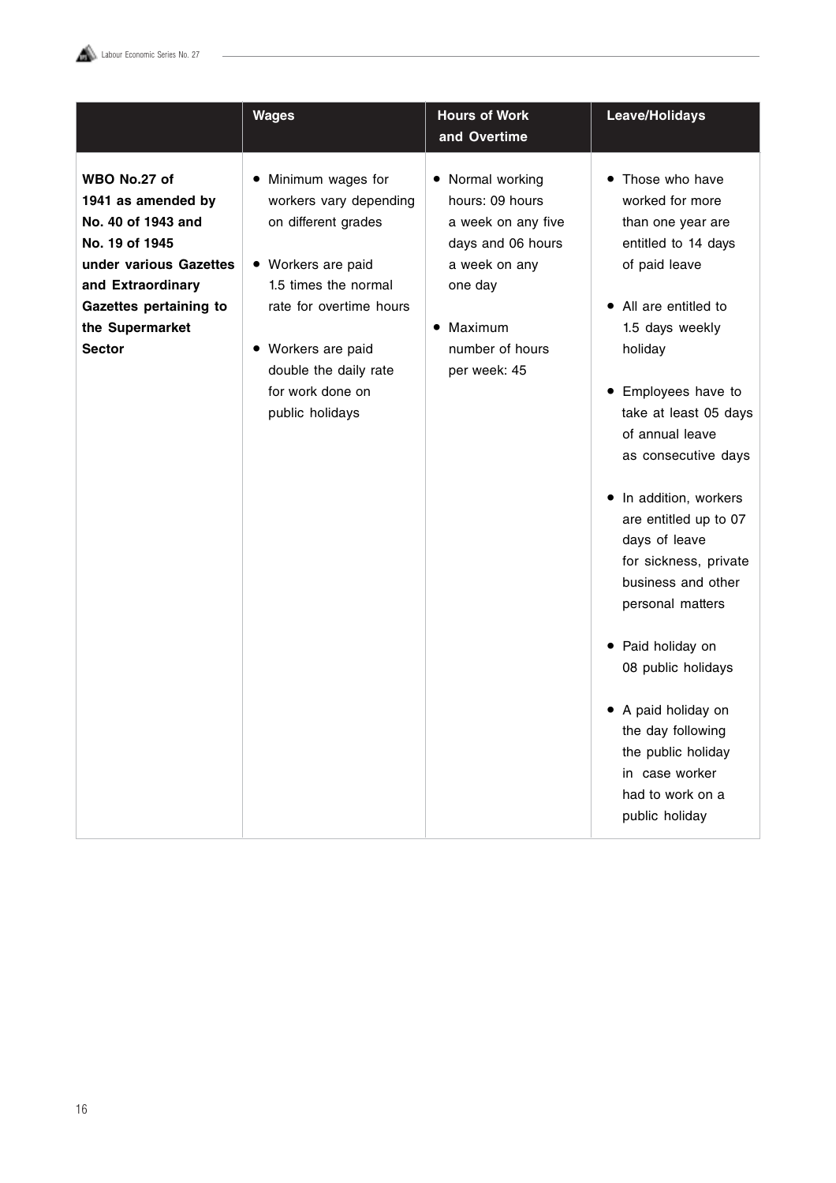| | Wages | Hours of Work and Overtime | Leave/Holidays |
|---|---|---|---|
| **WBO No.27 of 1941 as amended by No. 40 of 1943 and No. 19 of 1945 under various Gazettes and Extraordinary Gazettes pertaining to the Supermarket Sector** | • Minimum wages for workers vary depending on different grades<br><br>• Workers are paid 1.5 times the normal rate for overtime hours<br><br>• Workers are paid double the daily rate for work done on public holidays | • Normal working hours: 09 hours a week on any five days and 06 hours a week on any one day<br><br>• Maximum number of hours per week: 45 | • Those who have worked for more than one year are entitled to 14 days of paid leave<br><br>• All are entitled to 1.5 days weekly holiday<br><br>• Employees have to take at least 05 days of annual leave as consecutive days<br><br>• In addition, workers are entitled up to 07 days of leave for sickness, private business and other personal matters<br><br>• Paid holiday on 08 public holidays<br><br>• A paid holiday on the day following the public holiday in case worker had to work on a public holiday |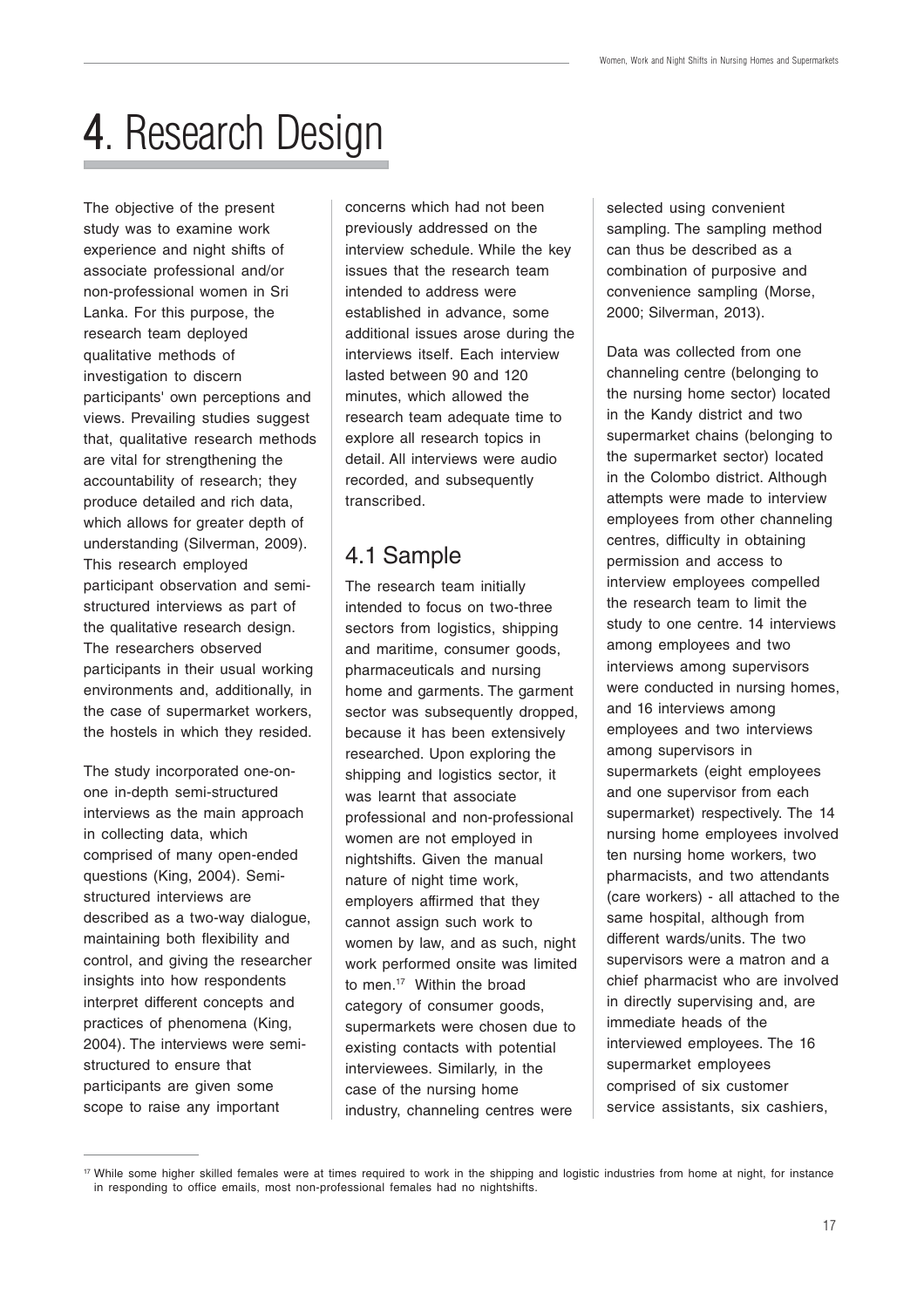# 4. Research Design

The objective of the present study was to examine work experience and night shifts of associate professional and/or non-professional women in Sri Lanka. For this purpose, the research team deployed qualitative methods of investigation to discern participants' own perceptions and views. Prevailing studies suggest that, qualitative research methods are vital for strengthening the accountability of research; they produce detailed and rich data, which allows for greater depth of understanding (Silverman, 2009). This research employed participant observation and semi-structured interviews as part of the qualitative research design. The researchers observed participants in their usual working environments and, additionally, in the case of supermarket workers, the hostels in which they resided.

The study incorporated one-on-one in-depth semi-structured interviews as the main approach in collecting data, which comprised of many open-ended questions (King, 2004). Semi-structured interviews are described as a two-way dialogue, maintaining both flexibility and control, and giving the researcher insights into how respondents interpret different concepts and practices of phenomena (King, 2004). The interviews were semi-structured to ensure that participants are given some scope to raise any important concerns which had not been previously addressed on the interview schedule. While the key issues that the research team intended to address were established in advance, some additional issues arose during the interviews itself. Each interview lasted between 90 and 120 minutes, which allowed the research team adequate time to explore all research topics in detail. All interviews were audio recorded, and subsequently transcribed.

## 4.1 Sample

The research team initially intended to focus on two-three sectors from logistics, shipping and maritime, consumer goods, pharmaceuticals and nursing home and garments. The garment sector was subsequently dropped, because it has been extensively researched. Upon exploring the shipping and logistics sector, it was learnt that associate professional and non-professional women are not employed in nightshifts. Given the manual nature of night time work, employers affirmed that they cannot assign such work to women by law, and as such, night work performed onsite was limited to men.[17] Within the broad category of consumer goods, supermarkets were chosen due to existing contacts with potential interviewees. Similarly, in the case of the nursing home industry, channeling centres were selected using convenient sampling. The sampling method can thus be described as a combination of purposive and convenience sampling (Morse, 2000; Silverman, 2013).

Data was collected from one channeling centre (belonging to the nursing home sector) located in the Kandy district and two supermarket chains (belonging to the supermarket sector) located in the Colombo district. Although attempts were made to interview employees from other channeling centres, difficulty in obtaining permission and access to interview employees compelled the research team to limit the study to one centre. 14 interviews among employees and two interviews among supervisors were conducted in nursing homes, and 16 interviews among employees and two interviews among supervisors in supermarkets (eight employees and one supervisor from each supermarket) respectively. The 14 nursing home employees involved ten nursing home workers, two pharmacists, and two attendants (care workers) - all attached to the same hospital, although from different wards/units. The two supervisors were a matron and a chief pharmacist who are involved in directly supervising and, are immediate heads of the interviewed employees. The 16 supermarket employees comprised of six customer service assistants, six cashiers,

[17] While some higher skilled females were at times required to work in the shipping and logistic industries from home at night, for instance in responding to office emails, most non-professional females had no nightshifts.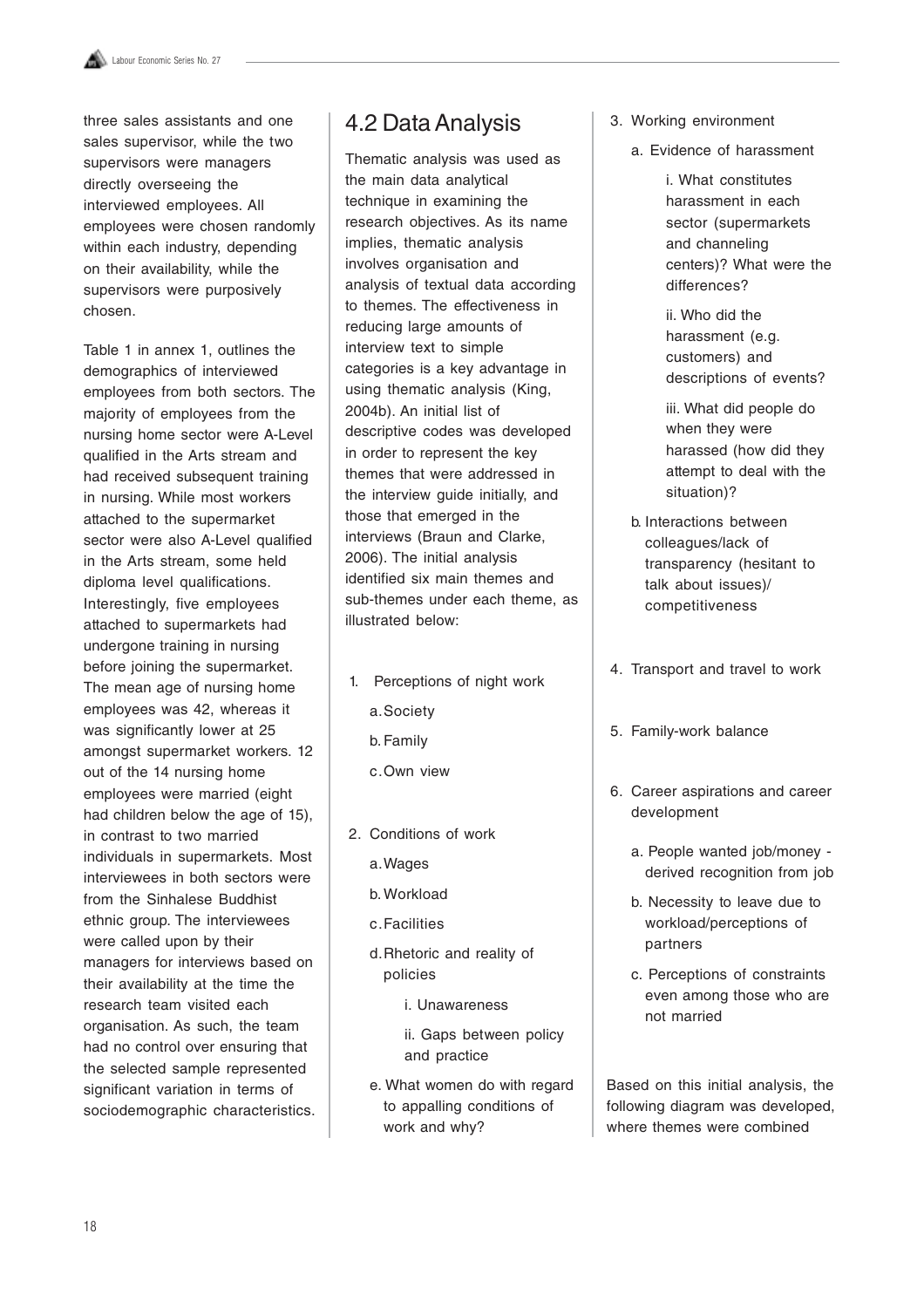three sales assistants and one sales supervisor, while the two supervisors were managers directly overseeing the interviewed employees. All employees were chosen randomly within each industry, depending on their availability, while the supervisors were purposively chosen.

Table 1 in annex 1, outlines the demographics of interviewed employees from both sectors. The majority of employees from the nursing home sector were A-Level qualified in the Arts stream and had received subsequent training in nursing. While most workers attached to the supermarket sector were also A-Level qualified in the Arts stream, some held diploma level qualifications. Interestingly, five employees attached to supermarkets had undergone training in nursing before joining the supermarket. The mean age of nursing home employees was 42, whereas it was significantly lower at 25 amongst supermarket workers. 12 out of the 14 nursing home employees were married (eight had children below the age of 15), in contrast to two married individuals in supermarkets. Most interviewees in both sectors were from the Sinhalese Buddhist ethnic group. The interviewees were called upon by their managers for interviews based on their availability at the time the research team visited each organisation. As such, the team had no control over ensuring that the selected sample represented significant variation in terms of sociodemographic characteristics.

## 4.2 Data Analysis

Thematic analysis was used as the main data analytical technique in examining the research objectives. As its name implies, thematic analysis involves organisation and analysis of textual data according to themes. The effectiveness in reducing large amounts of interview text to simple categories is a key advantage in using thematic analysis (King, 2004b). An initial list of descriptive codes was developed in order to represent the key themes that were addressed in the interview guide initially, and those that emerged in the interviews (Braun and Clarke, 2006). The initial analysis identified six main themes and sub-themes under each theme, as illustrated below:

1. Perceptions of night work
   - a. Society
   - b. Family
   - c. Own view
2. Conditions of work
   - a. Wages
   - b. Workload
   - c. Facilities
   - d. Rhetoric and reality of policies
     - i. Unawareness
     - ii. Gaps between policy and practice
   - e. What women do with regard to appalling conditions of work and why?
3. Working environment
   - a. Evidence of harassment
     - i. What constitutes harassment in each sector (supermarkets and channeling centers)? What were the differences?
     - ii. Who did the harassment (e.g. customers) and descriptions of events?
     - iii. What did people do when they were harassed (how did they attempt to deal with the situation)?
   - b. Interactions between colleagues/lack of transparency (hesitant to talk about issues)/ competitiveness
4. Transport and travel to work
5. Family-work balance
6. Career aspirations and career development
   - a. People wanted job/money - derived recognition from job
   - b. Necessity to leave due to workload/perceptions of partners
   - c. Perceptions of constraints even among those who are not married

Based on this initial analysis, the following diagram was developed, where themes were combined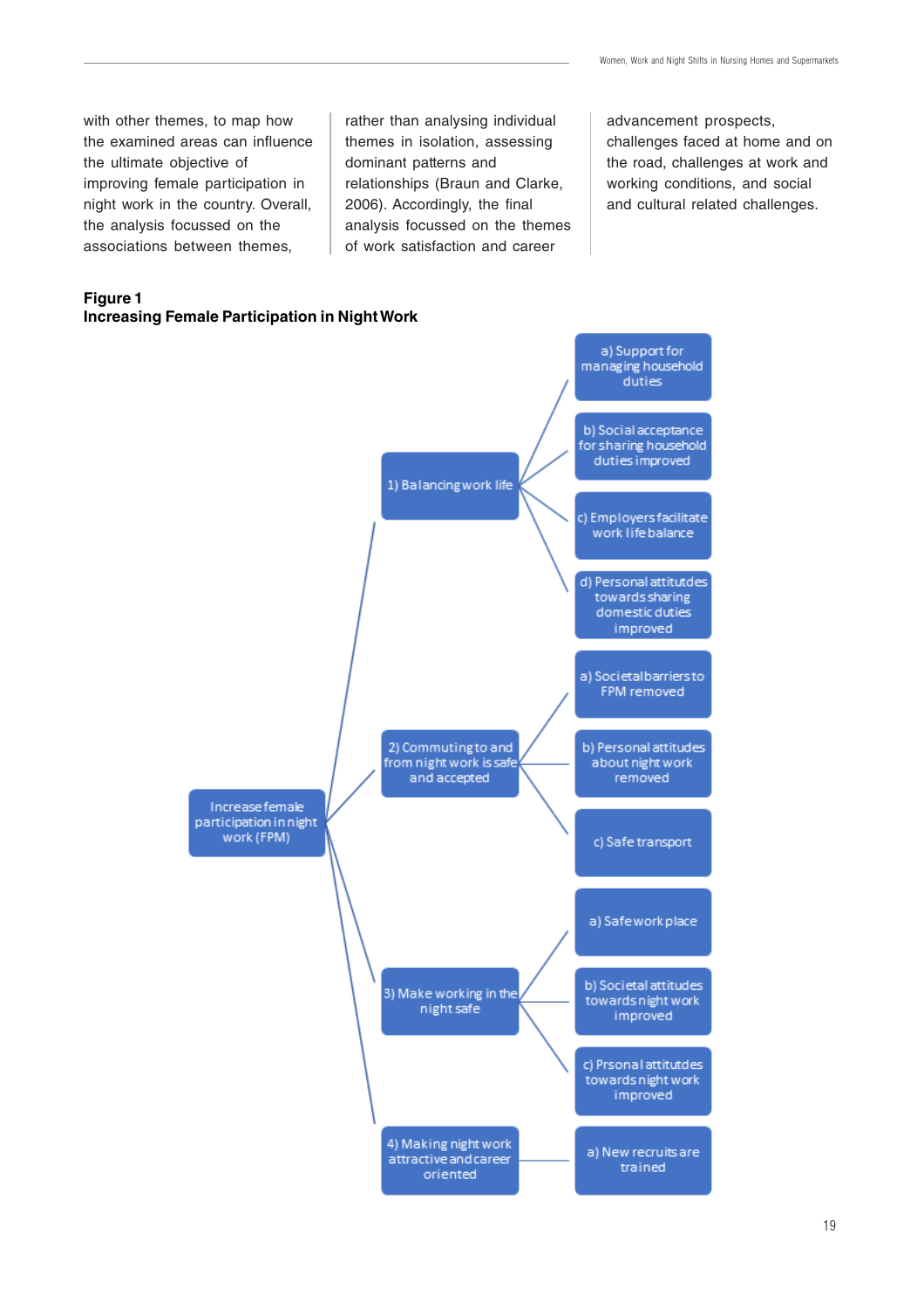with other themes, to map how the examined areas can influence the ultimate objective of improving female participation in night work in the country. Overall, the analysis focussed on the associations between themes, rather than analysing individual themes in isolation, assessing dominant patterns and relationships (Braun and Clarke, 2006). Accordingly, the final analysis focussed on the themes of work satisfaction and career advancement prospects, challenges faced at home and on the road, challenges at work and working conditions, and social and cultural related challenges.

**Figure 1**
**Increasing Female Participation in Night Work**

- Increase female participation in night work (FPM)
  - 1) Balancing work life
    - a) Support for managing household duties
    - b) Social acceptance for sharing household duties improved
    - c) Employers facilitate work life balance
    - d) Personal attitutdes towards sharing domestic duties improved
  - 2) Commuting to and from night work is safe and accepted
    - a) Societal barriers to FPM removed
    - b) Personal attitudes about night work removed
    - c) Safe transport
  - 3) Make working in the night safe
    - a) Safe work place
    - b) Societal attitudes towards night work improved
    - c) Prsonal attitutdes towards night work improved
  - 4) Making night work attractive and career oriented
    - a) New recruits are trained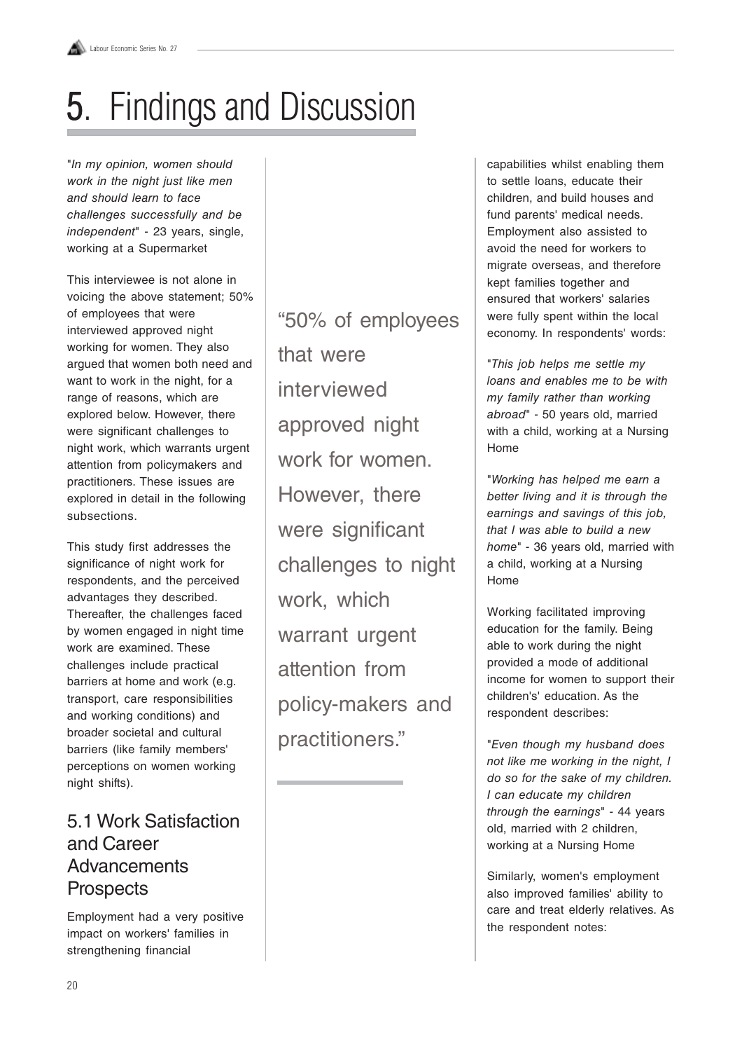᠎# 5. Findings and Discussion

"*In my opinion, women should work in the night just like men and should learn to face challenges successfully and be independent*" - 23 years, single, working at a Supermarket

This interviewee is not alone in voicing the above statement; 50% of employees that were interviewed approved night working for women. They also argued that women both need and want to work in the night, for a range of reasons, which are explored below. However, there were significant challenges to night work, which warrants urgent attention from policymakers and practitioners. These issues are explored in detail in the following subsections.

"50% of employees that were interviewed approved night work for women. However, there were significant challenges to night work, which warrant urgent attention from policy-makers and practitioners."

This study first addresses the significance of night work for respondents, and the perceived advantages they described. Thereafter, the challenges faced by women engaged in night time work are examined. These challenges include practical barriers at home and work (e.g. transport, care responsibilities and working conditions) and broader societal and cultural barriers (like family members' perceptions on women working night shifts).

## 5.1 Work Satisfaction and Career Advancements Prospects

Employment had a very positive impact on workers' families in strengthening financial capabilities whilst enabling them to settle loans, educate their children, and build houses and fund parents' medical needs. Employment also assisted to avoid the need for workers to migrate overseas, and therefore kept families together and ensured that workers' salaries were fully spent within the local economy. In respondents' words:

"*This job helps me settle my loans and enables me to be with my family rather than working abroad*" - 50 years old, married with a child, working at a Nursing Home

"*Working has helped me earn a better living and it is through the earnings and savings of this job, that I was able to build a new home*" - 36 years old, married with a child, working at a Nursing Home

Working facilitated improving education for the family. Being able to work during the night provided a mode of additional income for women to support their children's' education. As the respondent describes:

"*Even though my husband does not like me working in the night, I do so for the sake of my children. I can educate my children through the earnings*" - 44 years old, married with 2 children, working at a Nursing Home

Similarly, women's employment also improved families' ability to care and treat elderly relatives. As the respondent notes: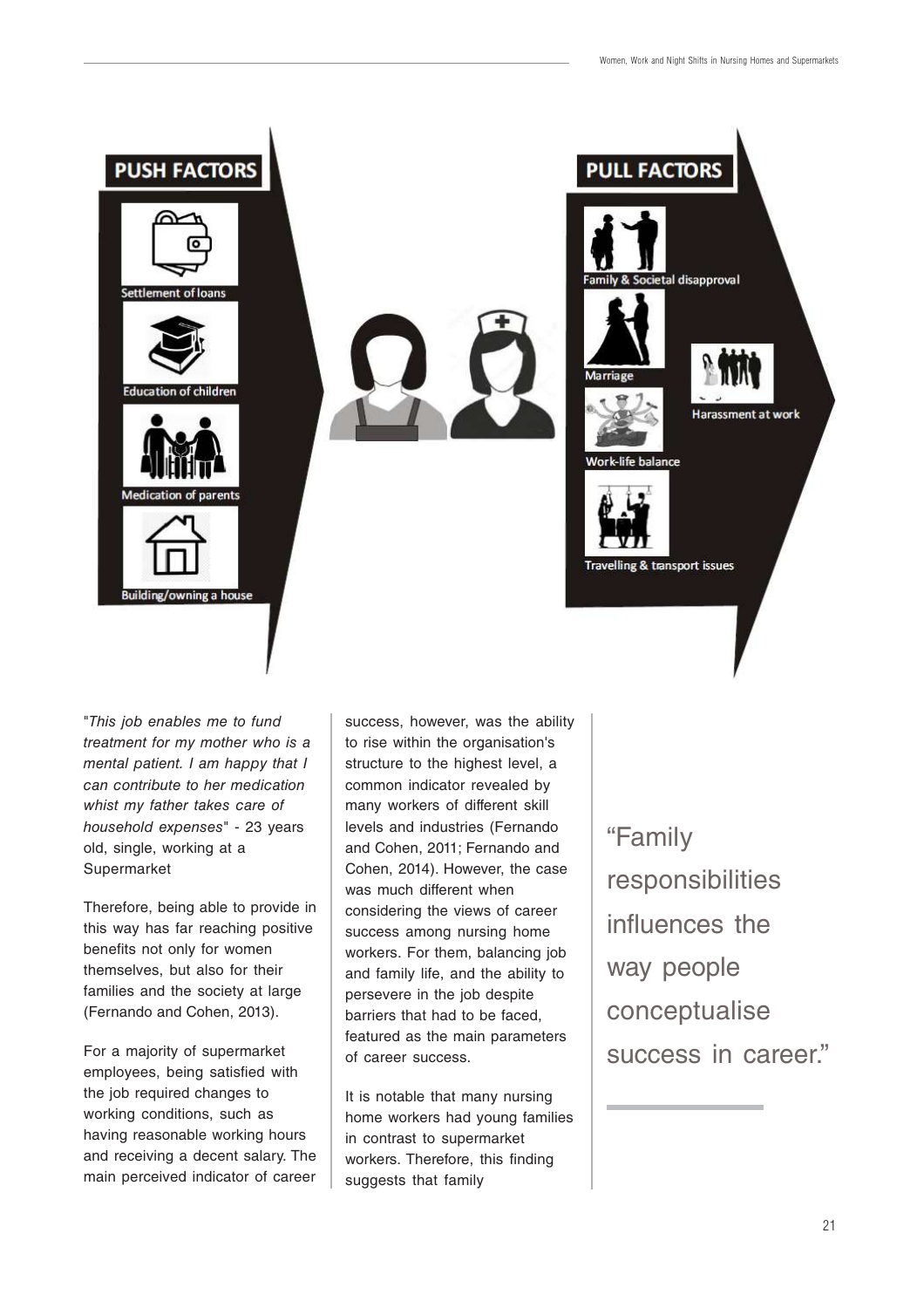**PUSH FACTORS**

- Settlement of loans
- Education of children
- Medication of parents
- Building/owning a house

**PULL FACTORS**

- Family & Societal disapproval
- Marriage
- Harassment at work
- Work-life balance
- Travelling & transport issues

"*This job enables me to fund treatment for my mother who is a mental patient. I am happy that I can contribute to her medication whist my father takes care of household expenses*" - 23 years old, single, working at a Supermarket

Therefore, being able to provide in this way has far reaching positive benefits not only for women themselves, but also for their families and the society at large (Fernando and Cohen, 2013).

For a majority of supermarket employees, being satisfied with the job required changes to working conditions, such as having reasonable working hours and receiving a decent salary. The main perceived indicator of career success, however, was the ability to rise within the organisation's structure to the highest level, a common indicator revealed by many workers of different skill levels and industries (Fernando and Cohen, 2011; Fernando and Cohen, 2014). However, the case was much different when considering the views of career success among nursing home workers. For them, balancing job and family life, and the ability to persevere in the job despite barriers that had to be faced, featured as the main parameters of career success.

It is notable that many nursing home workers had young families in contrast to supermarket workers. Therefore, this finding suggests that family

> "Family responsibilities influences the way people conceptualise success in career."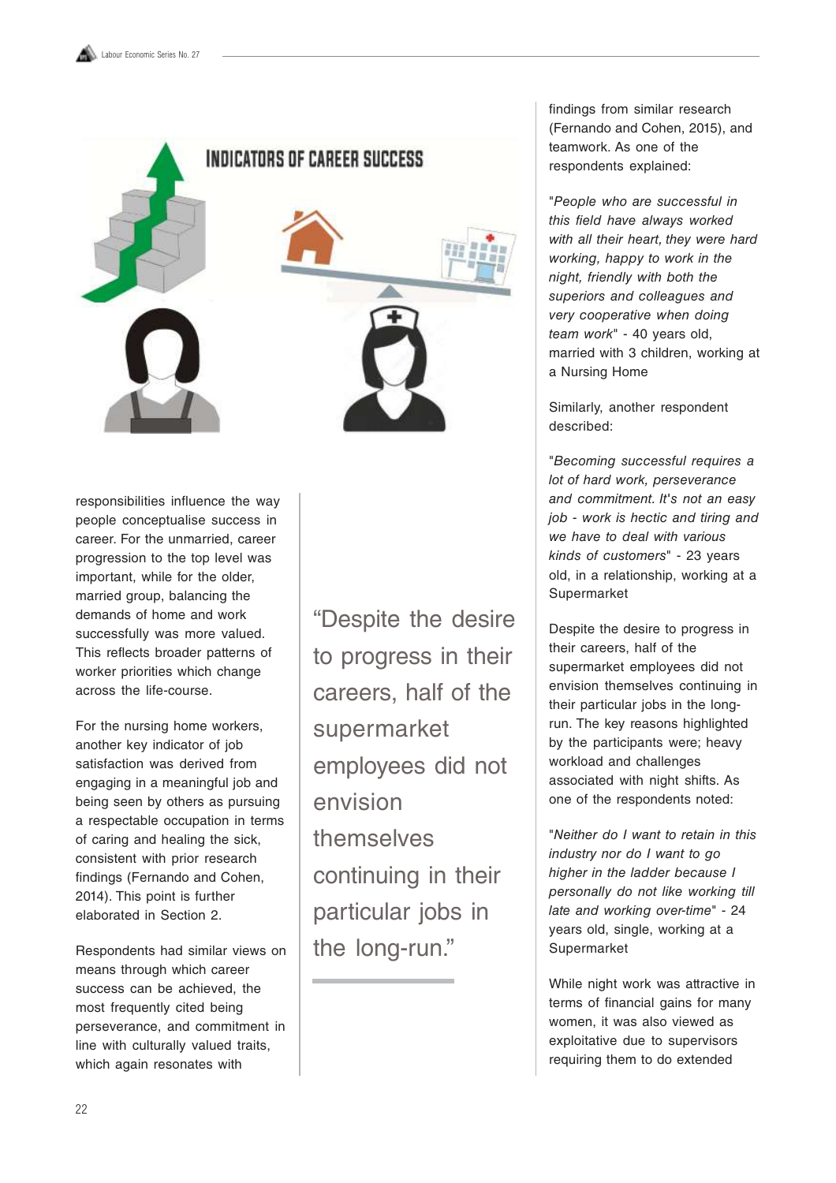INDICATORS OF CAREER SUCCESS

responsibilities influence the way people conceptualise success in career. For the unmarried, career progression to the top level was important, while for the older, married group, balancing the demands of home and work successfully was more valued. This reflects broader patterns of worker priorities which change across the life-course.

For the nursing home workers, another key indicator of job satisfaction was derived from engaging in a meaningful job and being seen by others as pursuing a respectable occupation in terms of caring and healing the sick, consistent with prior research findings (Fernando and Cohen, 2014). This point is further elaborated in Section 2.

Respondents had similar views on means through which career success can be achieved, the most frequently cited being perseverance, and commitment in line with culturally valued traits, which again resonates with findings from similar research (Fernando and Cohen, 2015), and teamwork. As one of the respondents explained:

"*People who are successful in this field have always worked with all their heart, they were hard working, happy to work in the night, friendly with both the superiors and colleagues and very cooperative when doing team work*" - 40 years old, married with 3 children, working at a Nursing Home

Similarly, another respondent described:

"*Becoming successful requires a lot of hard work, perseverance and commitment. It's not an easy job - work is hectic and tiring and we have to deal with various kinds of customers*" - 23 years old, in a relationship, working at a Supermarket

> "Despite the desire to progress in their careers, half of the supermarket employees did not envision themselves continuing in their particular jobs in the long-run."

Despite the desire to progress in their careers, half of the supermarket employees did not envision themselves continuing in their particular jobs in the long-run. The key reasons highlighted by the participants were; heavy workload and challenges associated with night shifts. As one of the respondents noted:

"*Neither do I want to retain in this industry nor do I want to go higher in the ladder because I personally do not like working till late and working over-time*" - 24 years old, single, working at a Supermarket

While night work was attractive in terms of financial gains for many women, it was also viewed as exploitative due to supervisors requiring them to do extended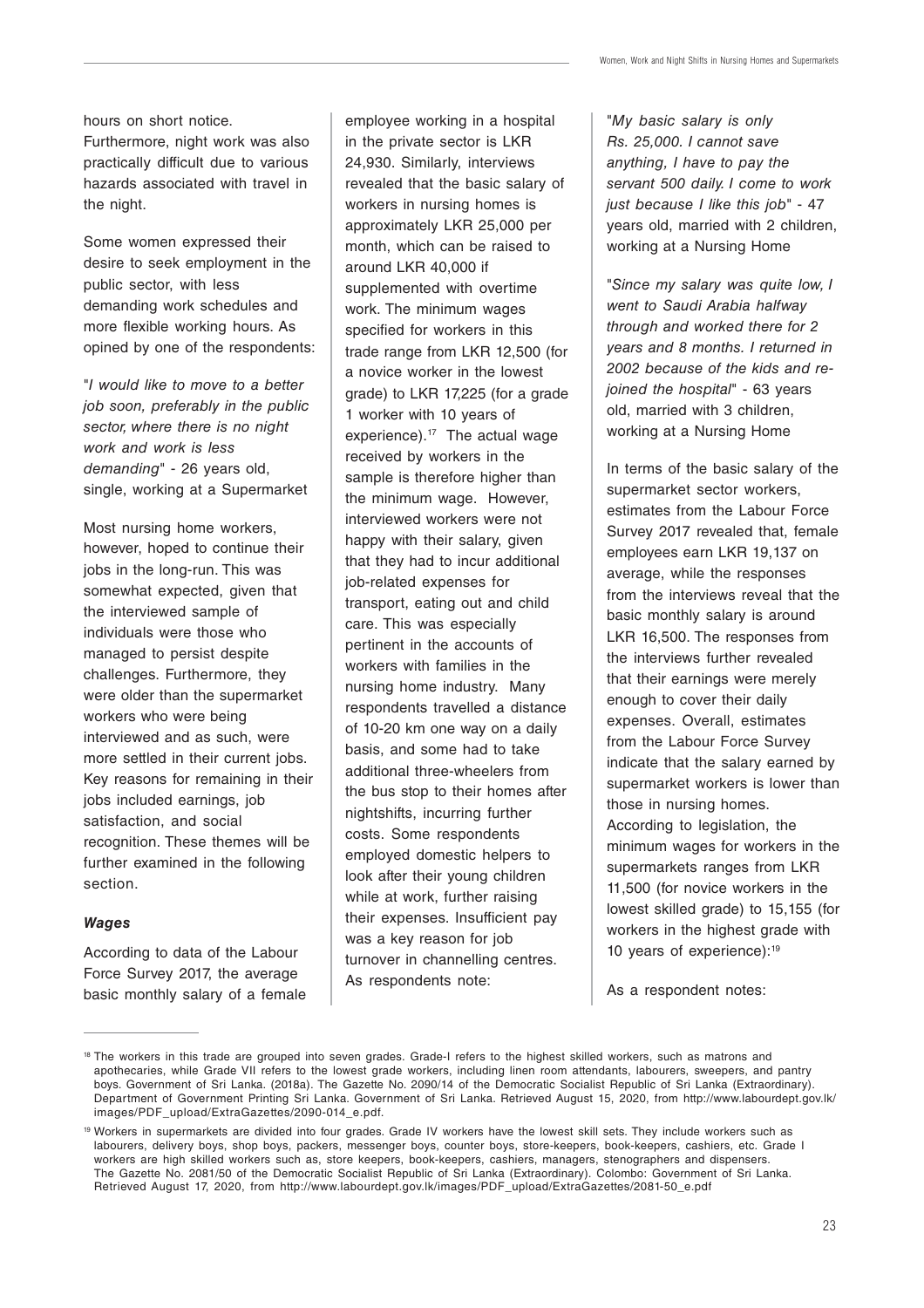hours on short notice. Furthermore, night work was also practically difficult due to various hazards associated with travel in the night.

Some women expressed their desire to seek employment in the public sector, with less demanding work schedules and more flexible working hours. As opined by one of the respondents:

"*I would like to move to a better job soon, preferably in the public sector, where there is no night work and work is less demanding*" - 26 years old, single, working at a Supermarket

Most nursing home workers, however, hoped to continue their jobs in the long-run. This was somewhat expected, given that the interviewed sample of individuals were those who managed to persist despite challenges. Furthermore, they were older than the supermarket workers who were being interviewed and as such, were more settled in their current jobs. Key reasons for remaining in their jobs included earnings, job satisfaction, and social recognition. These themes will be further examined in the following section.

### *Wages*

According to data of the Labour Force Survey 2017, the average basic monthly salary of a female employee working in a hospital in the private sector is LKR 24,930. Similarly, interviews revealed that the basic salary of workers in nursing homes is approximately LKR 25,000 per month, which can be raised to around LKR 40,000 if supplemented with overtime work. The minimum wages specified for workers in this trade range from LKR 12,500 (for a novice worker in the lowest grade) to LKR 17,225 (for a grade 1 worker with 10 years of experience).[17] The actual wage received by workers in the sample is therefore higher than the minimum wage. However, interviewed workers were not happy with their salary, given that they had to incur additional job-related expenses for transport, eating out and child care. This was especially pertinent in the accounts of workers with families in the nursing home industry. Many respondents travelled a distance of 10-20 km one way on a daily basis, and some had to take additional three-wheelers from the bus stop to their homes after nightshifts, incurring further costs. Some respondents employed domestic helpers to look after their young children while at work, further raising their expenses. Insufficient pay was a key reason for job turnover in channelling centres. As respondents note:

"*My basic salary is only Rs. 25,000. I cannot save anything, I have to pay the servant 500 daily. I come to work just because I like this job*" - 47 years old, married with 2 children, working at a Nursing Home

"*Since my salary was quite low, I went to Saudi Arabia halfway through and worked there for 2 years and 8 months. I returned in 2002 because of the kids and re-joined the hospital*" - 63 years old, married with 3 children, working at a Nursing Home

In terms of the basic salary of the supermarket sector workers, estimates from the Labour Force Survey 2017 revealed that, female employees earn LKR 19,137 on average, while the responses from the interviews reveal that the basic monthly salary is around LKR 16,500. The responses from the interviews further revealed that their earnings were merely enough to cover their daily expenses. Overall, estimates from the Labour Force Survey indicate that the salary earned by supermarket workers is lower than those in nursing homes. According to legislation, the minimum wages for workers in the supermarkets ranges from LKR 11,500 (for novice workers in the lowest skilled grade) to 15,155 (for workers in the highest grade with 10 years of experience):[19]

As a respondent notes:

---

[18] The workers in this trade are grouped into seven grades. Grade-I refers to the highest skilled workers, such as matrons and apothecaries, while Grade VII refers to the lowest grade workers, including linen room attendants, labourers, sweepers, and pantry boys. Government of Sri Lanka. (2018a). The Gazette No. 2090/14 of the Democratic Socialist Republic of Sri Lanka (Extraordinary). Department of Government Printing Sri Lanka. Government of Sri Lanka. Retrieved August 15, 2020, from http://www.labourdept.gov.lk/images/PDF_upload/ExtraGazettes/2090-014_e.pdf.

[19] Workers in supermarkets are divided into four grades. Grade IV workers have the lowest skill sets. They include workers such as labourers, delivery boys, shop boys, packers, messenger boys, counter boys, store-keepers, book-keepers, cashiers, etc. Grade I workers are high skilled workers such as, store keepers, book-keepers, cashiers, managers, stenographers and dispensers. The Gazette No. 2081/50 of the Democratic Socialist Republic of Sri Lanka (Extraordinary). Colombo: Government of Sri Lanka. Retrieved August 17, 2020, from http://www.labourdept.gov.lk/images/PDF_upload/ExtraGazettes/2081-50_e.pdf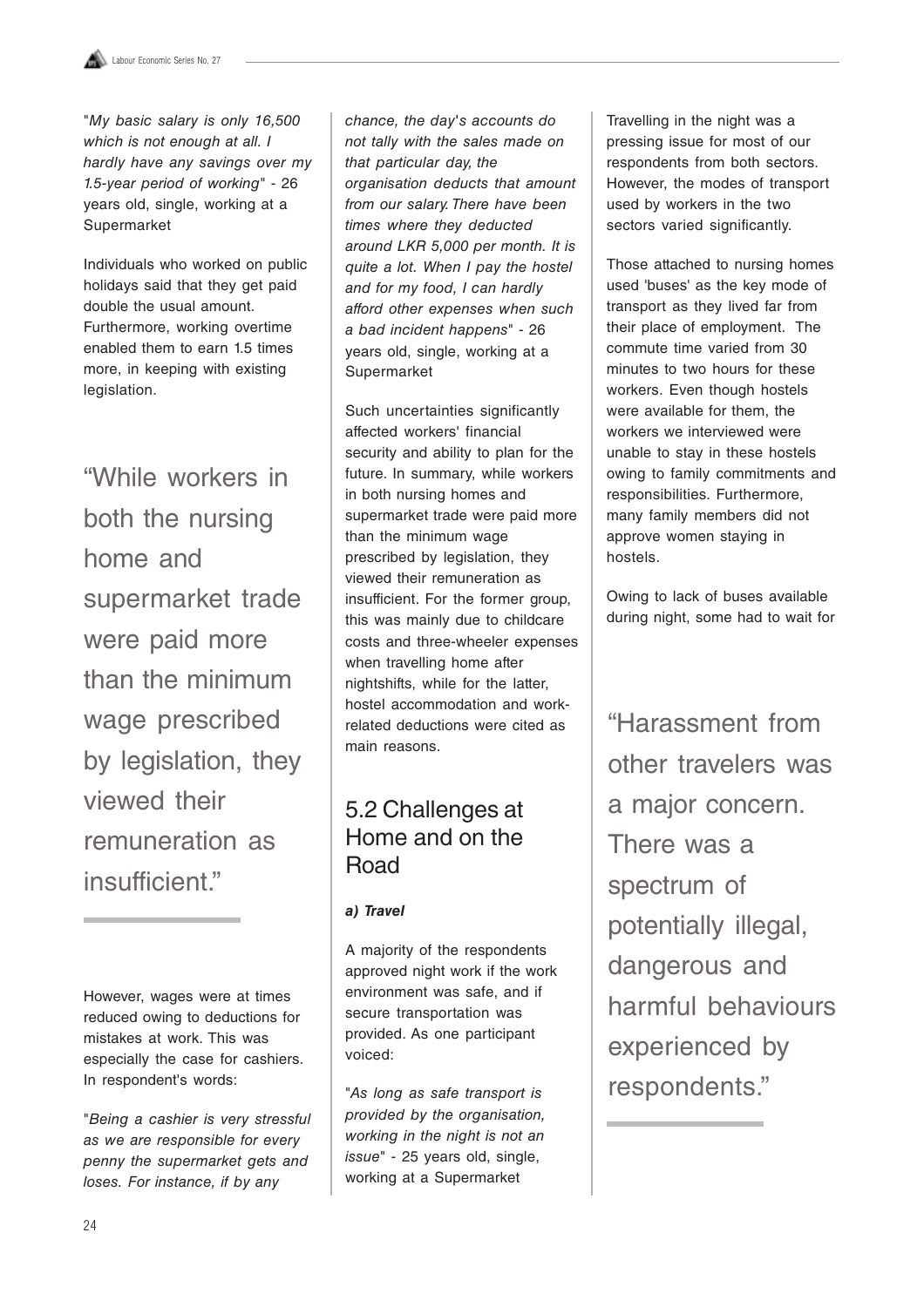"*My basic salary is only 16,500 which is not enough at all. I hardly have any savings over my 1.5-year period of working*" - 26 years old, single, working at a Supermarket

Individuals who worked on public holidays said that they get paid double the usual amount. Furthermore, working overtime enabled them to earn 1.5 times more, in keeping with existing legislation.

> "While workers in both the nursing home and supermarket trade were paid more than the minimum wage prescribed by legislation, they viewed their remuneration as insufficient."

However, wages were at times reduced owing to deductions for mistakes at work. This was especially the case for cashiers. In respondent's words:

"*Being a cashier is very stressful as we are responsible for every penny the supermarket gets and loses. For instance, if by any chance, the day's accounts do not tally with the sales made on that particular day, the organisation deducts that amount from our salary. There have been times where they deducted around LKR 5,000 per month. It is quite a lot. When I pay the hostel and for my food, I can hardly afford other expenses when such a bad incident happens*" - 26 years old, single, working at a Supermarket

Such uncertainties significantly affected workers' financial security and ability to plan for the future. In summary, while workers in both nursing homes and supermarket trade were paid more than the minimum wage prescribed by legislation, they viewed their remuneration as insufficient. For the former group, this was mainly due to childcare costs and three-wheeler expenses when travelling home after nightshifts, while for the latter, hostel accommodation and work-related deductions were cited as main reasons.

## 5.2 Challenges at Home and on the Road

### *a) Travel*

A majority of the respondents approved night work if the work environment was safe, and if secure transportation was provided. As one participant voiced:

"*As long as safe transport is provided by the organisation, working in the night is not an issue*" - 25 years old, single, working at a Supermarket

Travelling in the night was a pressing issue for most of our respondents from both sectors. However, the modes of transport used by workers in the two sectors varied significantly.

Those attached to nursing homes used 'buses' as the key mode of transport as they lived far from their place of employment. The commute time varied from 30 minutes to two hours for these workers. Even though hostels were available for them, the workers we interviewed were unable to stay in these hostels owing to family commitments and responsibilities. Furthermore, many family members did not approve women staying in hostels.

Owing to lack of buses available during night, some had to wait for

> "Harassment from other travelers was a major concern. There was a spectrum of potentially illegal, dangerous and harmful behaviours experienced by respondents."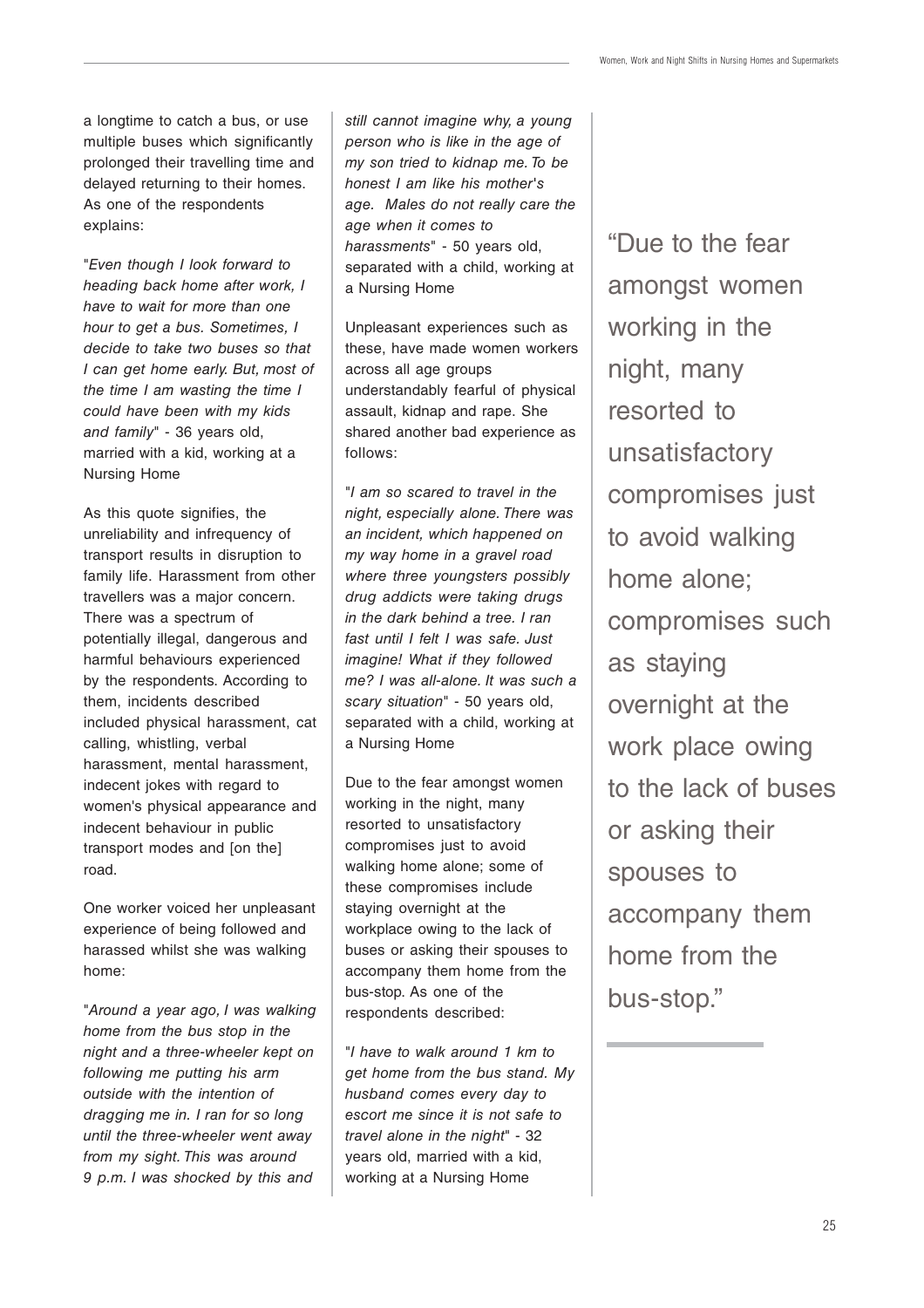a longtime to catch a bus, or use multiple buses which significantly prolonged their travelling time and delayed returning to their homes. As one of the respondents explains:

"*Even though I look forward to heading back home after work, I have to wait for more than one hour to get a bus. Sometimes, I decide to take two buses so that I can get home early. But, most of the time I am wasting the time I could have been with my kids and family*" - 36 years old, married with a kid, working at a Nursing Home

As this quote signifies, the unreliability and infrequency of transport results in disruption to family life. Harassment from other travellers was a major concern. There was a spectrum of potentially illegal, dangerous and harmful behaviours experienced by the respondents. According to them, incidents described included physical harassment, cat calling, whistling, verbal harassment, mental harassment, indecent jokes with regard to women's physical appearance and indecent behaviour in public transport modes and [on the] road.

One worker voiced her unpleasant experience of being followed and harassed whilst she was walking home:

"*Around a year ago, I was walking home from the bus stop in the night and a three-wheeler kept on following me putting his arm outside with the intention of dragging me in. I ran for so long until the three-wheeler went away from my sight. This was around 9 p.m. I was shocked by this and still cannot imagine why, a young person who is like in the age of my son tried to kidnap me. To be honest I am like his mother's age. Males do not really care the age when it comes to harassments*" - 50 years old, separated with a child, working at a Nursing Home

Unpleasant experiences such as these, have made women workers across all age groups understandably fearful of physical assault, kidnap and rape. She shared another bad experience as follows:

"*I am so scared to travel in the night, especially alone. There was an incident, which happened on my way home in a gravel road where three youngsters possibly drug addicts were taking drugs in the dark behind a tree. I ran fast until I felt I was safe. Just imagine! What if they followed me? I was all-alone. It was such a scary situation*" - 50 years old, separated with a child, working at a Nursing Home

Due to the fear amongst women working in the night, many resorted to unsatisfactory compromises just to avoid walking home alone; some of these compromises include staying overnight at the workplace owing to the lack of buses or asking their spouses to accompany them home from the bus-stop. As one of the respondents described:

"*I have to walk around 1 km to get home from the bus stand. My husband comes every day to escort me since it is not safe to travel alone in the night*" - 32 years old, married with a kid, working at a Nursing Home

> "Due to the fear amongst women working in the night, many resorted to unsatisfactory compromises just to avoid walking home alone; compromises such as staying overnight at the work place owing to the lack of buses or asking their spouses to accompany them home from the bus-stop."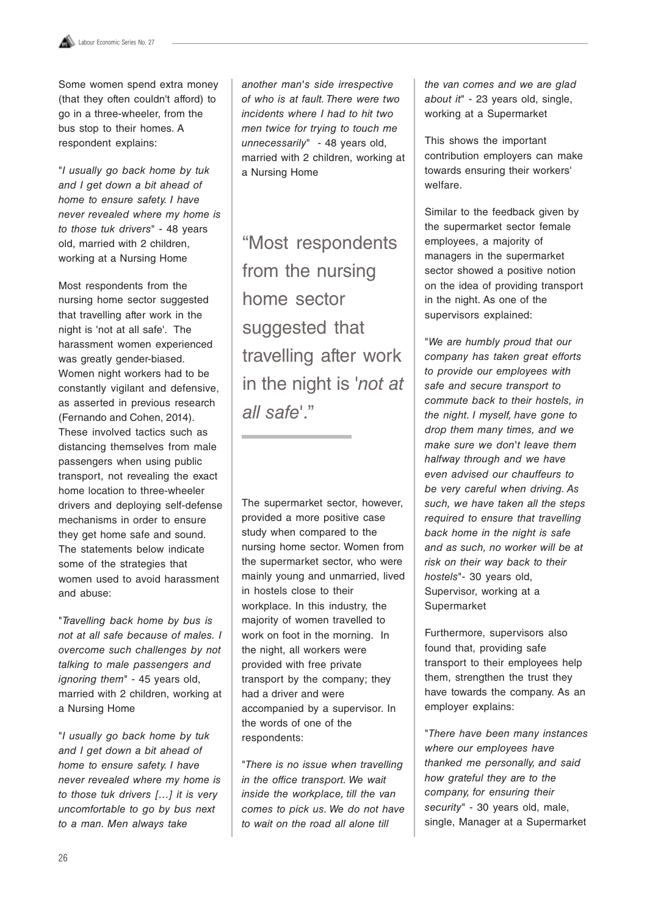Some women spend extra money (that they often couldn't afford) to go in a three-wheeler, from the bus stop to their homes. A respondent explains:

"*I usually go back home by tuk and I get down a bit ahead of home to ensure safety. I have never revealed where my home is to those tuk drivers*" - 48 years old, married with 2 children, working at a Nursing Home

Most respondents from the nursing home sector suggested that travelling after work in the night is 'not at all safe'. The harassment women experienced was greatly gender-biased. Women night workers had to be constantly vigilant and defensive, as asserted in previous research (Fernando and Cohen, 2014). These involved tactics such as distancing themselves from male passengers when using public transport, not revealing the exact home location to three-wheeler drivers and deploying self-defense mechanisms in order to ensure they get home safe and sound. The statements below indicate some of the strategies that women used to avoid harassment and abuse:

"*Travelling back home by bus is not at all safe because of males. I overcome such challenges by not talking to male passengers and ignoring them*" - 45 years old, married with 2 children, working at a Nursing Home

"*I usually go back home by tuk and I get down a bit ahead of home to ensure safety. I have never revealed where my home is to those tuk drivers […] it is very uncomfortable to go by bus next to a man. Men always take another man's side irrespective of who is at fault. There were two incidents where I had to hit two men twice for trying to touch me unnecessarily*" - 48 years old, married with 2 children, working at a Nursing Home

> "Most respondents from the nursing home sector suggested that travelling after work in the night is '*not at all safe*'."

The supermarket sector, however, provided a more positive case study when compared to the nursing home sector. Women from the supermarket sector, who were mainly young and unmarried, lived in hostels close to their workplace. In this industry, the majority of women travelled to work on foot in the morning. In the night, all workers were provided with free private transport by the company; they had a driver and were accompanied by a supervisor. In the words of one of the respondents:

"*There is no issue when travelling in the office transport. We wait inside the workplace, till the van comes to pick us. We do not have to wait on the road all alone till the van comes and we are glad about it*" - 23 years old, single, working at a Supermarket

This shows the important contribution employers can make towards ensuring their workers' welfare.

Similar to the feedback given by the supermarket sector female employees, a majority of managers in the supermarket sector showed a positive notion on the idea of providing transport in the night. As one of the supervisors explained:

"*We are humbly proud that our company has taken great efforts to provide our employees with safe and secure transport to commute back to their hostels, in the night. I myself, have gone to drop them many times, and we make sure we don't leave them halfway through and we have even advised our chauffeurs to be very careful when driving. As such, we have taken all the steps required to ensure that travelling back home in the night is safe and as such, no worker will be at risk on their way back to their hostels*"- 30 years old, Supervisor, working at a Supermarket

Furthermore, supervisors also found that, providing safe transport to their employees help them, strengthen the trust they have towards the company. As an employer explains:

"*There have been many instances where our employees have thanked me personally, and said how grateful they are to the company, for ensuring their security*" - 30 years old, male, single, Manager at a Supermarket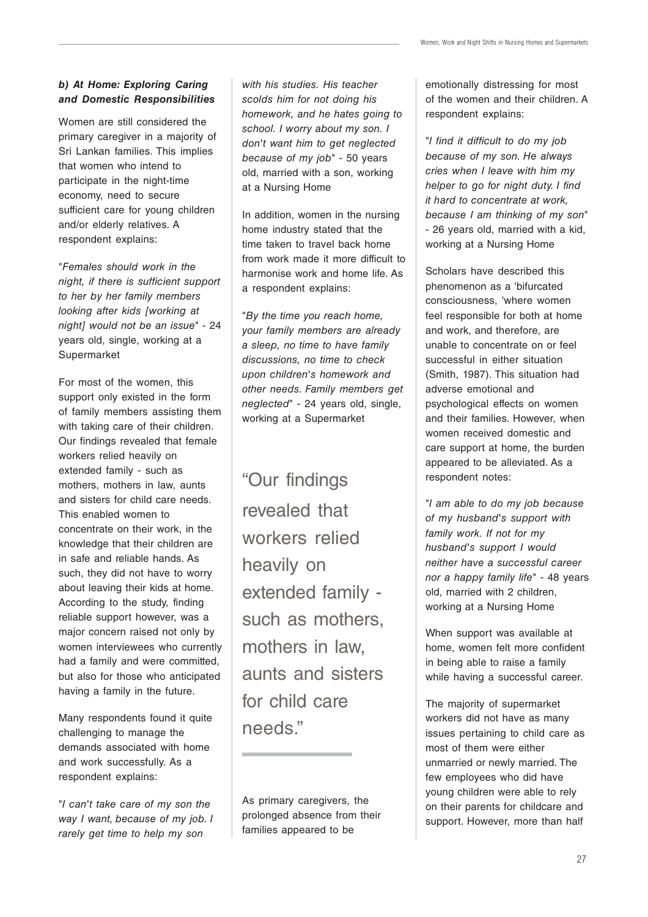#### *b) At Home: Exploring Caring and Domestic Responsibilities*

Women are still considered the primary caregiver in a majority of Sri Lankan families. This implies that women who intend to participate in the night-time economy, need to secure sufficient care for young children and/or elderly relatives. A respondent explains:

"*Females should work in the night, if there is sufficient support to her by her family members looking after kids [working at night] would not be an issue*" - 24 years old, single, working at a Supermarket

For most of the women, this support only existed in the form of family members assisting them with taking care of their children. Our findings revealed that female workers relied heavily on extended family - such as mothers, mothers in law, aunts and sisters for child care needs. This enabled women to concentrate on their work, in the knowledge that their children are in safe and reliable hands. As such, they did not have to worry about leaving their kids at home. According to the study, finding reliable support however, was a major concern raised not only by women interviewees who currently had a family and were committed, but also for those who anticipated having a family in the future.

Many respondents found it quite challenging to manage the demands associated with home and work successfully. As a respondent explains:

"*I can't take care of my son the way I want, because of my job. I rarely get time to help my son with his studies. His teacher scolds him for not doing his homework, and he hates going to school. I worry about my son. I don't want him to get neglected because of my job*" - 50 years old, married with a son, working at a Nursing Home

In addition, women in the nursing home industry stated that the time taken to travel back home from work made it more difficult to harmonise work and home life. As a respondent explains:

"*By the time you reach home, your family members are already a sleep, no time to have family discussions, no time to check upon children's homework and other needs. Family members get neglected*" - 24 years old, single, working at a Supermarket

> "Our findings revealed that workers relied heavily on extended family - such as mothers, mothers in law, aunts and sisters for child care needs."

As primary caregivers, the prolonged absence from their families appeared to be emotionally distressing for most of the women and their children. A respondent explains:

"*I find it difficult to do my job because of my son. He always cries when I leave with him my helper to go for night duty. I find it hard to concentrate at work, because I am thinking of my son*" - 26 years old, married with a kid, working at a Nursing Home

Scholars have described this phenomenon as a 'bifurcated consciousness, 'where women feel responsible for both at home and work, and therefore, are unable to concentrate on or feel successful in either situation (Smith, 1987). This situation had adverse emotional and psychological effects on women and their families. However, when women received domestic and care support at home, the burden appeared to be alleviated. As a respondent notes:

"*I am able to do my job because of my husband's support with family work. If not for my husband's support I would neither have a successful career nor a happy family life*" - 48 years old, married with 2 children, working at a Nursing Home

When support was available at home, women felt more confident in being able to raise a family while having a successful career.

The majority of supermarket workers did not have as many issues pertaining to child care as most of them were either unmarried or newly married. The few employees who did have young children were able to rely on their parents for childcare and support. However, more than half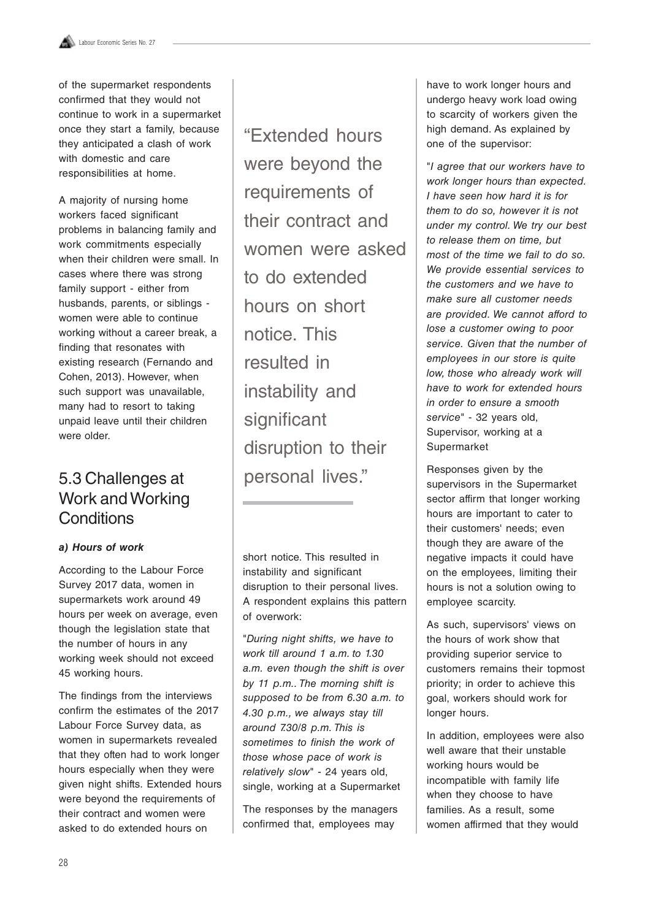of the supermarket respondents confirmed that they would not continue to work in a supermarket once they start a family, because they anticipated a clash of work with domestic and care responsibilities at home.

A majority of nursing home workers faced significant problems in balancing family and work commitments especially when their children were small. In cases where there was strong family support - either from husbands, parents, or siblings - women were able to continue working without a career break, a finding that resonates with existing research (Fernando and Cohen, 2013). However, when such support was unavailable, many had to resort to taking unpaid leave until their children were older.

## 5.3 Challenges at Work and Working Conditions

### *a) Hours of work*

According to the Labour Force Survey 2017 data, women in supermarkets work around 49 hours per week on average, even though the legislation state that the number of hours in any working week should not exceed 45 working hours.

The findings from the interviews confirm the estimates of the 2017 Labour Force Survey data, as women in supermarkets revealed that they often had to work longer hours especially when they were given night shifts. Extended hours were beyond the requirements of their contract and women were asked to do extended hours on short notice. This resulted in instability and significant disruption to their personal lives. A respondent explains this pattern of overwork:

"*During night shifts, we have to work till around 1 a.m. to 1.30 a.m. even though the shift is over by 11 p.m.. The morning shift is supposed to be from 6.30 a.m. to 4.30 p.m., we always stay till around 7.30/8 p.m. This is sometimes to finish the work of those whose pace of work is relatively slow*" - 24 years old, single, working at a Supermarket

The responses by the managers confirmed that, employees may have to work longer hours and undergo heavy work load owing to scarcity of workers given the high demand. As explained by one of the supervisor:

"*I agree that our workers have to work longer hours than expected. I have seen how hard it is for them to do so, however it is not under my control. We try our best to release them on time, but most of the time we fail to do so. We provide essential services to the customers and we have to make sure all customer needs are provided. We cannot afford to lose a customer owing to poor service. Given that the number of employees in our store is quite low, those who already work will have to work for extended hours in order to ensure a smooth service*" - 32 years old, Supervisor, working at a Supermarket

Responses given by the supervisors in the Supermarket sector affirm that longer working hours are important to cater to their customers' needs; even though they are aware of the negative impacts it could have on the employees, limiting their hours is not a solution owing to employee scarcity.

As such, supervisors' views on the hours of work show that providing superior service to customers remains their topmost priority; in order to achieve this goal, workers should work for longer hours.

In addition, employees were also well aware that their unstable working hours would be incompatible with family life when they choose to have families. As a result, some women affirmed that they would

> "Extended hours were beyond the requirements of their contract and women were asked to do extended hours on short notice. This resulted in instability and significant disruption to their personal lives."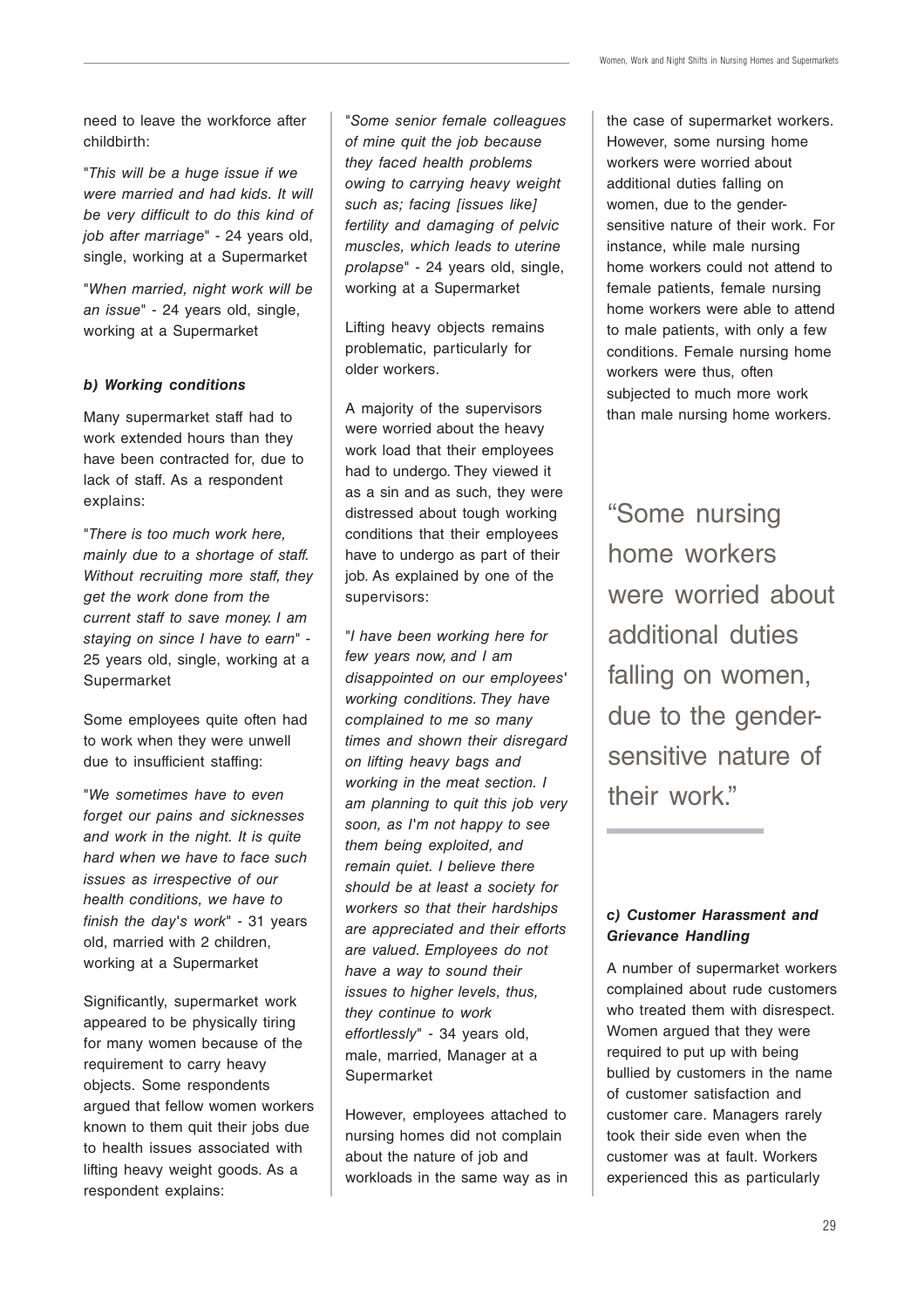need to leave the workforce after childbirth:

"*This will be a huge issue if we were married and had kids. It will be very difficult to do this kind of job after marriage*" - 24 years old, single, working at a Supermarket

"*When married, night work will be an issue*" - 24 years old, single, working at a Supermarket

#### *b) Working conditions*

Many supermarket staff had to work extended hours than they have been contracted for, due to lack of staff. As a respondent explains:

"*There is too much work here, mainly due to a shortage of staff. Without recruiting more staff, they get the work done from the current staff to save money. I am staying on since I have to earn*" - 25 years old, single, working at a Supermarket

Some employees quite often had to work when they were unwell due to insufficient staffing:

"*We sometimes have to even forget our pains and sicknesses and work in the night. It is quite hard when we have to face such issues as irrespective of our health conditions, we have to finish the day's work*" - 31 years old, married with 2 children, working at a Supermarket

Significantly, supermarket work appeared to be physically tiring for many women because of the requirement to carry heavy objects. Some respondents argued that fellow women workers known to them quit their jobs due to health issues associated with lifting heavy weight goods. As a respondent explains:

"*Some senior female colleagues of mine quit the job because they faced health problems owing to carrying heavy weight such as; facing [issues like] fertility and damaging of pelvic muscles, which leads to uterine prolapse*" - 24 years old, single, working at a Supermarket

Lifting heavy objects remains problematic, particularly for older workers.

A majority of the supervisors were worried about the heavy work load that their employees had to undergo. They viewed it as a sin and as such, they were distressed about tough working conditions that their employees have to undergo as part of their job. As explained by one of the supervisors:

"*I have been working here for few years now, and I am disappointed on our employees' working conditions. They have complained to me so many times and shown their disregard on lifting heavy bags and working in the meat section. I am planning to quit this job very soon, as I'm not happy to see them being exploited, and remain quiet. I believe there should be at least a society for workers so that their hardships are appreciated and their efforts are valued. Employees do not have a way to sound their issues to higher levels, thus, they continue to work effortlessly*" - 34 years old, male, married, Manager at a Supermarket

However, employees attached to nursing homes did not complain about the nature of job and workloads in the same way as in the case of supermarket workers. However, some nursing home workers were worried about additional duties falling on women, due to the gender-sensitive nature of their work. For instance, while male nursing home workers could not attend to female patients, female nursing home workers were able to attend to male patients, with only a few conditions. Female nursing home workers were thus, often subjected to much more work than male nursing home workers.

> "Some nursing home workers were worried about additional duties falling on women, due to the gender-sensitive nature of their work."

#### *c) Customer Harassment and Grievance Handling*

A number of supermarket workers complained about rude customers who treated them with disrespect. Women argued that they were required to put up with being bullied by customers in the name of customer satisfaction and customer care. Managers rarely took their side even when the customer was at fault. Workers experienced this as particularly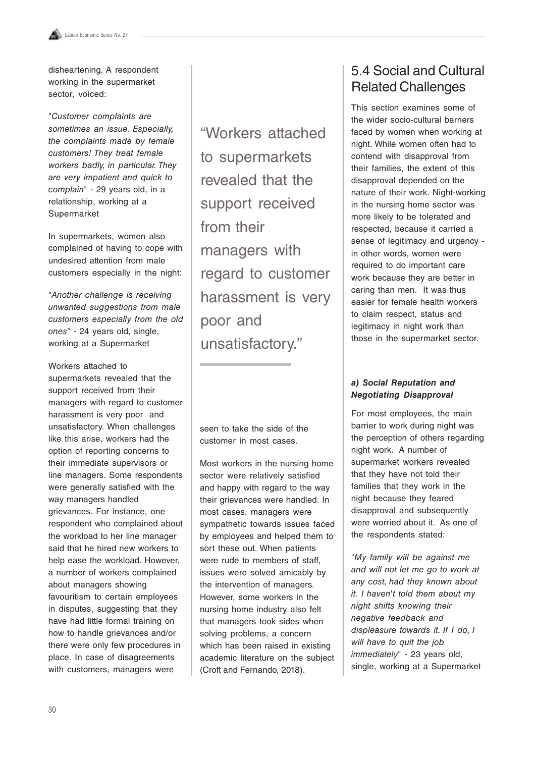disheartening. A respondent working in the supermarket sector, voiced:

"*Customer complaints are sometimes an issue. Especially, the complaints made by female customers! They treat female workers badly, in particular. They are very impatient and quick to complain*" - 29 years old, in a relationship, working at a Supermarket

In supermarkets, women also complained of having to cope with undesired attention from male customers especially in the night:

"*Another challenge is receiving unwanted suggestions from male customers especially from the old ones*" - 24 years old, single, working at a Supermarket

Workers attached to supermarkets revealed that the support received from their managers with regard to customer harassment is very poor and unsatisfactory. When challenges like this arise, workers had the option of reporting concerns to their immediate supervisors or line managers. Some respondents were generally satisfied with the way managers handled grievances. For instance, one respondent who complained about the workload to her line manager said that he hired new workers to help ease the workload. However, a number of workers complained about managers showing favouritism to certain employees in disputes, suggesting that they have had little formal training on how to handle grievances and/or there were only few procedures in place. In case of disagreements with customers, managers were seen to take the side of the customer in most cases.

> "Workers attached to supermarkets revealed that the support received from their managers with regard to customer harassment is very poor and unsatisfactory."

Most workers in the nursing home sector were relatively satisfied and happy with regard to the way their grievances were handled. In most cases, managers were sympathetic towards issues faced by employees and helped them to sort these out. When patients were rude to members of staff, issues were solved amicably by the intervention of managers. However, some workers in the nursing home industry also felt that managers took sides when solving problems, a concern which has been raised in existing academic literature on the subject (Croft and Fernando, 2018).

## 5.4 Social and Cultural Related Challenges

This section examines some of the wider socio-cultural barriers faced by women when working at night. While women often had to contend with disapproval from their families, the extent of this disapproval depended on the nature of their work. Night-working in the nursing home sector was more likely to be tolerated and respected, because it carried a sense of legitimacy and urgency - in other words, women were required to do important care work because they are better in caring than men. It was thus easier for female health workers to claim respect, status and legitimacy in night work than those in the supermarket sector.

### *a) Social Reputation and Negotiating Disapproval*

For most employees, the main barrier to work during night was the perception of others regarding night work. A number of supermarket workers revealed that they have not told their families that they work in the night because they feared disapproval and subsequently were worried about it. As one of the respondents stated:

"*My family will be against me and will not let me go to work at any cost, had they known about it. I haven't told them about my night shifts knowing their negative feedback and displeasure towards it. If I do, I will have to quit the job immediately*" - 23 years old, single, working at a Supermarket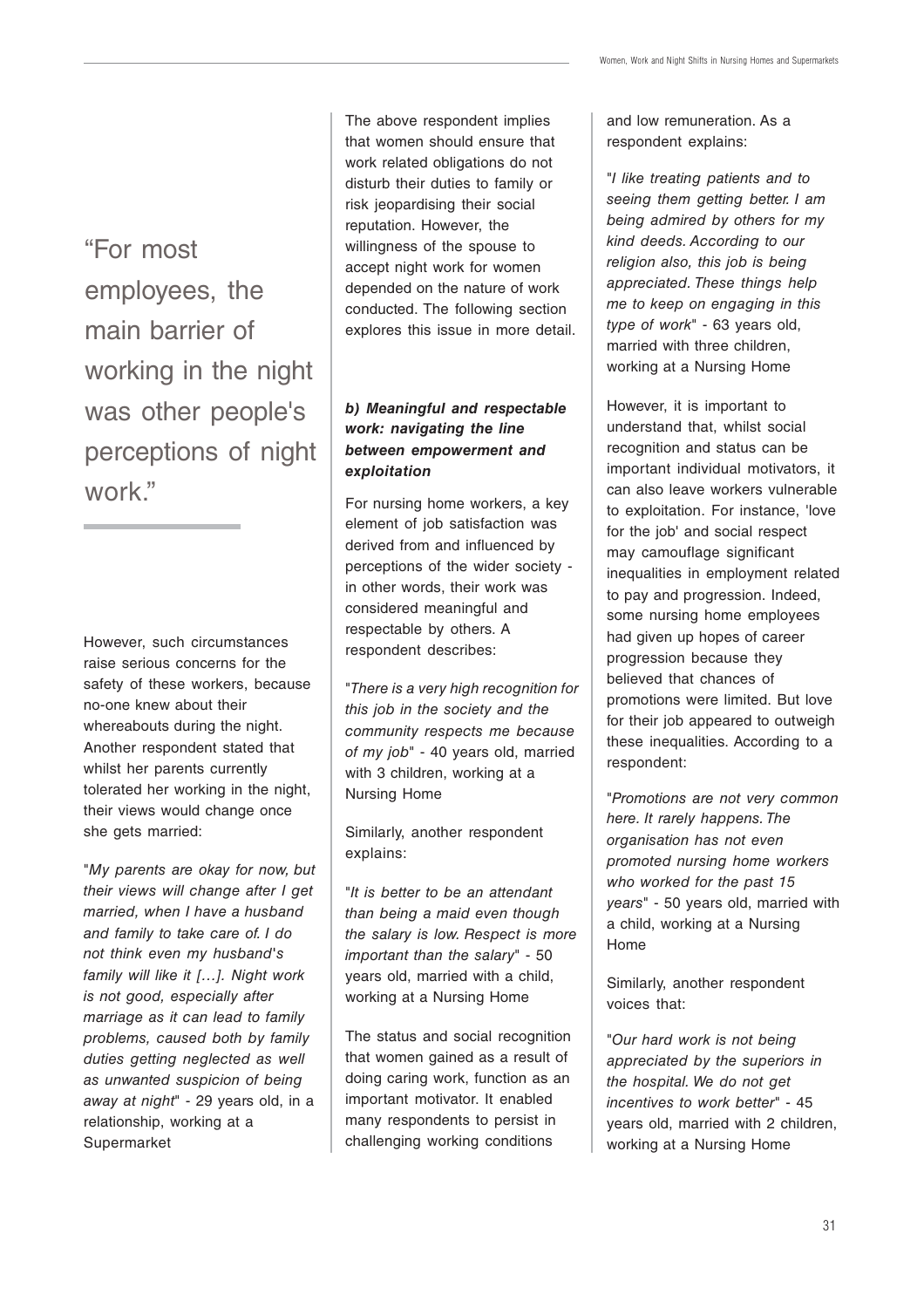> "For most employees, the main barrier of working in the night was other people's perceptions of night work."

However, such circumstances raise serious concerns for the safety of these workers, because no-one knew about their whereabouts during the night. Another respondent stated that whilst her parents currently tolerated her working in the night, their views would change once she gets married:

"*My parents are okay for now, but their views will change after I get married, when I have a husband and family to take care of. I do not think even my husband's family will like it […]. Night work is not good, especially after marriage as it can lead to family problems, caused both by family duties getting neglected as well as unwanted suspicion of being away at night*" - 29 years old, in a relationship, working at a Supermarket

The above respondent implies that women should ensure that work related obligations do not disturb their duties to family or risk jeopardising their social reputation. However, the willingness of the spouse to accept night work for women depended on the nature of work conducted. The following section explores this issue in more detail.

### *b) Meaningful and respectable work: navigating the line between empowerment and exploitation*

For nursing home workers, a key element of job satisfaction was derived from and influenced by perceptions of the wider society - in other words, their work was considered meaningful and respectable by others. A respondent describes:

"*There is a very high recognition for this job in the society and the community respects me because of my job*" - 40 years old, married with 3 children, working at a Nursing Home

Similarly, another respondent explains:

"*It is better to be an attendant than being a maid even though the salary is low. Respect is more important than the salary*" - 50 years old, married with a child, working at a Nursing Home

The status and social recognition that women gained as a result of doing caring work, function as an important motivator. It enabled many respondents to persist in challenging working conditions and low remuneration. As a respondent explains:

"*I like treating patients and to seeing them getting better. I am being admired by others for my kind deeds. According to our religion also, this job is being appreciated. These things help me to keep on engaging in this type of work*" - 63 years old, married with three children, working at a Nursing Home

However, it is important to understand that, whilst social recognition and status can be important individual motivators, it can also leave workers vulnerable to exploitation. For instance, 'love for the job' and social respect may camouflage significant inequalities in employment related to pay and progression. Indeed, some nursing home employees had given up hopes of career progression because they believed that chances of promotions were limited. But love for their job appeared to outweigh these inequalities. According to a respondent:

"*Promotions are not very common here. It rarely happens. The organisation has not even promoted nursing home workers who worked for the past 15 years*" - 50 years old, married with a child, working at a Nursing Home

Similarly, another respondent voices that:

"*Our hard work is not being appreciated by the superiors in the hospital. We do not get incentives to work better*" - 45 years old, married with 2 children, working at a Nursing Home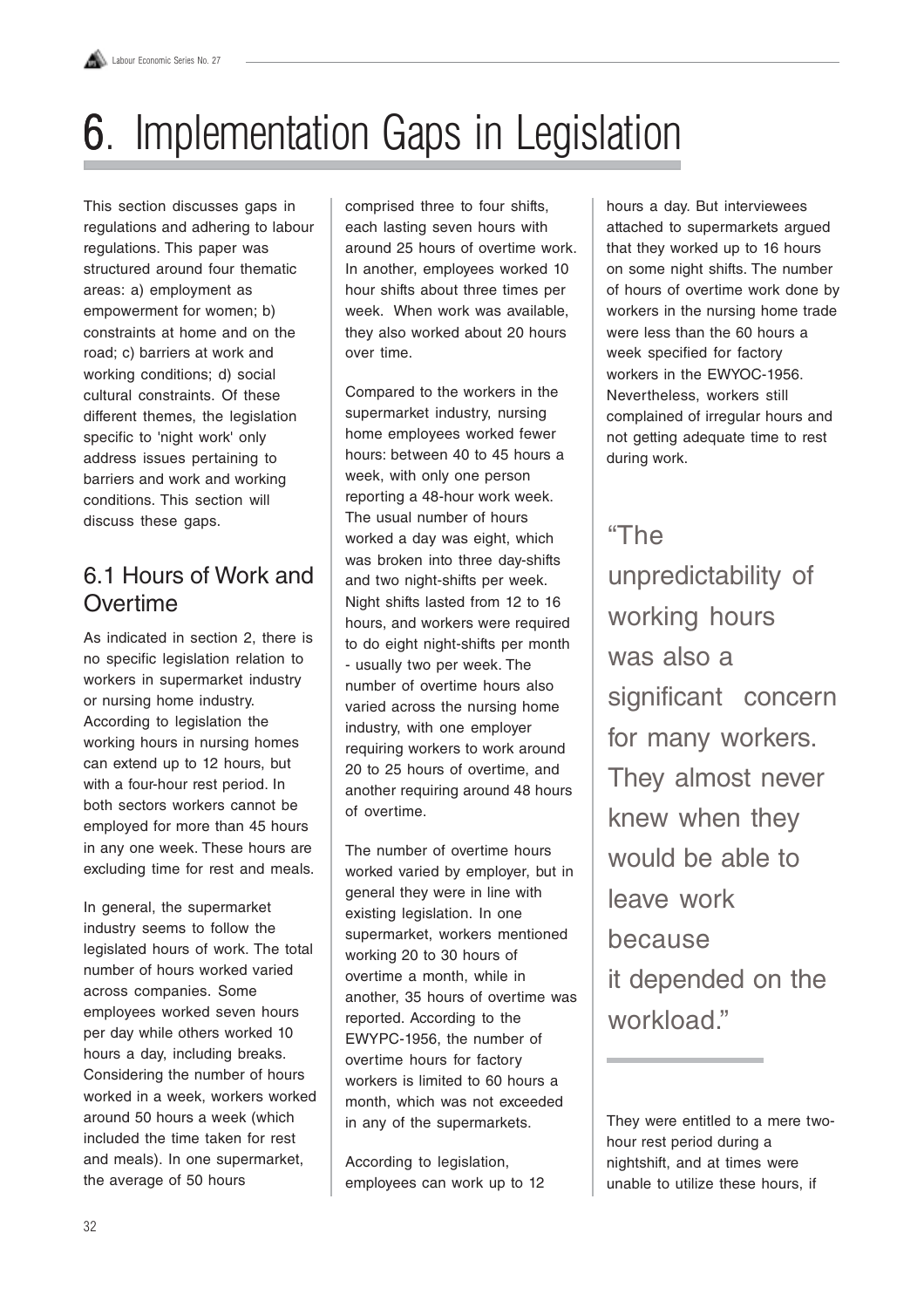# 6. Implementation Gaps in Legislation

This section discusses gaps in regulations and adhering to labour regulations. This paper was structured around four thematic areas: a) employment as empowerment for women; b) constraints at home and on the road; c) barriers at work and working conditions; d) social cultural constraints. Of these different themes, the legislation specific to 'night work' only address issues pertaining to barriers and work and working conditions. This section will discuss these gaps.

## 6.1 Hours of Work and Overtime

As indicated in section 2, there is no specific legislation relation to workers in supermarket industry or nursing home industry. According to legislation the working hours in nursing homes can extend up to 12 hours, but with a four-hour rest period. In both sectors workers cannot be employed for more than 45 hours in any one week. These hours are excluding time for rest and meals.

In general, the supermarket industry seems to follow the legislated hours of work. The total number of hours worked varied across companies. Some employees worked seven hours per day while others worked 10 hours a day, including breaks. Considering the number of hours worked in a week, workers worked around 50 hours a week (which included the time taken for rest and meals). In one supermarket, the average of 50 hours comprised three to four shifts, each lasting seven hours with around 25 hours of overtime work. In another, employees worked 10 hour shifts about three times per week. When work was available, they also worked about 20 hours over time.

Compared to the workers in the supermarket industry, nursing home employees worked fewer hours: between 40 to 45 hours a week, with only one person reporting a 48-hour work week. The usual number of hours worked a day was eight, which was broken into three day-shifts and two night-shifts per week. Night shifts lasted from 12 to 16 hours, and workers were required to do eight night-shifts per month - usually two per week. The number of overtime hours also varied across the nursing home industry, with one employer requiring workers to work around 20 to 25 hours of overtime, and another requiring around 48 hours of overtime.

The number of overtime hours worked varied by employer, but in general they were in line with existing legislation. In one supermarket, workers mentioned working 20 to 30 hours of overtime a month, while in another, 35 hours of overtime was reported. According to the EWYPC-1956, the number of overtime hours for factory workers is limited to 60 hours a month, which was not exceeded in any of the supermarkets.

According to legislation, employees can work up to 12 hours a day. But interviewees attached to supermarkets argued that they worked up to 16 hours on some night shifts. The number of hours of overtime work done by workers in the nursing home trade were less than the 60 hours a week specified for factory workers in the EWYOC-1956. Nevertheless, workers still complained of irregular hours and not getting adequate time to rest during work.

> "The unpredictability of working hours was also a significant concern for many workers. They almost never knew when they would be able to leave work because it depended on the workload."

They were entitled to a mere two-hour rest period during a nightshift, and at times were unable to utilize these hours, if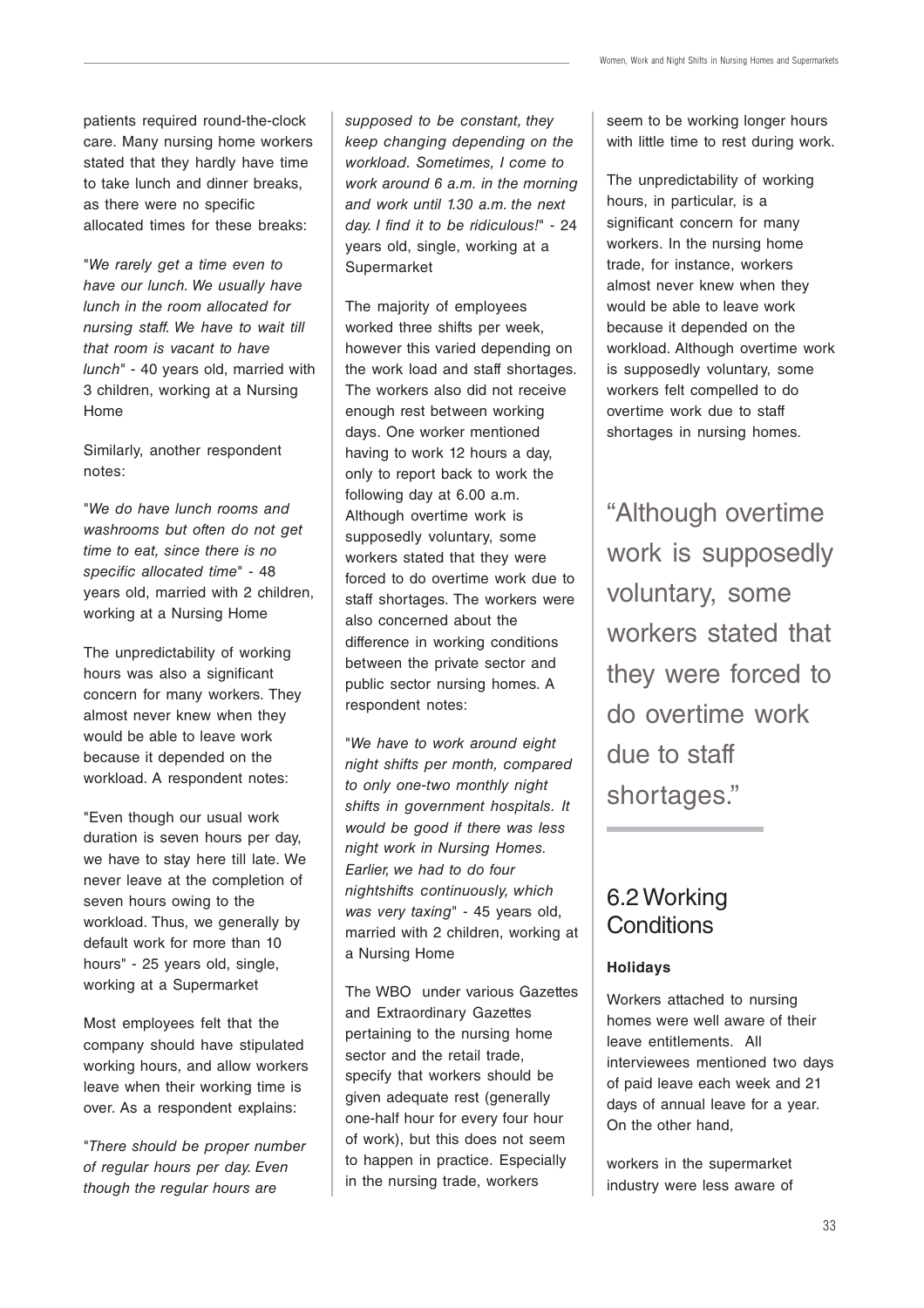patients required round-the-clock care. Many nursing home workers stated that they hardly have time to take lunch and dinner breaks, as there were no specific allocated times for these breaks:

"*We rarely get a time even to have our lunch. We usually have lunch in the room allocated for nursing staff. We have to wait till that room is vacant to have lunch*" - 40 years old, married with 3 children, working at a Nursing Home

Similarly, another respondent notes:

"*We do have lunch rooms and washrooms but often do not get time to eat, since there is no specific allocated time*" - 48 years old, married with 2 children, working at a Nursing Home

The unpredictability of working hours was also a significant concern for many workers. They almost never knew when they would be able to leave work because it depended on the workload. A respondent notes:

"Even though our usual work duration is seven hours per day, we have to stay here till late. We never leave at the completion of seven hours owing to the workload. Thus, we generally by default work for more than 10 hours" - 25 years old, single, working at a Supermarket

Most employees felt that the company should have stipulated working hours, and allow workers leave when their working time is over. As a respondent explains:

"*There should be proper number of regular hours per day. Even though the regular hours are supposed to be constant, they keep changing depending on the workload. Sometimes, I come to work around 6 a.m. in the morning and work until 1.30 a.m. the next day. I find it to be ridiculous!*" - 24 years old, single, working at a Supermarket

The majority of employees worked three shifts per week, however this varied depending on the work load and staff shortages. The workers also did not receive enough rest between working days. One worker mentioned having to work 12 hours a day, only to report back to work the following day at 6.00 a.m. Although overtime work is supposedly voluntary, some workers stated that they were forced to do overtime work due to staff shortages. The workers were also concerned about the difference in working conditions between the private sector and public sector nursing homes. A respondent notes:

"*We have to work around eight night shifts per month, compared to only one-two monthly night shifts in government hospitals. It would be good if there was less night work in Nursing Homes. Earlier, we had to do four nightshifts continuously, which was very taxing*" - 45 years old, married with 2 children, working at a Nursing Home

The WBO under various Gazettes and Extraordinary Gazettes pertaining to the nursing home sector and the retail trade, specify that workers should be given adequate rest (generally one-half hour for every four hour of work), but this does not seem to happen in practice. Especially in the nursing trade, workers seem to be working longer hours with little time to rest during work.

The unpredictability of working hours, in particular, is a significant concern for many workers. In the nursing home trade, for instance, workers almost never knew when they would be able to leave work because it depended on the workload. Although overtime work is supposedly voluntary, some workers felt compelled to do overtime work due to staff shortages in nursing homes.

> "Although overtime work is supposedly voluntary, some workers stated that they were forced to do overtime work due to staff shortages."

## 6.2 Working Conditions

**Holidays**

Workers attached to nursing homes were well aware of their leave entitlements. All interviewees mentioned two days of paid leave each week and 21 days of annual leave for a year. On the other hand,

workers in the supermarket industry were less aware of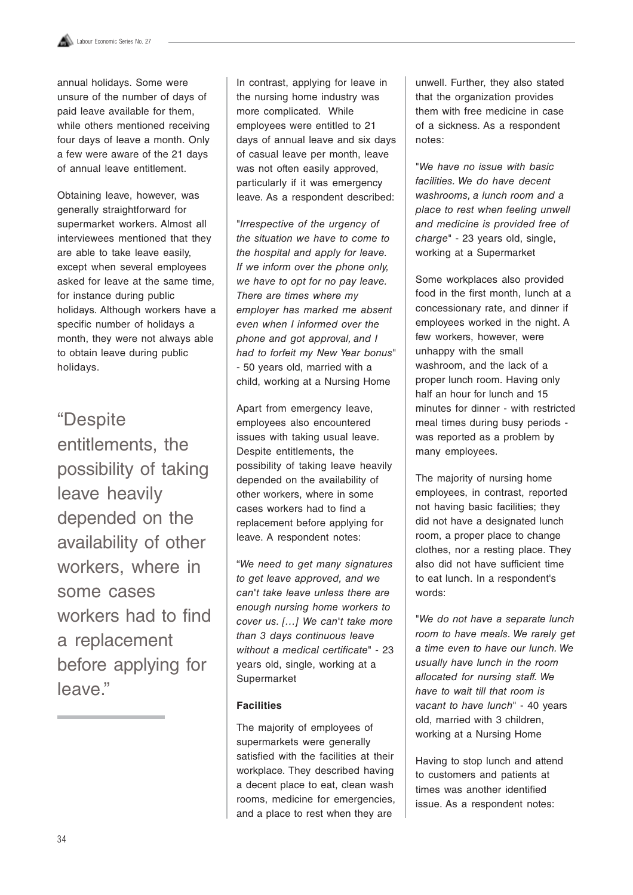annual holidays. Some were unsure of the number of days of paid leave available for them, while others mentioned receiving four days of leave a month. Only a few were aware of the 21 days of annual leave entitlement.

Obtaining leave, however, was generally straightforward for supermarket workers. Almost all interviewees mentioned that they are able to take leave easily, except when several employees asked for leave at the same time, for instance during public holidays. Although workers have a specific number of holidays a month, they were not always able to obtain leave during public holidays.

> "Despite entitlements, the possibility of taking leave heavily depended on the availability of other workers, where in some cases workers had to find a replacement before applying for leave."

In contrast, applying for leave in the nursing home industry was more complicated. While employees were entitled to 21 days of annual leave and six days of casual leave per month, leave was not often easily approved, particularly if it was emergency leave. As a respondent described:

"*Irrespective of the urgency of the situation we have to come to the hospital and apply for leave. If we inform over the phone only, we have to opt for no pay leave. There are times where my employer has marked me absent even when I informed over the phone and got approval, and I had to forfeit my New Year bonus*" - 50 years old, married with a child, working at a Nursing Home

Apart from emergency leave, employees also encountered issues with taking usual leave. Despite entitlements, the possibility of taking leave heavily depended on the availability of other workers, where in some cases workers had to find a replacement before applying for leave. A respondent notes:

"*We need to get many signatures to get leave approved, and we can't take leave unless there are enough nursing home workers to cover us. […] We can't take more than 3 days continuous leave without a medical certificate*" - 23 years old, single, working at a Supermarket

**Facilities**

The majority of employees of supermarkets were generally satisfied with the facilities at their workplace. They described having a decent place to eat, clean wash rooms, medicine for emergencies, and a place to rest when they are unwell. Further, they also stated that the organization provides them with free medicine in case of a sickness. As a respondent notes:

"*We have no issue with basic facilities. We do have decent washrooms, a lunch room and a place to rest when feeling unwell and medicine is provided free of charge*" - 23 years old, single, working at a Supermarket

Some workplaces also provided food in the first month, lunch at a concessionary rate, and dinner if employees worked in the night. A few workers, however, were unhappy with the small washroom, and the lack of a proper lunch room. Having only half an hour for lunch and 15 minutes for dinner - with restricted meal times during busy periods - was reported as a problem by many employees.

The majority of nursing home employees, in contrast, reported not having basic facilities; they did not have a designated lunch room, a proper place to change clothes, nor a resting place. They also did not have sufficient time to eat lunch. In a respondent's words:

"*We do not have a separate lunch room to have meals. We rarely get a time even to have our lunch. We usually have lunch in the room allocated for nursing staff. We have to wait till that room is vacant to have lunch*" - 40 years old, married with 3 children, working at a Nursing Home

Having to stop lunch and attend to customers and patients at times was another identified issue. As a respondent notes: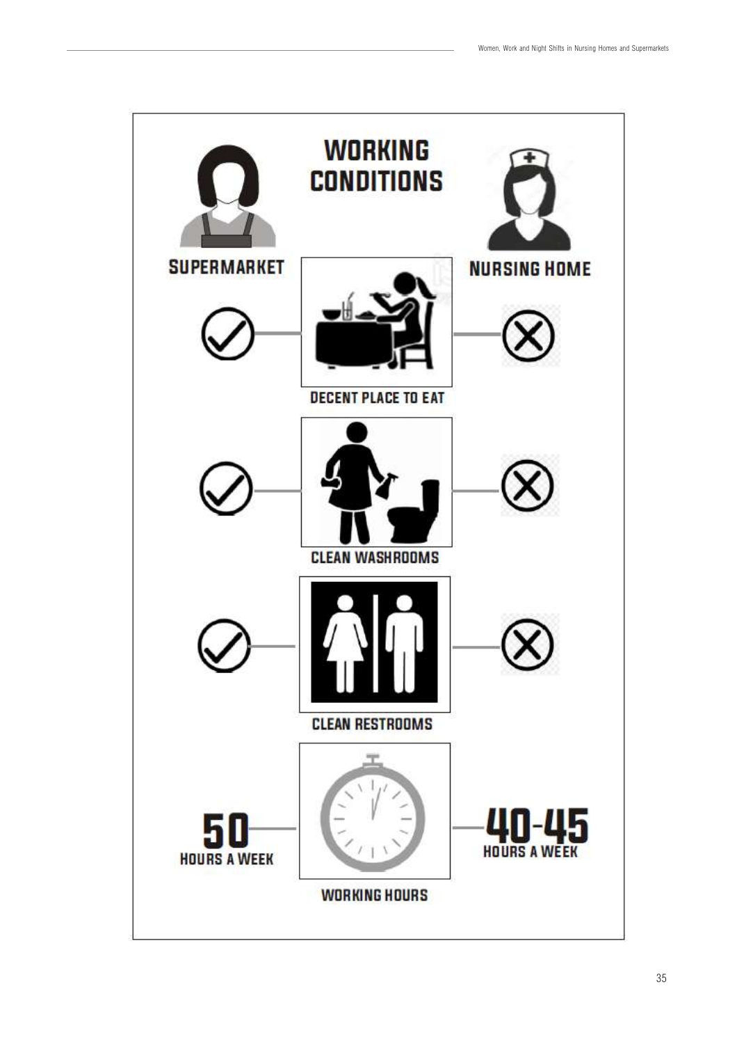# WORKING CONDITIONS

| | SUPERMARKET | NURSING HOME |
|---|---|---|
| DECENT PLACE TO EAT | ✓ | ✗ |
| CLEAN WASHROOMS | ✓ | ✗ |
| CLEAN RESTROOMS | ✓ | ✗ |
| WORKING HOURS | 50 HOURS A WEEK | 40-45 HOURS A WEEK |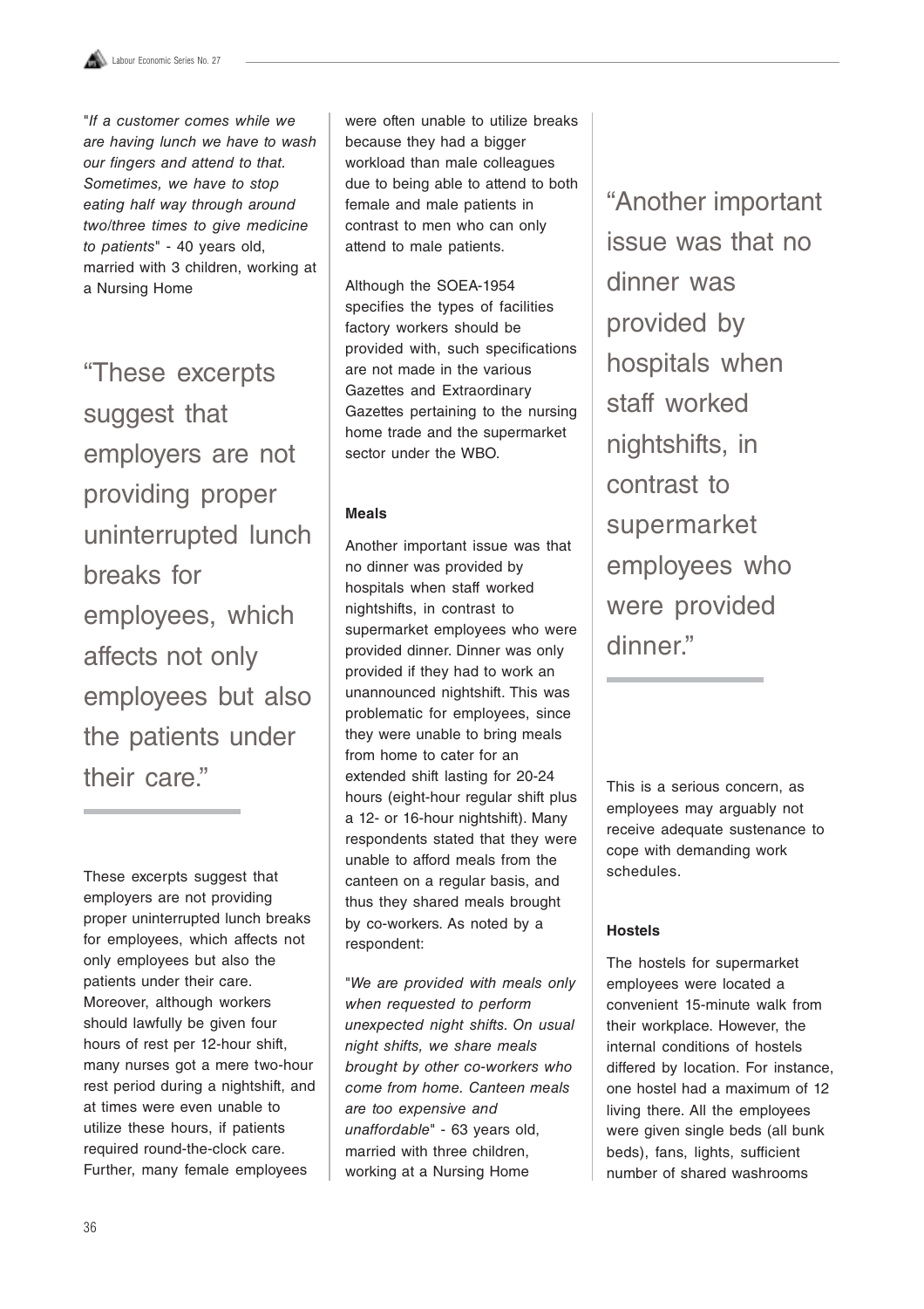"*If a customer comes while we are having lunch we have to wash our fingers and attend to that. Sometimes, we have to stop eating half way through around two/three times to give medicine to patients*" - 40 years old, married with 3 children, working at a Nursing Home

> "These excerpts suggest that employers are not providing proper uninterrupted lunch breaks for employees, which affects not only employees but also the patients under their care."

These excerpts suggest that employers are not providing proper uninterrupted lunch breaks for employees, which affects not only employees but also the patients under their care. Moreover, although workers should lawfully be given four hours of rest per 12-hour shift, many nurses got a mere two-hour rest period during a nightshift, and at times were even unable to utilize these hours, if patients required round-the-clock care. Further, many female employees were often unable to utilize breaks because they had a bigger workload than male colleagues due to being able to attend to both female and male patients in contrast to men who can only attend to male patients.

Although the SOEA-1954 specifies the types of facilities factory workers should be provided with, such specifications are not made in the various Gazettes and Extraordinary Gazettes pertaining to the nursing home trade and the supermarket sector under the WBO.

#### Meals

Another important issue was that no dinner was provided by hospitals when staff worked nightshifts, in contrast to supermarket employees who were provided dinner. Dinner was only provided if they had to work an unannounced nightshift. This was problematic for employees, since they were unable to bring meals from home to cater for an extended shift lasting for 20-24 hours (eight-hour regular shift plus a 12- or 16-hour nightshift). Many respondents stated that they were unable to afford meals from the canteen on a regular basis, and thus they shared meals brought by co-workers. As noted by a respondent:

"*We are provided with meals only when requested to perform unexpected night shifts. On usual night shifts, we share meals brought by other co-workers who come from home. Canteen meals are too expensive and unaffordable*" - 63 years old, married with three children, working at a Nursing Home

> "Another important issue was that no dinner was provided by hospitals when staff worked nightshifts, in contrast to supermarket employees who were provided dinner."

This is a serious concern, as employees may arguably not receive adequate sustenance to cope with demanding work schedules.

#### Hostels

The hostels for supermarket employees were located a convenient 15-minute walk from their workplace. However, the internal conditions of hostels differed by location. For instance, one hostel had a maximum of 12 living there. All the employees were given single beds (all bunk beds), fans, lights, sufficient number of shared washrooms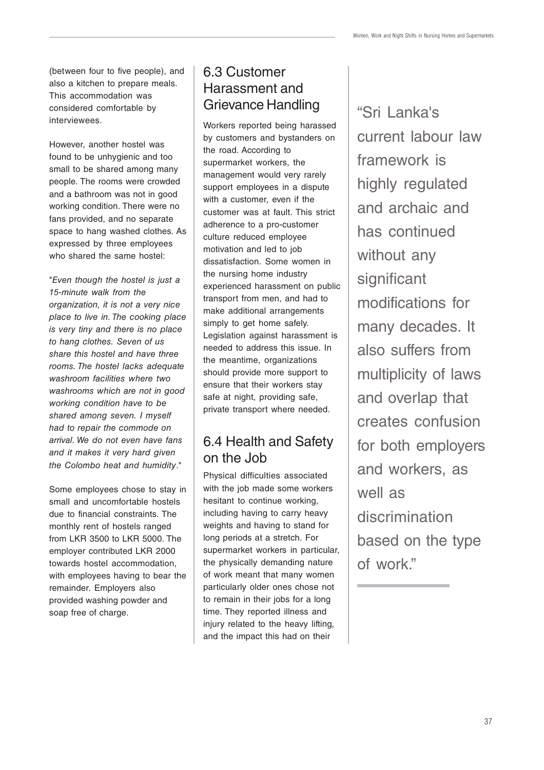(between four to five people), and also a kitchen to prepare meals. This accommodation was considered comfortable by interviewees.

However, another hostel was found to be unhygienic and too small to be shared among many people. The rooms were crowded and a bathroom was not in good working condition. There were no fans provided, and no separate space to hang washed clothes. As expressed by three employees who shared the same hostel:

"*Even though the hostel is just a 15-minute walk from the organization, it is not a very nice place to live in. The cooking place is very tiny and there is no place to hang clothes. Seven of us share this hostel and have three rooms. The hostel lacks adequate washroom facilities where two washrooms which are not in good working condition have to be shared among seven. I myself had to repair the commode on arrival. We do not even have fans and it makes it very hard given the Colombo heat and humidity*."

Some employees chose to stay in small and uncomfortable hostels due to financial constraints. The monthly rent of hostels ranged from LKR 3500 to LKR 5000. The employer contributed LKR 2000 towards hostel accommodation, with employees having to bear the remainder. Employers also provided washing powder and soap free of charge.

## 6.3 Customer Harassment and Grievance Handling

Workers reported being harassed by customers and bystanders on the road. According to supermarket workers, the management would very rarely support employees in a dispute with a customer, even if the customer was at fault. This strict adherence to a pro-customer culture reduced employee motivation and led to job dissatisfaction. Some women in the nursing home industry experienced harassment on public transport from men, and had to make additional arrangements simply to get home safely. Legislation against harassment is needed to address this issue. In the meantime, organizations should provide more support to ensure that their workers stay safe at night, providing safe, private transport where needed.

## 6.4 Health and Safety on the Job

Physical difficulties associated with the job made some workers hesitant to continue working, including having to carry heavy weights and having to stand for long periods at a stretch. For supermarket workers in particular, the physically demanding nature of work meant that many women particularly older ones chose not to remain in their jobs for a long time. They reported illness and injury related to the heavy lifting, and the impact this had on their

> "Sri Lanka's current labour law framework is highly regulated and archaic and has continued without any significant modifications for many decades. It also suffers from multiplicity of laws and overlap that creates confusion for both employers and workers, as well as discrimination based on the type of work."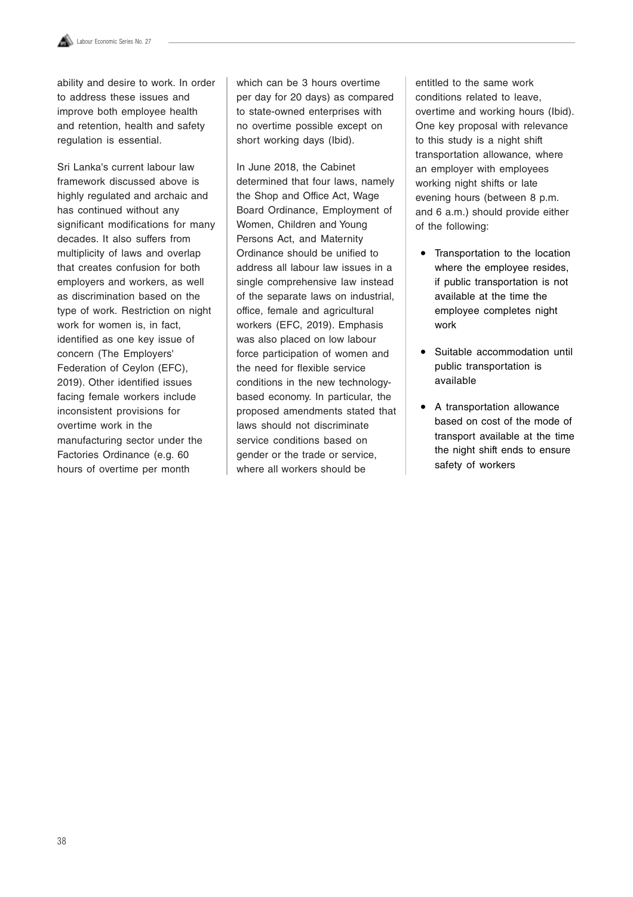ability and desire to work. In order to address these issues and improve both employee health and retention, health and safety regulation is essential.

Sri Lanka's current labour law framework discussed above is highly regulated and archaic and has continued without any significant modifications for many decades. It also suffers from multiplicity of laws and overlap that creates confusion for both employers and workers, as well as discrimination based on the type of work. Restriction on night work for women is, in fact, identified as one key issue of concern (The Employers' Federation of Ceylon (EFC), 2019). Other identified issues facing female workers include inconsistent provisions for overtime work in the manufacturing sector under the Factories Ordinance (e.g. 60 hours of overtime per month which can be 3 hours overtime per day for 20 days) as compared to state-owned enterprises with no overtime possible except on short working days (Ibid).

In June 2018, the Cabinet determined that four laws, namely the Shop and Office Act, Wage Board Ordinance, Employment of Women, Children and Young Persons Act, and Maternity Ordinance should be unified to address all labour law issues in a single comprehensive law instead of the separate laws on industrial, office, female and agricultural workers (EFC, 2019). Emphasis was also placed on low labour force participation of women and the need for flexible service conditions in the new technology-based economy. In particular, the proposed amendments stated that laws should not discriminate service conditions based on gender or the trade or service, where all workers should be entitled to the same work conditions related to leave, overtime and working hours (Ibid). One key proposal with relevance to this study is a night shift transportation allowance, where an employer with employees working night shifts or late evening hours (between 8 p.m. and 6 a.m.) should provide either of the following:

- Transportation to the location where the employee resides, if public transportation is not available at the time the employee completes night work
- Suitable accommodation until public transportation is available
- A transportation allowance based on cost of the mode of transport available at the time the night shift ends to ensure safety of workers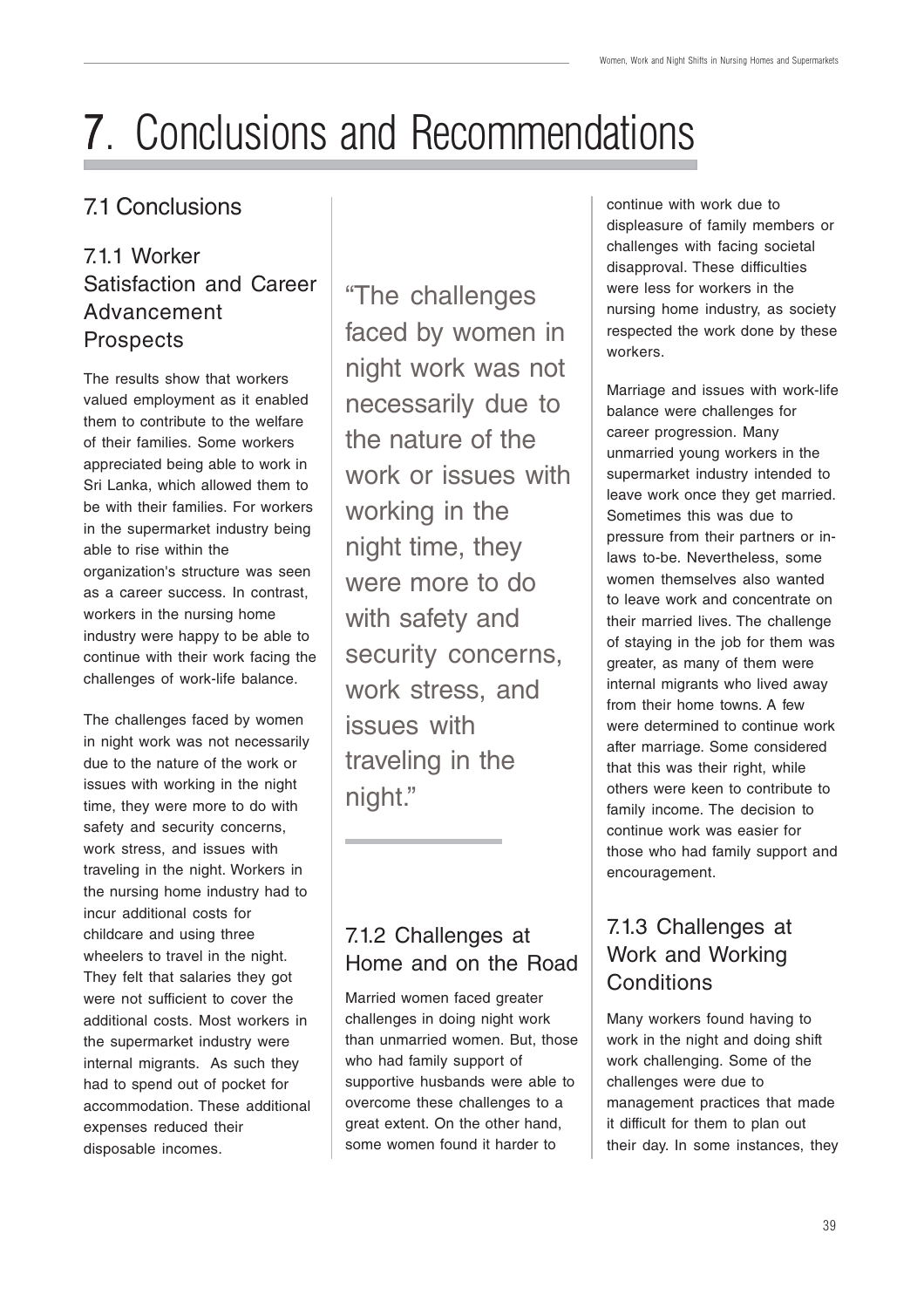# 7. Conclusions and Recommendations

## 7.1 Conclusions

### 7.1.1 Worker Satisfaction and Career Advancement Prospects

The results show that workers valued employment as it enabled them to contribute to the welfare of their families. Some workers appreciated being able to work in Sri Lanka, which allowed them to be with their families. For workers in the supermarket industry being able to rise within the organization's structure was seen as a career success. In contrast, workers in the nursing home industry were happy to be able to continue with their work facing the challenges of work-life balance.

The challenges faced by women in night work was not necessarily due to the nature of the work or issues with working in the night time, they were more to do with safety and security concerns, work stress, and issues with traveling in the night. Workers in the nursing home industry had to incur additional costs for childcare and using three wheelers to travel in the night. They felt that salaries they got were not sufficient to cover the additional costs. Most workers in the supermarket industry were internal migrants. As such they had to spend out of pocket for accommodation. These additional expenses reduced their disposable incomes.

> "The challenges faced by women in night work was not necessarily due to the nature of the work or issues with working in the night time, they were more to do with safety and security concerns, work stress, and issues with traveling in the night."

### 7.1.2 Challenges at Home and on the Road

Married women faced greater challenges in doing night work than unmarried women. But, those who had family support of supportive husbands were able to overcome these challenges to a great extent. On the other hand, some women found it harder to continue with work due to displeasure of family members or challenges with facing societal disapproval. These difficulties were less for workers in the nursing home industry, as society respected the work done by these workers.

Marriage and issues with work-life balance were challenges for career progression. Many unmarried young workers in the supermarket industry intended to leave work once they get married. Sometimes this was due to pressure from their partners or in-laws to-be. Nevertheless, some women themselves also wanted to leave work and concentrate on their married lives. The challenge of staying in the job for them was greater, as many of them were internal migrants who lived away from their home towns. A few were determined to continue work after marriage. Some considered that this was their right, while others were keen to contribute to family income. The decision to continue work was easier for those who had family support and encouragement.

### 7.1.3 Challenges at Work and Working Conditions

Many workers found having to work in the night and doing shift work challenging. Some of the challenges were due to management practices that made it difficult for them to plan out their day. In some instances, they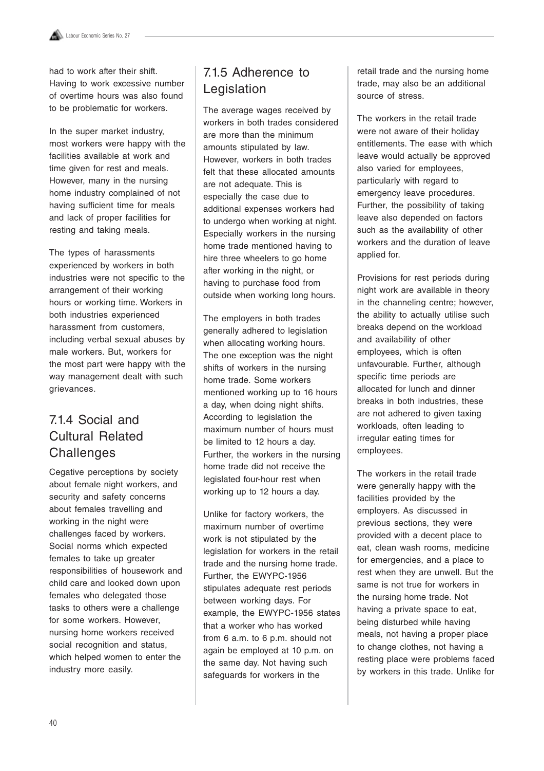had to work after their shift. Having to work excessive number of overtime hours was also found to be problematic for workers.

In the super market industry, most workers were happy with the facilities available at work and time given for rest and meals. However, many in the nursing home industry complained of not having sufficient time for meals and lack of proper facilities for resting and taking meals.

The types of harassments experienced by workers in both industries were not specific to the arrangement of their working hours or working time. Workers in both industries experienced harassment from customers, including verbal sexual abuses by male workers. But, workers for the most part were happy with the way management dealt with such grievances.

### 7.1.4 Social and Cultural Related Challenges

Cegative perceptions by society about female night workers, and security and safety concerns about females travelling and working in the night were challenges faced by workers. Social norms which expected females to take up greater responsibilities of housework and child care and looked down upon females who delegated those tasks to others were a challenge for some workers. However, nursing home workers received social recognition and status, which helped women to enter the industry more easily.

### 7.1.5 Adherence to Legislation

The average wages received by workers in both trades considered are more than the minimum amounts stipulated by law. However, workers in both trades felt that these allocated amounts are not adequate. This is especially the case due to additional expenses workers had to undergo when working at night. Especially workers in the nursing home trade mentioned having to hire three wheelers to go home after working in the night, or having to purchase food from outside when working long hours.

The employers in both trades generally adhered to legislation when allocating working hours. The one exception was the night shifts of workers in the nursing home trade. Some workers mentioned working up to 16 hours a day, when doing night shifts. According to legislation the maximum number of hours must be limited to 12 hours a day. Further, the workers in the nursing home trade did not receive the legislated four-hour rest when working up to 12 hours a day.

Unlike for factory workers, the maximum number of overtime work is not stipulated by the legislation for workers in the retail trade and the nursing home trade. Further, the EWYPC-1956 stipulates adequate rest periods between working days. For example, the EWYPC-1956 states that a worker who has worked from 6 a.m. to 6 p.m. should not again be employed at 10 p.m. on the same day. Not having such safeguards for workers in the retail trade and the nursing home trade, may also be an additional source of stress.

The workers in the retail trade were not aware of their holiday entitlements. The ease with which leave would actually be approved also varied for employees, particularly with regard to emergency leave procedures. Further, the possibility of taking leave also depended on factors such as the availability of other workers and the duration of leave applied for.

Provisions for rest periods during night work are available in theory in the channeling centre; however, the ability to actually utilise such breaks depend on the workload and availability of other employees, which is often unfavourable. Further, although specific time periods are allocated for lunch and dinner breaks in both industries, these are not adhered to given taxing workloads, often leading to irregular eating times for employees.

The workers in the retail trade were generally happy with the facilities provided by the employers. As discussed in previous sections, they were provided with a decent place to eat, clean wash rooms, medicine for emergencies, and a place to rest when they are unwell. But the same is not true for workers in the nursing home trade. Not having a private space to eat, being disturbed while having meals, not having a proper place to change clothes, not having a resting place were problems faced by workers in this trade. Unlike for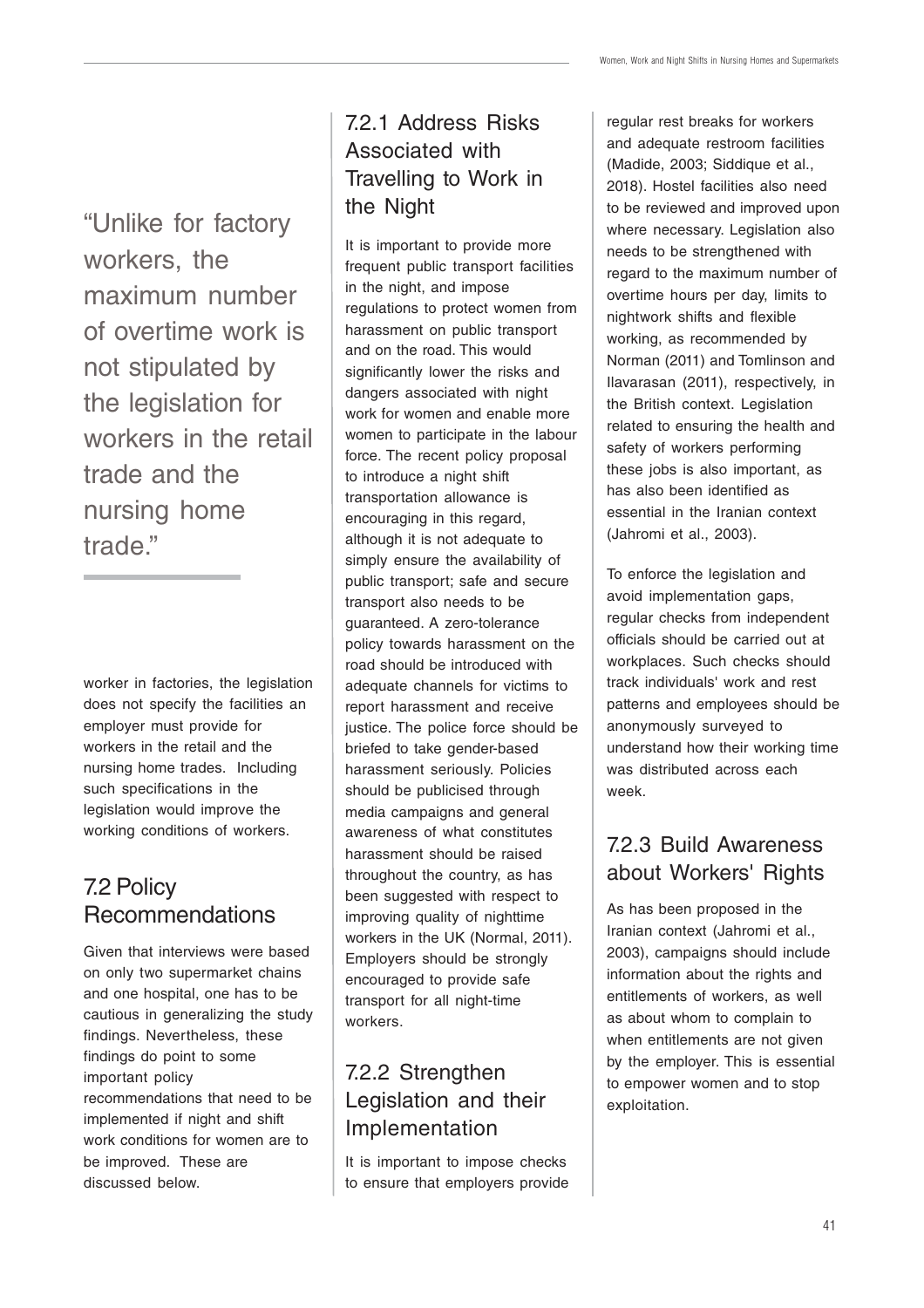> "Unlike for factory workers, the maximum number of overtime work is not stipulated by the legislation for workers in the retail trade and the nursing home trade."

worker in factories, the legislation does not specify the facilities an employer must provide for workers in the retail and the nursing home trades. Including such specifications in the legislation would improve the working conditions of workers.

## 7.2 Policy Recommendations

Given that interviews were based on only two supermarket chains and one hospital, one has to be cautious in generalizing the study findings. Nevertheless, these findings do point to some important policy recommendations that need to be implemented if night and shift work conditions for women are to be improved. These are discussed below.

### 7.2.1 Address Risks Associated with Travelling to Work in the Night

It is important to provide more frequent public transport facilities in the night, and impose regulations to protect women from harassment on public transport and on the road. This would significantly lower the risks and dangers associated with night work for women and enable more women to participate in the labour force. The recent policy proposal to introduce a night shift transportation allowance is encouraging in this regard, although it is not adequate to simply ensure the availability of public transport; safe and secure transport also needs to be guaranteed. A zero-tolerance policy towards harassment on the road should be introduced with adequate channels for victims to report harassment and receive justice. The police force should be briefed to take gender-based harassment seriously. Policies should be publicised through media campaigns and general awareness of what constitutes harassment should be raised throughout the country, as has been suggested with respect to improving quality of nighttime workers in the UK (Normal, 2011). Employers should be strongly encouraged to provide safe transport for all night-time workers.

### 7.2.2 Strengthen Legislation and their Implementation

It is important to impose checks to ensure that employers provide regular rest breaks for workers and adequate restroom facilities (Madide, 2003; Siddique et al., 2018). Hostel facilities also need to be reviewed and improved upon where necessary. Legislation also needs to be strengthened with regard to the maximum number of overtime hours per day, limits to nightwork shifts and flexible working, as recommended by Norman (2011) and Tomlinson and Ilavarasan (2011), respectively, in the British context. Legislation related to ensuring the health and safety of workers performing these jobs is also important, as has also been identified as essential in the Iranian context (Jahromi et al., 2003).

To enforce the legislation and avoid implementation gaps, regular checks from independent officials should be carried out at workplaces. Such checks should track individuals' work and rest patterns and employees should be anonymously surveyed to understand how their working time was distributed across each week.

### 7.2.3 Build Awareness about Workers' Rights

As has been proposed in the Iranian context (Jahromi et al., 2003), campaigns should include information about the rights and entitlements of workers, as well as about whom to complain to when entitlements are not given by the employer. This is essential to empower women and to stop exploitation.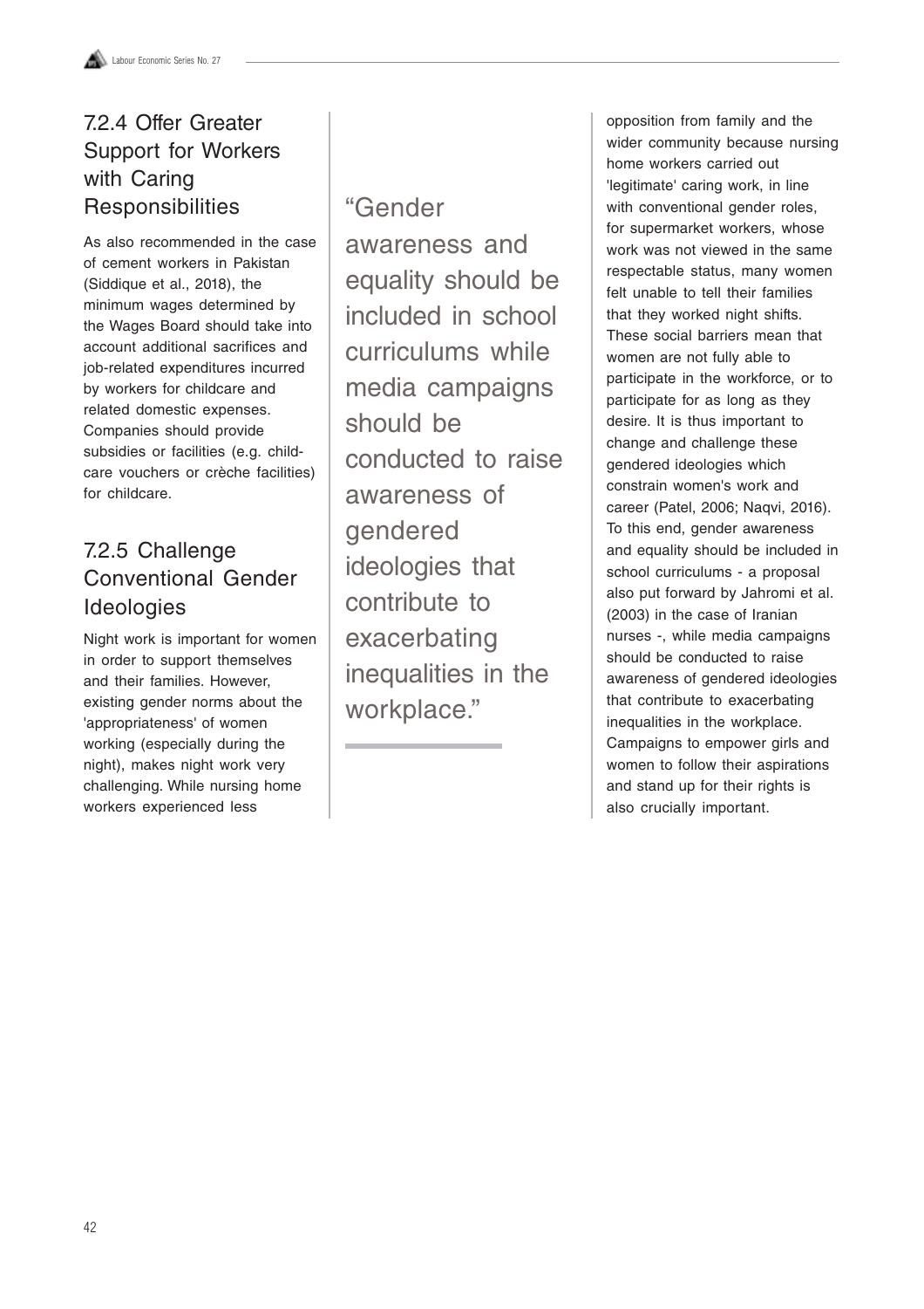### 7.2.4 Offer Greater Support for Workers with Caring Responsibilities

As also recommended in the case of cement workers in Pakistan (Siddique et al., 2018), the minimum wages determined by the Wages Board should take into account additional sacrifices and job-related expenditures incurred by workers for childcare and related domestic expenses. Companies should provide subsidies or facilities (e.g. child-care vouchers or crèche facilities) for childcare.

### 7.2.5 Challenge Conventional Gender Ideologies

Night work is important for women in order to support themselves and their families. However, existing gender norms about the 'appropriateness' of women working (especially during the night), makes night work very challenging. While nursing home workers experienced less opposition from family and the wider community because nursing home workers carried out 'legitimate' caring work, in line with conventional gender roles, for supermarket workers, whose work was not viewed in the same respectable status, many women felt unable to tell their families that they worked night shifts. These social barriers mean that women are not fully able to participate in the workforce, or to participate for as long as they desire. It is thus important to change and challenge these gendered ideologies which constrain women's work and career (Patel, 2006; Naqvi, 2016). To this end, gender awareness and equality should be included in school curriculums - a proposal also put forward by Jahromi et al. (2003) in the case of Iranian nurses -, while media campaigns should be conducted to raise awareness of gendered ideologies that contribute to exacerbating inequalities in the workplace. Campaigns to empower girls and women to follow their aspirations and stand up for their rights is also crucially important.

> "Gender awareness and equality should be included in school curriculums while media campaigns should be conducted to raise awareness of gendered ideologies that contribute to exacerbating inequalities in the workplace."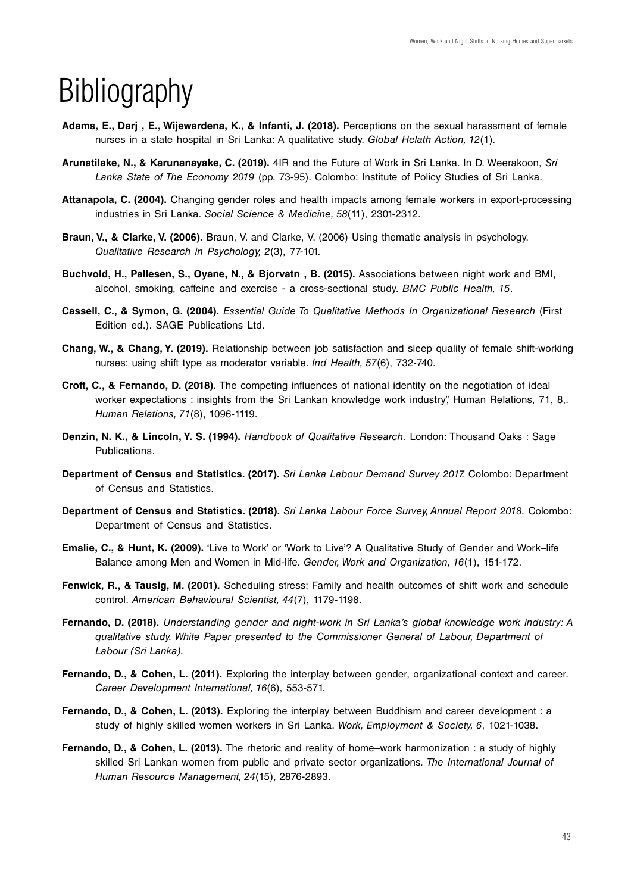# Bibliography

**Adams, E., Darj , E., Wijewardena, K., & Infanti, J. (2018).** Perceptions on the sexual harassment of female nurses in a state hospital in Sri Lanka: A qualitative study. *Global Helath Action, 12*(1).

**Arunatilake, N., & Karunanayake, C. (2019).** 4IR and the Future of Work in Sri Lanka. In D. Weerakoon, *Sri Lanka State of The Economy 2019* (pp. 73-95). Colombo: Institute of Policy Studies of Sri Lanka.

**Attanapola, C. (2004).** Changing gender roles and health impacts among female workers in export-processing industries in Sri Lanka. *Social Science & Medicine, 58*(11), 2301-2312.

**Braun, V., & Clarke, V. (2006).** Braun, V. and Clarke, V. (2006) Using thematic analysis in psychology. *Qualitative Research in Psychology, 2*(3), 77-101.

**Buchvold, H., Pallesen, S., Oyane, N., & Bjorvatn , B. (2015).** Associations between night work and BMI, alcohol, smoking, caffeine and exercise - a cross-sectional study. *BMC Public Health, 15*.

**Cassell, C., & Symon, G. (2004).** *Essential Guide To Qualitative Methods In Organizational Research* (First Edition ed.). SAGE Publications Ltd.

**Chang, W., & Chang, Y. (2019).** Relationship between job satisfaction and sleep quality of female shift-working nurses: using shift type as moderator variable. *Ind Health, 57*(6), 732-740.

**Croft, C., & Fernando, D. (2018).** The competing influences of national identity on the negotiation of ideal worker expectations : insights from the Sri Lankan knowledge work industry", Human Relations, 71, 8,. *Human Relations, 71*(8), 1096-1119.

**Denzin, N. K., & Lincoln, Y. S. (1994).** *Handbook of Qualitative Research.* London: Thousand Oaks : Sage Publications.

**Department of Census and Statistics. (2017).** *Sri Lanka Labour Demand Survey 2017.* Colombo: Department of Census and Statistics.

**Department of Census and Statistics. (2018).** *Sri Lanka Labour Force Survey, Annual Report 2018.* Colombo: Department of Census and Statistics.

**Emslie, C., & Hunt, K. (2009).** 'Live to Work' or 'Work to Live'? A Qualitative Study of Gender and Work–life Balance among Men and Women in Mid-life. *Gender, Work and Organization, 16*(1), 151-172.

**Fenwick, R., & Tausig, M. (2001).** Scheduling stress: Family and health outcomes of shift work and schedule control. *American Behavioural Scientist, 44*(7), 1179-1198.

**Fernando, D. (2018).** *Understanding gender and night-work in Sri Lanka's global knowledge work industry: A qualitative study. White Paper presented to the Commissioner General of Labour, Department of Labour (Sri Lanka).*

**Fernando, D., & Cohen, L. (2011).** Exploring the interplay between gender, organizational context and career. *Career Development International, 16*(6), 553-571.

**Fernando, D., & Cohen, L. (2013).** Exploring the interplay between Buddhism and career development : a study of highly skilled women workers in Sri Lanka. *Work, Employment & Society, 6*, 1021-1038.

**Fernando, D., & Cohen, L. (2013).** The rhetoric and reality of home–work harmonization : a study of highly skilled Sri Lankan women from public and private sector organizations. *The International Journal of Human Resource Management, 24*(15), 2876-2893.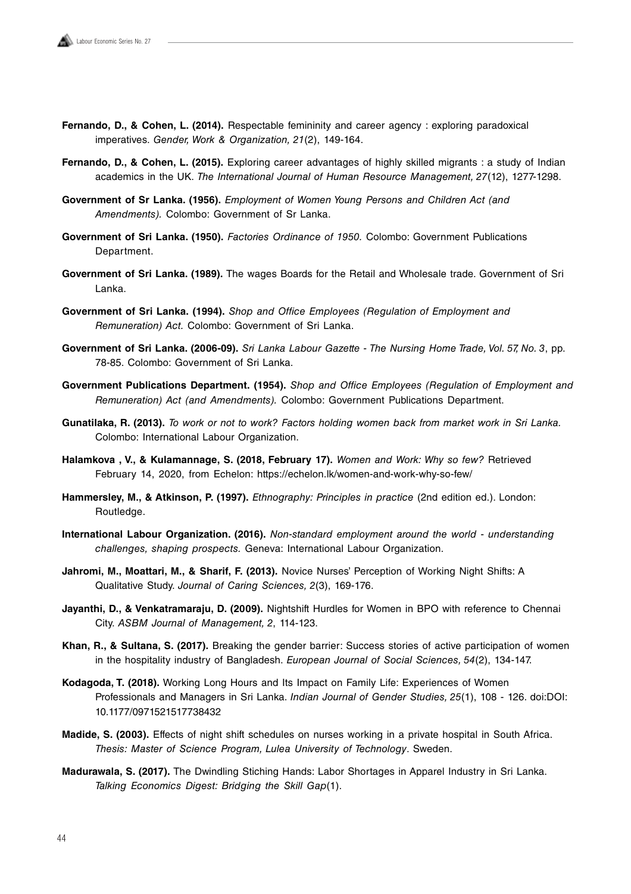**Fernando, D., & Cohen, L. (2014).** Respectable femininity and career agency : exploring paradoxical imperatives. *Gender, Work & Organization, 21*(2), 149-164.

**Fernando, D., & Cohen, L. (2015).** Exploring career advantages of highly skilled migrants : a study of Indian academics in the UK. *The International Journal of Human Resource Management, 27*(12), 1277-1298.

**Government of Sr Lanka. (1956).** *Employment of Women Young Persons and Children Act (and Amendments).* Colombo: Government of Sr Lanka.

**Government of Sri Lanka. (1950).** *Factories Ordinance of 1950.* Colombo: Government Publications Department.

**Government of Sri Lanka. (1989).** The wages Boards for the Retail and Wholesale trade. Government of Sri Lanka.

**Government of Sri Lanka. (1994).** *Shop and Office Employees (Regulation of Employment and Remuneration) Act.* Colombo: Government of Sri Lanka.

**Government of Sri Lanka. (2006-09).** *Sri Lanka Labour Gazette - The Nursing Home Trade, Vol. 57, No. 3*, pp. 78-85. Colombo: Government of Sri Lanka.

**Government Publications Department. (1954).** *Shop and Office Employees (Regulation of Employment and Remuneration) Act (and Amendments).* Colombo: Government Publications Department.

**Gunatilaka, R. (2013).** *To work or not to work? Factors holding women back from market work in Sri Lanka.* Colombo: International Labour Organization.

**Halamkova , V., & Kulamannage, S. (2018, February 17).** *Women and Work: Why so few?* Retrieved February 14, 2020, from Echelon: https://echelon.lk/women-and-work-why-so-few/

**Hammersley, M., & Atkinson, P. (1997).** *Ethnography: Principles in practice* (2nd edition ed.). London: Routledge.

**International Labour Organization. (2016).** *Non-standard employment around the world - understanding challenges, shaping prospects.* Geneva: International Labour Organization.

**Jahromi, M., Moattari, M., & Sharif, F. (2013).** Novice Nurses' Perception of Working Night Shifts: A Qualitative Study. *Journal of Caring Sciences, 2*(3), 169-176.

**Jayanthi, D., & Venkatramaraju, D. (2009).** Nightshift Hurdles for Women in BPO with reference to Chennai City. *ASBM Journal of Management, 2*, 114-123.

**Khan, R., & Sultana, S. (2017).** Breaking the gender barrier: Success stories of active participation of women in the hospitality industry of Bangladesh. *European Journal of Social Sciences, 54*(2), 134-147.

**Kodagoda, T. (2018).** Working Long Hours and Its Impact on Family Life: Experiences of Women Professionals and Managers in Sri Lanka. *Indian Journal of Gender Studies, 25*(1), 108 - 126. doi:DOI: 10.1177/0971521517738432

**Madide, S. (2003).** Effects of night shift schedules on nurses working in a private hospital in South Africa. *Thesis: Master of Science Program, Lulea University of Technology*. Sweden.

**Madurawala, S. (2017).** The Dwindling Stiching Hands: Labor Shortages in Apparel Industry in Sri Lanka. *Talking Economics Digest: Bridging the Skill Gap*(1).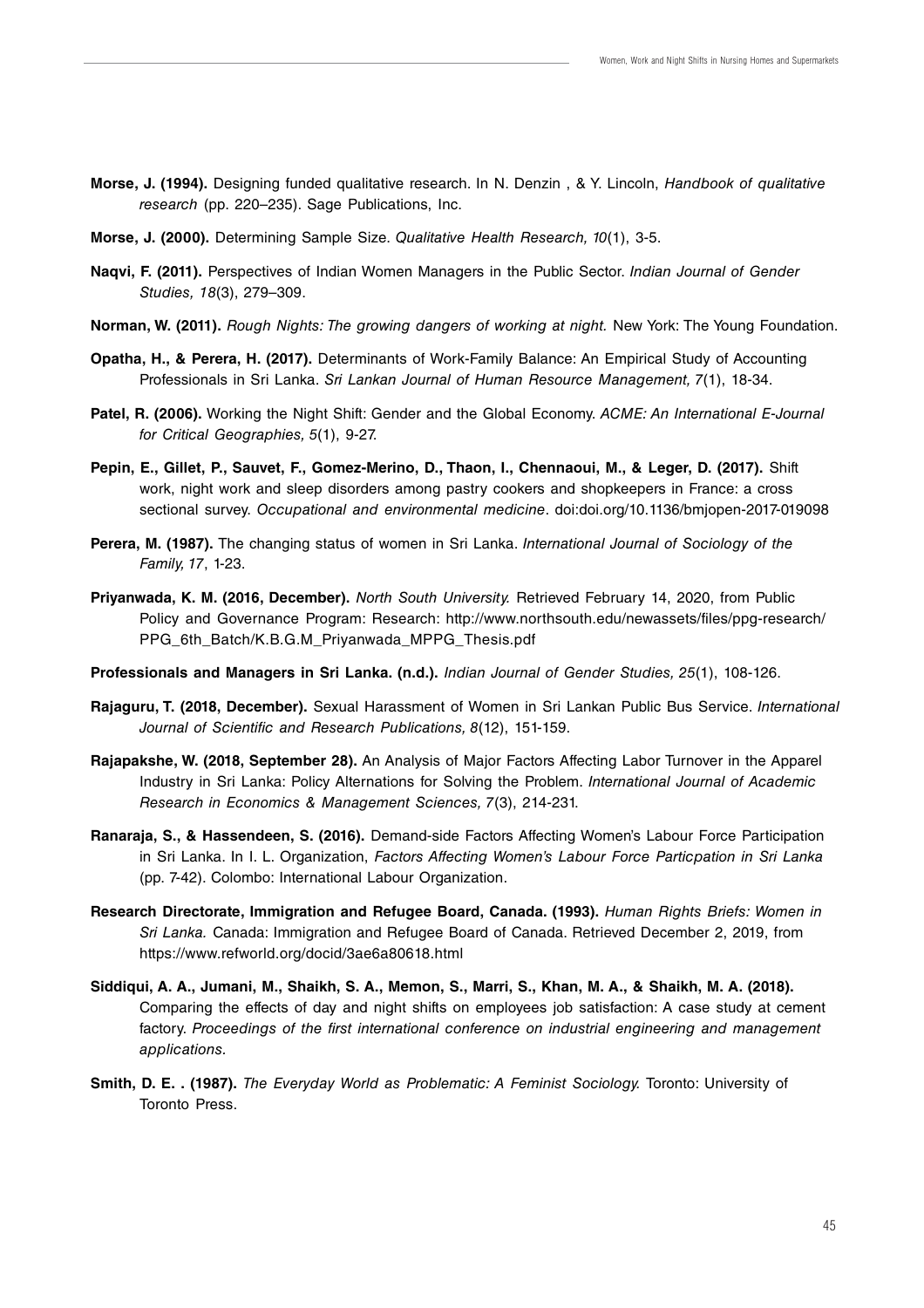**Morse, J. (1994).** Designing funded qualitative research. In N. Denzin , & Y. Lincoln, *Handbook of qualitative research* (pp. 220–235). Sage Publications, Inc.

**Morse, J. (2000).** Determining Sample Size. *Qualitative Health Research, 10*(1), 3-5.

**Naqvi, F. (2011).** Perspectives of Indian Women Managers in the Public Sector. *Indian Journal of Gender Studies, 18*(3), 279–309.

**Norman, W. (2011).** *Rough Nights: The growing dangers of working at night.* New York: The Young Foundation.

**Opatha, H., & Perera, H. (2017).** Determinants of Work-Family Balance: An Empirical Study of Accounting Professionals in Sri Lanka. *Sri Lankan Journal of Human Resource Management, 7*(1), 18-34.

**Patel, R. (2006).** Working the Night Shift: Gender and the Global Economy. *ACME: An International E-Journal for Critical Geographies, 5*(1), 9-27.

**Pepin, E., Gillet, P., Sauvet, F., Gomez-Merino, D., Thaon, I., Chennaoui, M., & Leger, D. (2017).** Shift work, night work and sleep disorders among pastry cookers and shopkeepers in France: a cross sectional survey. *Occupational and environmental medicine*. doi:doi.org/10.1136/bmjopen-2017-019098

**Perera, M. (1987).** The changing status of women in Sri Lanka. *International Journal of Sociology of the Family, 17*, 1-23.

**Priyanwada, K. M. (2016, December).** *North South University.* Retrieved February 14, 2020, from Public Policy and Governance Program: Research: http://www.northsouth.edu/newassets/files/ppg-research/PPG_6th_Batch/K.B.G.M_Priyanwada_MPPG_Thesis.pdf

**Professionals and Managers in Sri Lanka. (n.d.).** *Indian Journal of Gender Studies, 25*(1), 108-126.

**Rajaguru, T. (2018, December).** Sexual Harassment of Women in Sri Lankan Public Bus Service. *International Journal of Scientific and Research Publications, 8*(12), 151-159.

**Rajapakshe, W. (2018, September 28).** An Analysis of Major Factors Affecting Labor Turnover in the Apparel Industry in Sri Lanka: Policy Alternations for Solving the Problem. *International Journal of Academic Research in Economics & Management Sciences, 7*(3), 214-231.

**Ranaraja, S., & Hassendeen, S. (2016).** Demand-side Factors Affecting Women's Labour Force Participation in Sri Lanka. In I. L. Organization, *Factors Affecting Women's Labour Force Particpation in Sri Lanka* (pp. 7-42). Colombo: International Labour Organization.

**Research Directorate, Immigration and Refugee Board, Canada. (1993).** *Human Rights Briefs: Women in Sri Lanka.* Canada: Immigration and Refugee Board of Canada. Retrieved December 2, 2019, from https://www.refworld.org/docid/3ae6a80618.html

**Siddiqui, A. A., Jumani, M., Shaikh, S. A., Memon, S., Marri, S., Khan, M. A., & Shaikh, M. A. (2018).** Comparing the effects of day and night shifts on employees job satisfaction: A case study at cement factory. *Proceedings of the first international conference on industrial engineering and management applications.*

**Smith, D. E. . (1987).** *The Everyday World as Problematic: A Feminist Sociology.* Toronto: University of Toronto Press.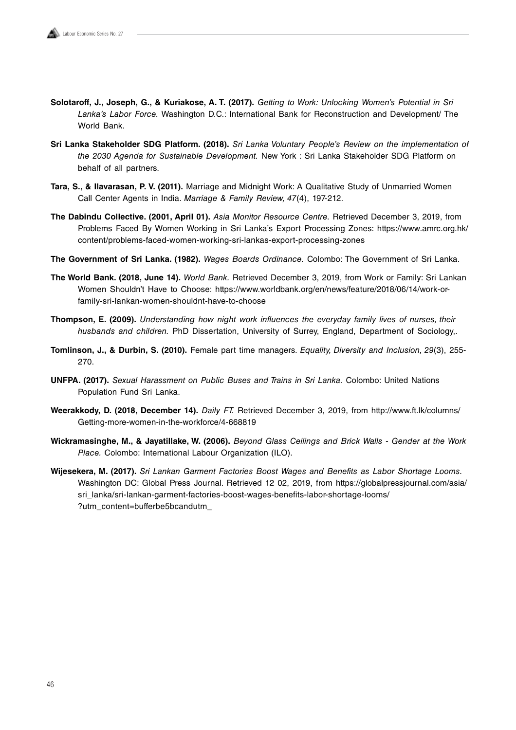**Solotaroff, J., Joseph, G., & Kuriakose, A. T. (2017).** *Getting to Work: Unlocking Women's Potential in Sri Lanka's Labor Force.* Washington D.C.: International Bank for Reconstruction and Development/ The World Bank.

**Sri Lanka Stakeholder SDG Platform. (2018).** *Sri Lanka Voluntary People's Review on the implementation of the 2030 Agenda for Sustainable Development.* New York : Sri Lanka Stakeholder SDG Platform on behalf of all partners.

**Tara, S., & Ilavarasan, P. V. (2011).** Marriage and Midnight Work: A Qualitative Study of Unmarried Women Call Center Agents in India. *Marriage & Family Review, 47*(4), 197-212.

**The Dabindu Collective. (2001, April 01).** *Asia Monitor Resource Centre.* Retrieved December 3, 2019, from Problems Faced By Women Working in Sri Lanka's Export Processing Zones: https://www.amrc.org.hk/content/problems-faced-women-working-sri-lankas-export-processing-zones

**The Government of Sri Lanka. (1982).** *Wages Boards Ordinance.* Colombo: The Government of Sri Lanka.

**The World Bank. (2018, June 14).** *World Bank.* Retrieved December 3, 2019, from Work or Family: Sri Lankan Women Shouldn't Have to Choose: https://www.worldbank.org/en/news/feature/2018/06/14/work-or-family-sri-lankan-women-shouldnt-have-to-choose

**Thompson, E. (2009).** *Understanding how night work influences the everyday family lives of nurses, their husbands and children.* PhD Dissertation, University of Surrey, England, Department of Sociology,.

**Tomlinson, J., & Durbin, S. (2010).** Female part time managers. *Equality, Diversity and Inclusion, 29*(3), 255-270.

**UNFPA. (2017).** *Sexual Harassment on Public Buses and Trains in Sri Lanka.* Colombo: United Nations Population Fund Sri Lanka.

**Weerakkody, D. (2018, December 14).** *Daily FT.* Retrieved December 3, 2019, from http://www.ft.lk/columns/Getting-more-women-in-the-workforce/4-668819

**Wickramasinghe, M., & Jayatillake, W. (2006).** *Beyond Glass Ceilings and Brick Walls - Gender at the Work Place.* Colombo: International Labour Organization (ILO).

**Wijesekera, M. (2017).** *Sri Lankan Garment Factories Boost Wages and Benefits as Labor Shortage Looms.* Washington DC: Global Press Journal. Retrieved 12 02, 2019, from https://globalpressjournal.com/asia/sri_lanka/sri-lankan-garment-factories-boost-wages-benefits-labor-shortage-looms/?utm_content=bufferbe5bcandutm_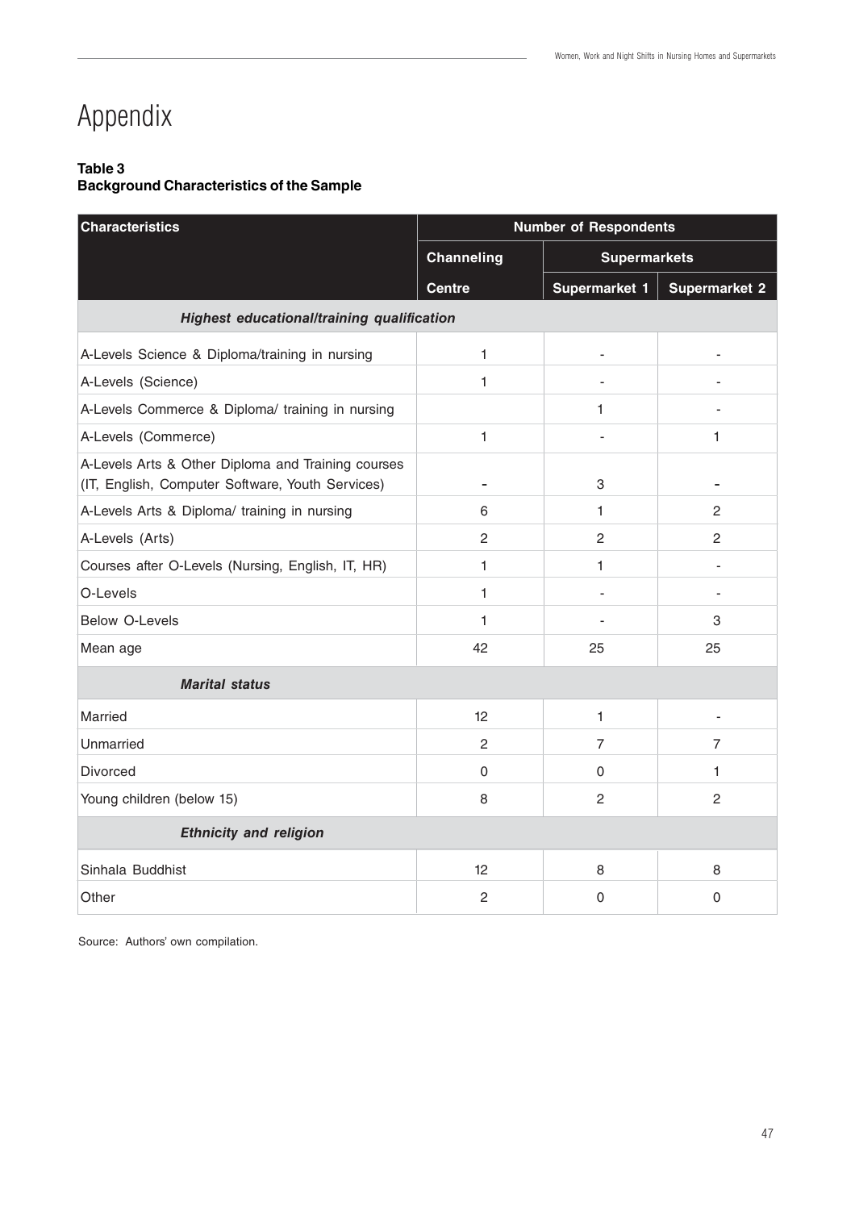// Appendix

# Appendix

**Table 3**
**Background Characteristics of the Sample**

| Characteristics | Number of Respondents | | |
|---|---|---|---|
| | Channeling | Supermarkets | |
| | Centre | Supermarket 1 | Supermarket 2 |
| ***Highest educational/training qualification*** | | | |
| A-Levels Science & Diploma/training in nursing | 1 | - | - |
| A-Levels (Science) | 1 | - | - |
| A-Levels Commerce & Diploma/ training in nursing | | 1 | - |
| A-Levels (Commerce) | 1 | - | 1 |
| A-Levels Arts & Other Diploma and Training courses (IT, English, Computer Software, Youth Services) | - | 3 | - |
| A-Levels Arts & Diploma/ training in nursing | 6 | 1 | 2 |
| A-Levels (Arts) | 2 | 2 | 2 |
| Courses after O-Levels (Nursing, English, IT, HR) | 1 | 1 | - |
| O-Levels | 1 | - | - |
| Below O-Levels | 1 | - | 3 |
| Mean age | 42 | 25 | 25 |
| ***Marital status*** | | | |
| Married | 12 | 1 | - |
| Unmarried | 2 | 7 | 7 |
| Divorced | 0 | 0 | 1 |
| Young children (below 15) | 8 | 2 | 2 |
| ***Ethnicity and religion*** | | | |
| Sinhala Buddhist | 12 | 8 | 8 |
| Other | 2 | 0 | 0 |

Source: Authors' own compilation.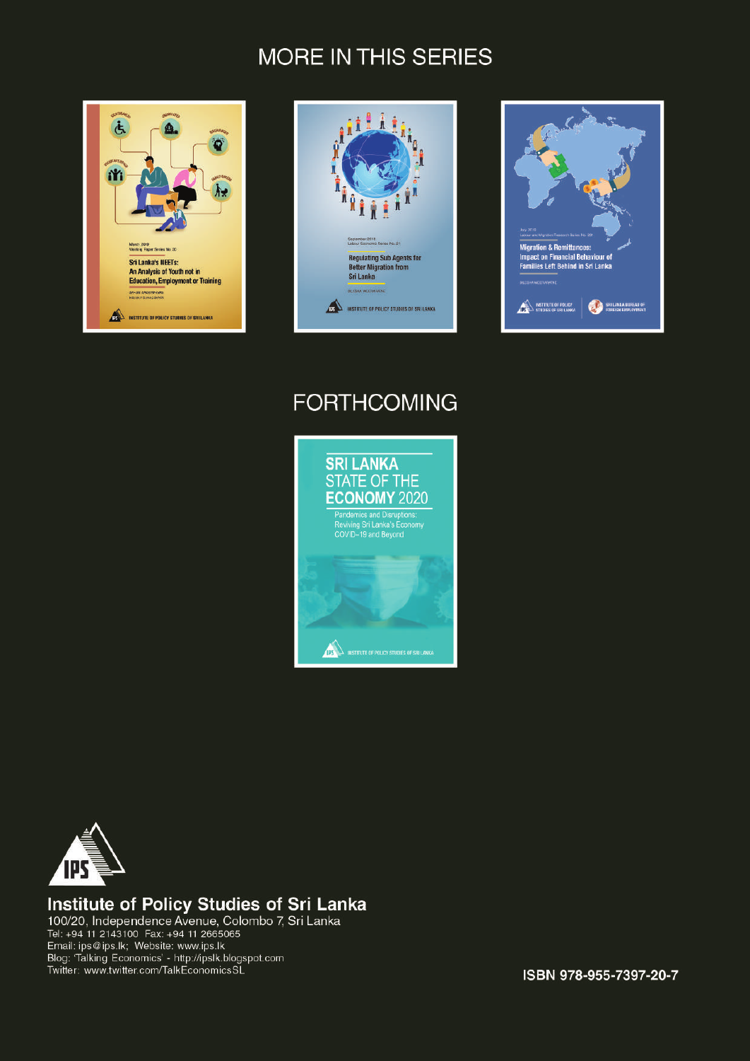## MORE IN THIS SERIES

March 2019
Working Paper Series No 30

**Sri Lanka's NEETs: An Analysis of Youth not in Education, Employment or Training**

INSTITUTE OF POLICY STUDIES OF SRI LANKA

September 2018
Labour Economic Series No. 21

**Regulating Sub Agents for Better Migration from Sri Lanka**

INSTITUTE OF POLICY STUDIES OF SRI LANKA

**Migration & Remittances: Impact on Financial Behaviour of Families Left Behind in Sri Lanka**

INSTITUTE OF POLICY STUDIES OF SRI LANKA | SRI LANKA BUREAU OF FOREIGN EMPLOYMENT

## FORTHCOMING

**SRI LANKA STATE OF THE ECONOMY 2020**

Pandemics and Disruptions: Reviving Sri Lanka's Economy COVID-19 and Beyond

INSTITUTE OF POLICY STUDIES OF SRI LANKA

**Institute of Policy Studies of Sri Lanka**
100/20, Independence Avenue, Colombo 7, Sri Lanka
Tel: +94 11 2143100 Fax: +94 11 2665065
Email: ips@ips.lk; Website: www.ips.lk
Blog: 'Talking Economics' - http://ipslk.blogspot.com
Twitter: www.twitter.com/TalkEconomicsSL

ISBN 978-955-7397-20-7